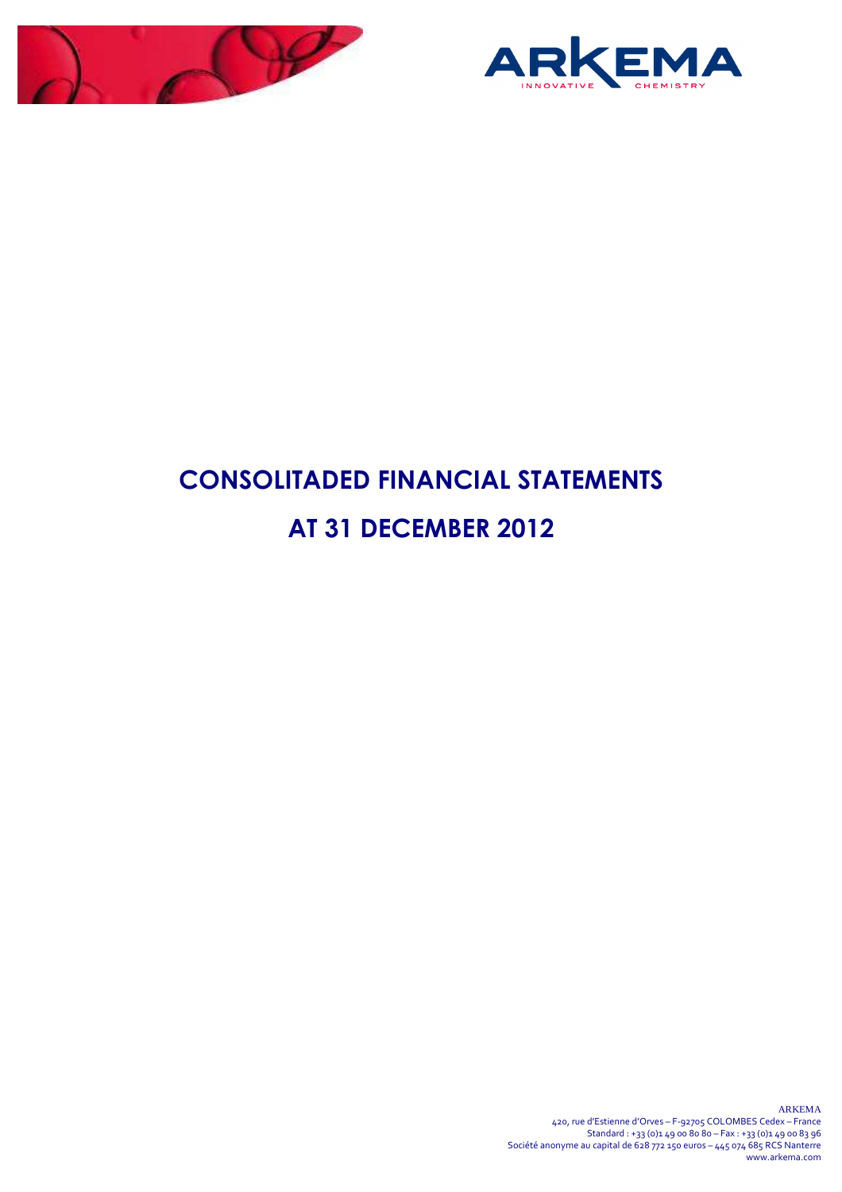ARKEMA

INNOVATIVE CHEMISTRY

# CONSOLITADED FINANCIAL STATEMENTS

# AT 31 DECEMBER 2012

ARKEMA
420, rue d'Estienne d'Orves – F-92705 COLOMBES Cedex – France
Standard : +33 (0)1 49 00 80 80 – Fax : +33 (0)1 49 00 83 96
Société anonyme au capital de 628 772 150 euros – 445 074 685 RCS Nanterre
www.arkema.com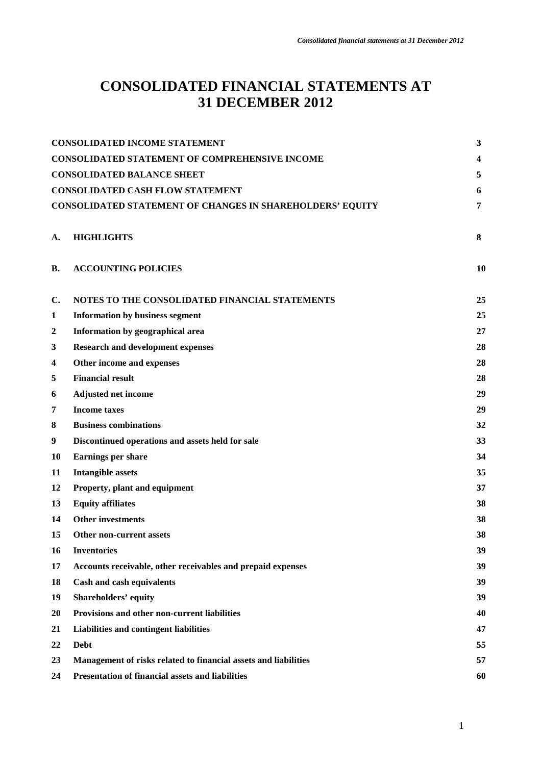# CONSOLIDATED FINANCIAL STATEMENTS AT 31 DECEMBER 2012

| | | |
|---|---|---|
| **CONSOLIDATED INCOME STATEMENT** | | **3** |
| **CONSOLIDATED STATEMENT OF COMPREHENSIVE INCOME** | | **4** |
| **CONSOLIDATED BALANCE SHEET** | | **5** |
| **CONSOLIDATED CASH FLOW STATEMENT** | | **6** |
| **CONSOLIDATED STATEMENT OF CHANGES IN SHAREHOLDERS' EQUITY** | | **7** |
| **A.** | **HIGHLIGHTS** | **8** |
| **B.** | **ACCOUNTING POLICIES** | **10** |
| **C.** | **NOTES TO THE CONSOLIDATED FINANCIAL STATEMENTS** | **25** |
| **1** | **Information by business segment** | **25** |
| **2** | **Information by geographical area** | **27** |
| **3** | **Research and development expenses** | **28** |
| **4** | **Other income and expenses** | **28** |
| **5** | **Financial result** | **28** |
| **6** | **Adjusted net income** | **29** |
| **7** | **Income taxes** | **29** |
| **8** | **Business combinations** | **32** |
| **9** | **Discontinued operations and assets held for sale** | **33** |
| **10** | **Earnings per share** | **34** |
| **11** | **Intangible assets** | **35** |
| **12** | **Property, plant and equipment** | **37** |
| **13** | **Equity affiliates** | **38** |
| **14** | **Other investments** | **38** |
| **15** | **Other non-current assets** | **38** |
| **16** | **Inventories** | **39** |
| **17** | **Accounts receivable, other receivables and prepaid expenses** | **39** |
| **18** | **Cash and cash equivalents** | **39** |
| **19** | **Shareholders' equity** | **39** |
| **20** | **Provisions and other non-current liabilities** | **40** |
| **21** | **Liabilities and contingent liabilities** | **47** |
| **22** | **Debt** | **55** |
| **23** | **Management of risks related to financial assets and liabilities** | **57** |
| **24** | **Presentation of financial assets and liabilities** | **60** |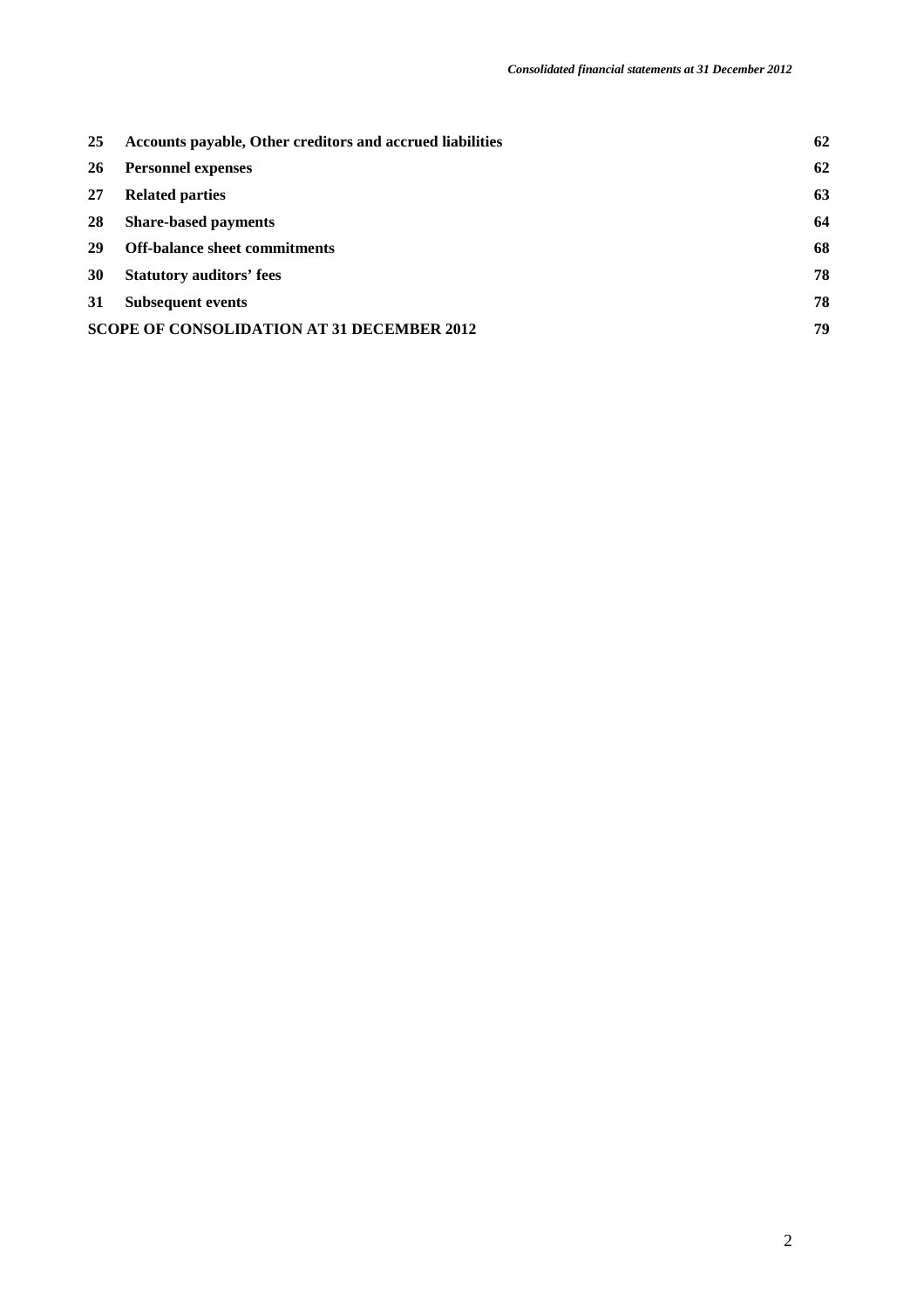| | | |
|---|---|---|
| **25** | **Accounts payable, Other creditors and accrued liabilities** | **62** |
| **26** | **Personnel expenses** | **62** |
| **27** | **Related parties** | **63** |
| **28** | **Share-based payments** | **64** |
| **29** | **Off-balance sheet commitments** | **68** |
| **30** | **Statutory auditors' fees** | **78** |
| **31** | **Subsequent events** | **78** |
| **SCOPE OF CONSOLIDATION AT 31 DECEMBER 2012** | | **79** |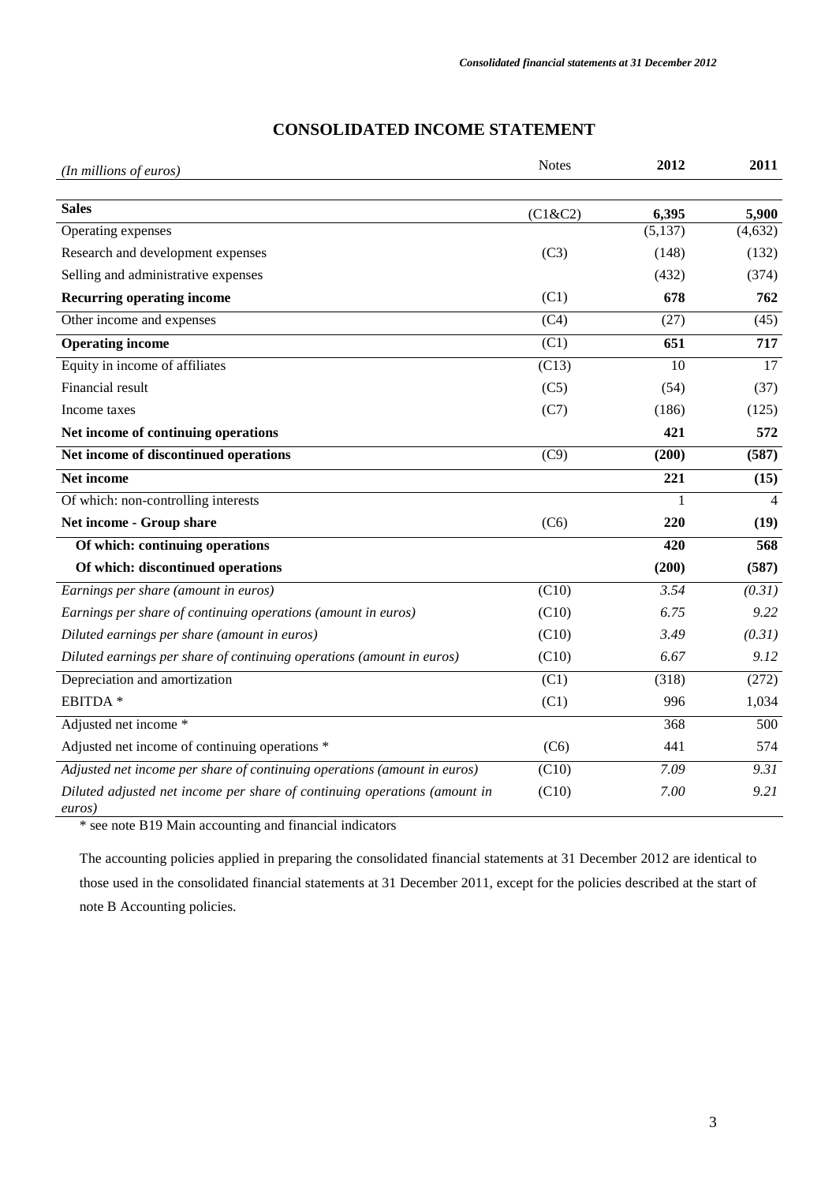# CONSOLIDATED INCOME STATEMENT

| *(In millions of euros)* | Notes | **2012** | **2011** |
|---|---|---|---|
| **Sales** | (C1&C2) | **6,395** | **5,900** |
| Operating expenses | | (5,137) | (4,632) |
| Research and development expenses | (C3) | (148) | (132) |
| Selling and administrative expenses | | (432) | (374) |
| **Recurring operating income** | (C1) | **678** | **762** |
| Other income and expenses | (C4) | (27) | (45) |
| **Operating income** | (C1) | **651** | **717** |
| Equity in income of affiliates | (C13) | 10 | 17 |
| Financial result | (C5) | (54) | (37) |
| Income taxes | (C7) | (186) | (125) |
| **Net income of continuing operations** | | **421** | **572** |
| **Net income of discontinued operations** | (C9) | **(200)** | **(587)** |
| **Net income** | | **221** | **(15)** |
| Of which: non-controlling interests | | 1 | 4 |
| **Net income - Group share** | (C6) | **220** | **(19)** |
| **Of which: continuing operations** | | **420** | **568** |
| **Of which: discontinued operations** | | **(200)** | **(587)** |
| *Earnings per share (amount in euros)* | (C10) | *3.54* | *(0.31)* |
| *Earnings per share of continuing operations (amount in euros)* | (C10) | *6.75* | *9.22* |
| *Diluted earnings per share (amount in euros)* | (C10) | *3.49* | *(0.31)* |
| *Diluted earnings per share of continuing operations (amount in euros)* | (C10) | *6.67* | *9.12* |
| Depreciation and amortization | (C1) | (318) | (272) |
| EBITDA * | (C1) | 996 | 1,034 |
| Adjusted net income * | | 368 | 500 |
| Adjusted net income of continuing operations * | (C6) | 441 | 574 |
| *Adjusted net income per share of continuing operations (amount in euros)* | (C10) | *7.09* | *9.31* |
| *Diluted adjusted net income per share of continuing operations (amount in euros)* | (C10) | *7.00* | *9.21* |

* see note B19 Main accounting and financial indicators

The accounting policies applied in preparing the consolidated financial statements at 31 December 2012 are identical to those used in the consolidated financial statements at 31 December 2011, except for the policies described at the start of note B Accounting policies.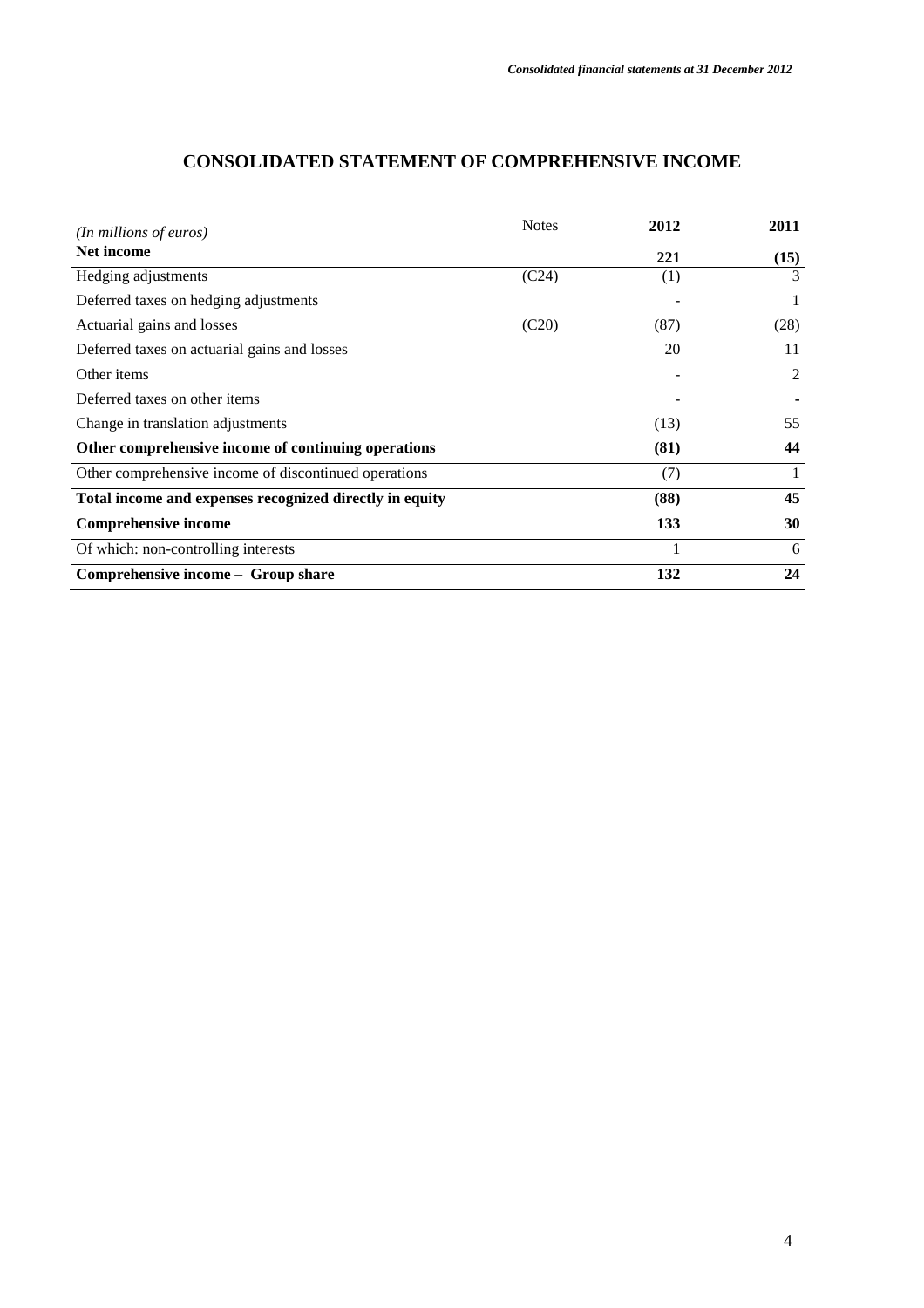# CONSOLIDATED STATEMENT OF COMPREHENSIVE INCOME

| *(In millions of euros)* | Notes | 2012 | 2011 |
|---|---|---|---|
| **Net income** | | **221** | **(15)** |
| Hedging adjustments | (C24) | (1) | 3 |
| Deferred taxes on hedging adjustments | | - | 1 |
| Actuarial gains and losses | (C20) | (87) | (28) |
| Deferred taxes on actuarial gains and losses | | 20 | 11 |
| Other items | | - | 2 |
| Deferred taxes on other items | | - | - |
| Change in translation adjustments | | (13) | 55 |
| **Other comprehensive income of continuing operations** | | **(81)** | **44** |
| Other comprehensive income of discontinued operations | | (7) | 1 |
| **Total income and expenses recognized directly in equity** | | **(88)** | **45** |
| **Comprehensive income** | | **133** | **30** |
| Of which: non-controlling interests | | 1 | 6 |
| **Comprehensive income – Group share** | | **132** | **24** |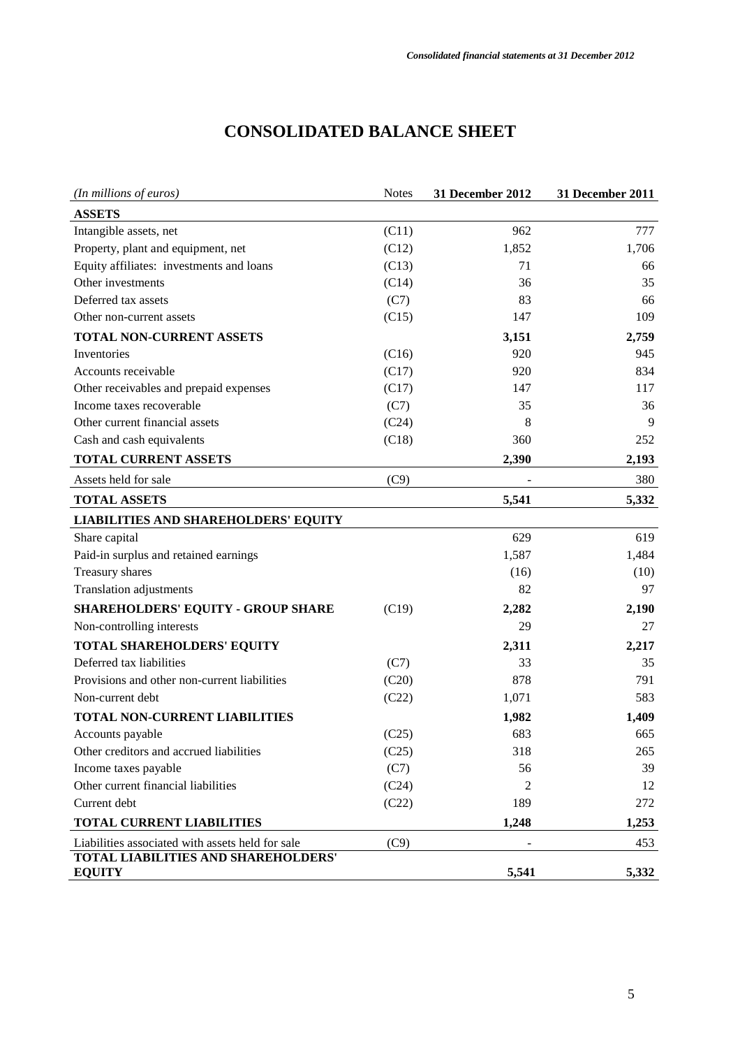# CONSOLIDATED BALANCE SHEET

| *(In millions of euros)* | Notes | 31 December 2012 | 31 December 2011 |
|---|---|---|---|
| **ASSETS** | | | |
| Intangible assets, net | (C11) | 962 | 777 |
| Property, plant and equipment, net | (C12) | 1,852 | 1,706 |
| Equity affiliates: investments and loans | (C13) | 71 | 66 |
| Other investments | (C14) | 36 | 35 |
| Deferred tax assets | (C7) | 83 | 66 |
| Other non-current assets | (C15) | 147 | 109 |
| **TOTAL NON-CURRENT ASSETS** | | **3,151** | **2,759** |
| Inventories | (C16) | 920 | 945 |
| Accounts receivable | (C17) | 920 | 834 |
| Other receivables and prepaid expenses | (C17) | 147 | 117 |
| Income taxes recoverable | (C7) | 35 | 36 |
| Other current financial assets | (C24) | 8 | 9 |
| Cash and cash equivalents | (C18) | 360 | 252 |
| **TOTAL CURRENT ASSETS** | | **2,390** | **2,193** |
| Assets held for sale | (C9) | - | 380 |
| **TOTAL ASSETS** | | **5,541** | **5,332** |
| **LIABILITIES AND SHAREHOLDERS' EQUITY** | | | |
| Share capital | | 629 | 619 |
| Paid-in surplus and retained earnings | | 1,587 | 1,484 |
| Treasury shares | | (16) | (10) |
| Translation adjustments | | 82 | 97 |
| **SHAREHOLDERS' EQUITY - GROUP SHARE** | (C19) | **2,282** | **2,190** |
| Non-controlling interests | | 29 | 27 |
| **TOTAL SHAREHOLDERS' EQUITY** | | **2,311** | **2,217** |
| Deferred tax liabilities | (C7) | 33 | 35 |
| Provisions and other non-current liabilities | (C20) | 878 | 791 |
| Non-current debt | (C22) | 1,071 | 583 |
| **TOTAL NON-CURRENT LIABILITIES** | | **1,982** | **1,409** |
| Accounts payable | (C25) | 683 | 665 |
| Other creditors and accrued liabilities | (C25) | 318 | 265 |
| Income taxes payable | (C7) | 56 | 39 |
| Other current financial liabilities | (C24) | 2 | 12 |
| Current debt | (C22) | 189 | 272 |
| **TOTAL CURRENT LIABILITIES** | | **1,248** | **1,253** |
| Liabilities associated with assets held for sale | (C9) | - | 453 |
| **TOTAL LIABILITIES AND SHAREHOLDERS' EQUITY** | | **5,541** | **5,332** |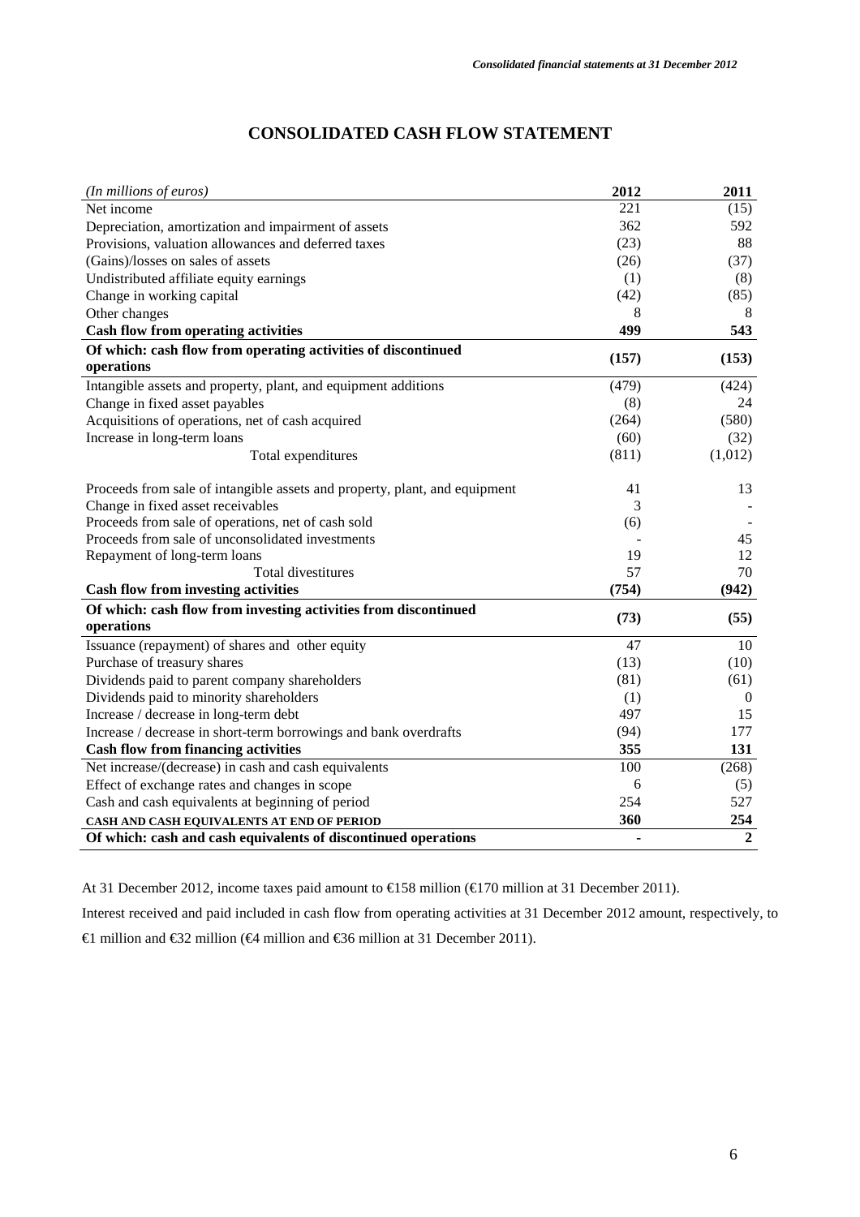# CONSOLIDATED CASH FLOW STATEMENT

| *(In millions of euros)* | **2012** | **2011** |
|---|---|---|
| Net income | 221 | (15) |
| Depreciation, amortization and impairment of assets | 362 | 592 |
| Provisions, valuation allowances and deferred taxes | (23) | 88 |
| (Gains)/losses on sales of assets | (26) | (37) |
| Undistributed affiliate equity earnings | (1) | (8) |
| Change in working capital | (42) | (85) |
| Other changes | 8 | 8 |
| **Cash flow from operating activities** | **499** | **543** |
| **Of which: cash flow from operating activities of discontinued operations** | **(157)** | **(153)** |
| Intangible assets and property, plant, and equipment additions | (479) | (424) |
| Change in fixed asset payables | (8) | 24 |
| Acquisitions of operations, net of cash acquired | (264) | (580) |
| Increase in long-term loans | (60) | (32) |
| Total expenditures | (811) | (1,012) |
| Proceeds from sale of intangible assets and property, plant, and equipment | 41 | 13 |
| Change in fixed asset receivables | 3 | - |
| Proceeds from sale of operations, net of cash sold | (6) | - |
| Proceeds from sale of unconsolidated investments | - | 45 |
| Repayment of long-term loans | 19 | 12 |
| Total divestitures | 57 | 70 |
| **Cash flow from investing activities** | **(754)** | **(942)** |
| **Of which: cash flow from investing activities from discontinued operations** | **(73)** | **(55)** |
| Issuance (repayment) of shares and other equity | 47 | 10 |
| Purchase of treasury shares | (13) | (10) |
| Dividends paid to parent company shareholders | (81) | (61) |
| Dividends paid to minority shareholders | (1) | 0 |
| Increase / decrease in long-term debt | 497 | 15 |
| Increase / decrease in short-term borrowings and bank overdrafts | (94) | 177 |
| **Cash flow from financing activities** | **355** | **131** |
| Net increase/(decrease) in cash and cash equivalents | 100 | (268) |
| Effect of exchange rates and changes in scope | 6 | (5) |
| Cash and cash equivalents at beginning of period | 254 | 527 |
| CASH AND CASH EQUIVALENTS AT END OF PERIOD | 360 | 254 |
| **Of which: cash and cash equivalents of discontinued operations** | **-** | **2** |

At 31 December 2012, income taxes paid amount to €158 million (€170 million at 31 December 2011).

Interest received and paid included in cash flow from operating activities at 31 December 2012 amount, respectively, to €1 million and €32 million (€4 million and €36 million at 31 December 2011).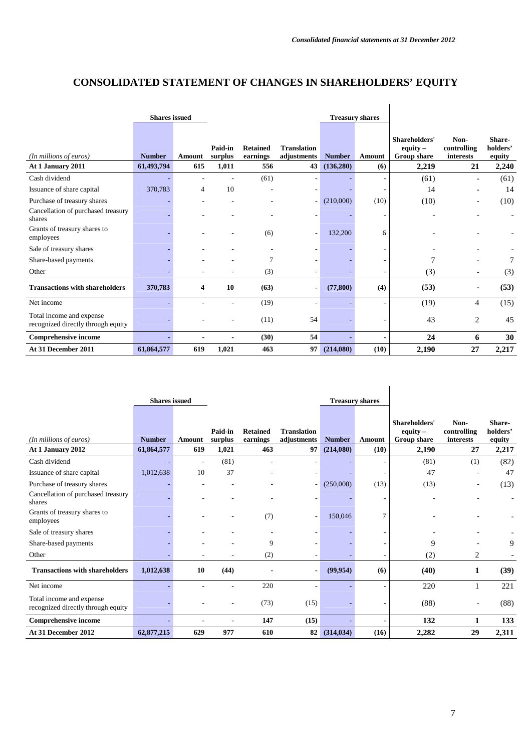# CONSOLIDATED STATEMENT OF CHANGES IN SHAREHOLDERS' EQUITY

| | Shares issued | | | | | Treasury shares | | | | |
|---|---|---|---|---|---|---|---|---|---|---|
| *(In millions of euros)* | **Number** | **Amount** | **Paid-in surplus** | **Retained earnings** | **Translation adjustments** | **Number** | **Amount** | **Shareholders' equity – Group share** | **Non-controlling interests** | **Share-holders' equity** |
| **At 1 January 2011** | **61,493,794** | **615** | **1,011** | **556** | **43** | **(136,280)** | **(6)** | **2,219** | **21** | **2,240** |
| Cash dividend | - | - | - | (61) | - | - | - | (61) | - | (61) |
| Issuance of share capital | 370,783 | 4 | 10 | - | - | - | - | 14 | - | 14 |
| Purchase of treasury shares | - | - | - | - | - | (210,000) | (10) | (10) | - | (10) |
| Cancellation of purchased treasury shares | - | - | - | - | - | - | - | - | - | - |
| Grants of treasury shares to employees | - | - | - | (6) | - | 132,200 | 6 | - | - | - |
| Sale of treasury shares | - | - | - | - | - | - | - | - | - | - |
| Share-based payments | - | - | - | 7 | - | - | - | 7 | - | 7 |
| Other | - | - | - | (3) | - | - | - | (3) | - | (3) |
| **Transactions with shareholders** | **370,783** | **4** | **10** | **(63)** | - | **(77,800)** | **(4)** | **(53)** | - | **(53)** |
| Net income | - | - | - | (19) | - | - | - | (19) | 4 | (15) |
| Total income and expense recognized directly through equity | - | - | - | (11) | 54 | - | - | 43 | 2 | 45 |
| **Comprehensive income** | - | - | - | **(30)** | **54** | - | - | **24** | **6** | **30** |
| **At 31 December 2011** | **61,864,577** | **619** | **1,021** | **463** | **97** | **(214,080)** | **(10)** | **2,190** | **27** | **2,217** |

| | Shares issued | | | | | Treasury shares | | | | |
|---|---|---|---|---|---|---|---|---|---|---|
| *(In millions of euros)* | **Number** | **Amount** | **Paid-in surplus** | **Retained earnings** | **Translation adjustments** | **Number** | **Amount** | **Shareholders' equity – Group share** | **Non-controlling interests** | **Share-holders' equity** |
| **At 1 January 2012** | **61,864,577** | **619** | **1,021** | **463** | **97** | **(214,080)** | **(10)** | **2,190** | **27** | **2,217** |
| Cash dividend | - | - | (81) | - | - | - | - | (81) | (1) | (82) |
| Issuance of share capital | 1,012,638 | 10 | 37 | - | - | - | - | 47 | - | 47 |
| Purchase of treasury shares | - | - | - | - | - | (250,000) | (13) | (13) | - | (13) |
| Cancellation of purchased treasury shares | - | - | - | - | - | - | - | - | - | - |
| Grants of treasury shares to employees | - | - | - | (7) | - | 150,046 | 7 | - | - | - |
| Sale of treasury shares | - | - | - | - | - | - | - | - | - | - |
| Share-based payments | - | - | - | 9 | - | - | - | 9 | - | 9 |
| Other | - | - | - | (2) | - | - | - | (2) | 2 | - |
| **Transactions with shareholders** | **1,012,638** | **10** | **(44)** | - | - | **(99,954)** | **(6)** | **(40)** | **1** | **(39)** |
| Net income | - | - | - | 220 | - | - | - | 220 | 1 | 221 |
| Total income and expense recognized directly through equity | - | - | - | (73) | (15) | - | - | (88) | - | (88) |
| **Comprehensive income** | - | - | - | **147** | **(15)** | - | - | **132** | **1** | **133** |
| **At 31 December 2012** | **62,877,215** | **629** | **977** | **610** | **82** | **(314,034)** | **(16)** | **2,282** | **29** | **2,311** |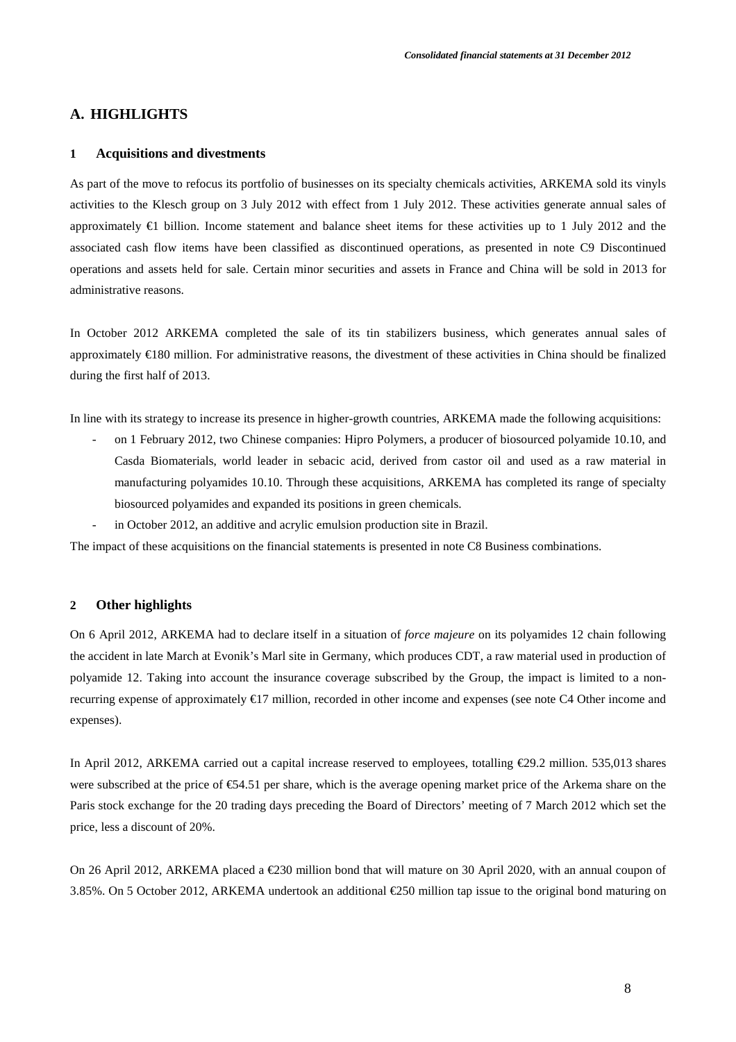# A. HIGHLIGHTS

## 1 Acquisitions and divestments

As part of the move to refocus its portfolio of businesses on its specialty chemicals activities, ARKEMA sold its vinyls activities to the Klesch group on 3 July 2012 with effect from 1 July 2012. These activities generate annual sales of approximately €1 billion. Income statement and balance sheet items for these activities up to 1 July 2012 and the associated cash flow items have been classified as discontinued operations, as presented in note C9 Discontinued operations and assets held for sale. Certain minor securities and assets in France and China will be sold in 2013 for administrative reasons.

In October 2012 ARKEMA completed the sale of its tin stabilizers business, which generates annual sales of approximately €180 million. For administrative reasons, the divestment of these activities in China should be finalized during the first half of 2013.

In line with its strategy to increase its presence in higher-growth countries, ARKEMA made the following acquisitions:

- on 1 February 2012, two Chinese companies: Hipro Polymers, a producer of biosourced polyamide 10.10, and Casda Biomaterials, world leader in sebacic acid, derived from castor oil and used as a raw material in manufacturing polyamides 10.10. Through these acquisitions, ARKEMA has completed its range of specialty biosourced polyamides and expanded its positions in green chemicals.
- in October 2012, an additive and acrylic emulsion production site in Brazil.

The impact of these acquisitions on the financial statements is presented in note C8 Business combinations.

## 2 Other highlights

On 6 April 2012, ARKEMA had to declare itself in a situation of *force majeure* on its polyamides 12 chain following the accident in late March at Evonik's Marl site in Germany, which produces CDT, a raw material used in production of polyamide 12. Taking into account the insurance coverage subscribed by the Group, the impact is limited to a non-recurring expense of approximately €17 million, recorded in other income and expenses (see note C4 Other income and expenses).

In April 2012, ARKEMA carried out a capital increase reserved to employees, totalling €29.2 million. 535,013 shares were subscribed at the price of €54.51 per share, which is the average opening market price of the Arkema share on the Paris stock exchange for the 20 trading days preceding the Board of Directors' meeting of 7 March 2012 which set the price, less a discount of 20%.

On 26 April 2012, ARKEMA placed a €230 million bond that will mature on 30 April 2020, with an annual coupon of 3.85%. On 5 October 2012, ARKEMA undertook an additional €250 million tap issue to the original bond maturing on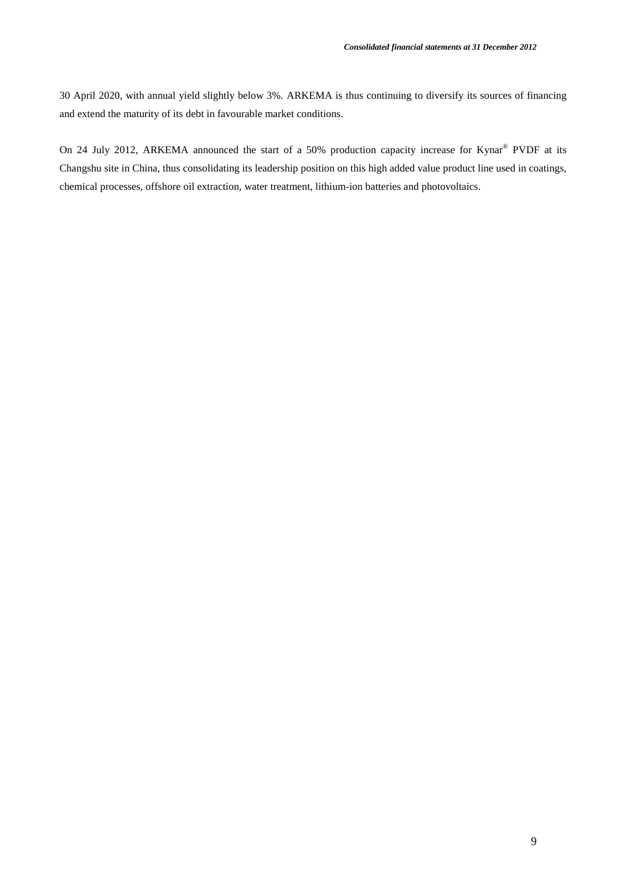30 April 2020, with annual yield slightly below 3%. ARKEMA is thus continuing to diversify its sources of financing and extend the maturity of its debt in favourable market conditions.

On 24 July 2012, ARKEMA announced the start of a 50% production capacity increase for Kynar® PVDF at its Changshu site in China, thus consolidating its leadership position on this high added value product line used in coatings, chemical processes, offshore oil extraction, water treatment, lithium-ion batteries and photovoltaics.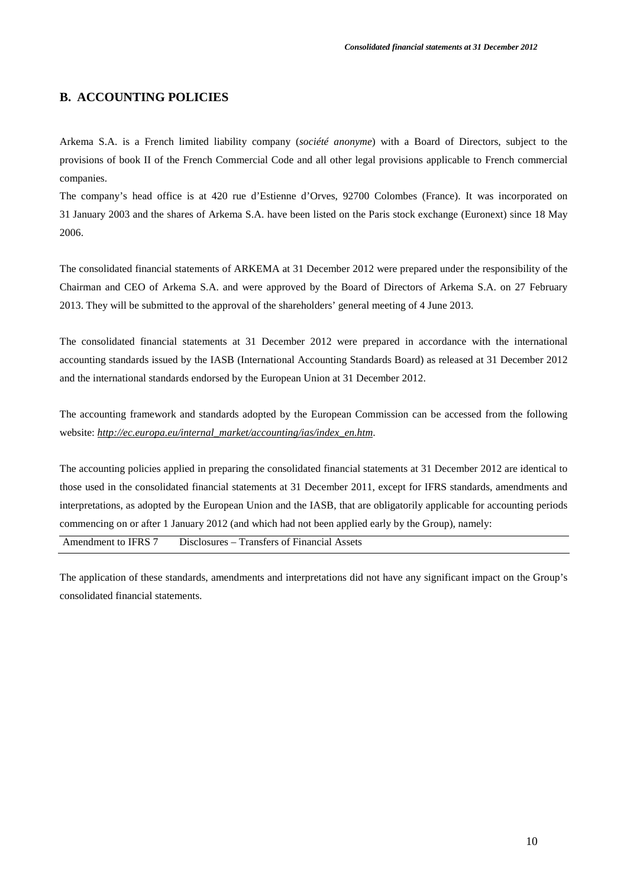## B. ACCOUNTING POLICIES

Arkema S.A. is a French limited liability company (*société anonyme*) with a Board of Directors, subject to the provisions of book II of the French Commercial Code and all other legal provisions applicable to French commercial companies.

The company's head office is at 420 rue d'Estienne d'Orves, 92700 Colombes (France). It was incorporated on 31 January 2003 and the shares of Arkema S.A. have been listed on the Paris stock exchange (Euronext) since 18 May 2006.

The consolidated financial statements of ARKEMA at 31 December 2012 were prepared under the responsibility of the Chairman and CEO of Arkema S.A. and were approved by the Board of Directors of Arkema S.A. on 27 February 2013. They will be submitted to the approval of the shareholders' general meeting of 4 June 2013.

The consolidated financial statements at 31 December 2012 were prepared in accordance with the international accounting standards issued by the IASB (International Accounting Standards Board) as released at 31 December 2012 and the international standards endorsed by the European Union at 31 December 2012.

The accounting framework and standards adopted by the European Commission can be accessed from the following website: *http://ec.europa.eu/internal_market/accounting/ias/index_en.htm*.

The accounting policies applied in preparing the consolidated financial statements at 31 December 2012 are identical to those used in the consolidated financial statements at 31 December 2011, except for IFRS standards, amendments and interpretations, as adopted by the European Union and the IASB, that are obligatorily applicable for accounting periods commencing on or after 1 January 2012 (and which had not been applied early by the Group), namely:

| Amendment to IFRS 7 | Disclosures – Transfers of Financial Assets |
|---|---|

The application of these standards, amendments and interpretations did not have any significant impact on the Group's consolidated financial statements.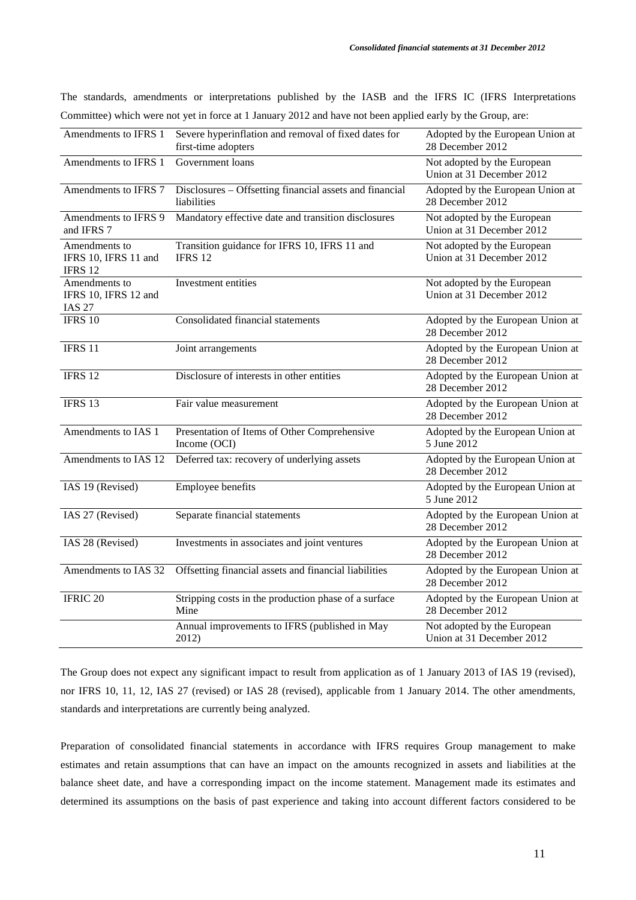The standards, amendments or interpretations published by the IASB and the IFRS IC (IFRS Interpretations Committee) which were not yet in force at 1 January 2012 and have not been applied early by the Group, are:

| | | |
|---|---|---|
| Amendments to IFRS 1 | Severe hyperinflation and removal of fixed dates for first-time adopters | Adopted by the European Union at 28 December 2012 |
| Amendments to IFRS 1 | Government loans | Not adopted by the European Union at 31 December 2012 |
| Amendments to IFRS 7 | Disclosures – Offsetting financial assets and financial liabilities | Adopted by the European Union at 28 December 2012 |
| Amendments to IFRS 9 and IFRS 7 | Mandatory effective date and transition disclosures | Not adopted by the European Union at 31 December 2012 |
| Amendments to IFRS 10, IFRS 11 and IFRS 12 | Transition guidance for IFRS 10, IFRS 11 and IFRS 12 | Not adopted by the European Union at 31 December 2012 |
| Amendments to IFRS 10, IFRS 12 and IAS 27 | Investment entities | Not adopted by the European Union at 31 December 2012 |
| IFRS 10 | Consolidated financial statements | Adopted by the European Union at 28 December 2012 |
| IFRS 11 | Joint arrangements | Adopted by the European Union at 28 December 2012 |
| IFRS 12 | Disclosure of interests in other entities | Adopted by the European Union at 28 December 2012 |
| IFRS 13 | Fair value measurement | Adopted by the European Union at 28 December 2012 |
| Amendments to IAS 1 | Presentation of Items of Other Comprehensive Income (OCI) | Adopted by the European Union at 5 June 2012 |
| Amendments to IAS 12 | Deferred tax: recovery of underlying assets | Adopted by the European Union at 28 December 2012 |
| IAS 19 (Revised) | Employee benefits | Adopted by the European Union at 5 June 2012 |
| IAS 27 (Revised) | Separate financial statements | Adopted by the European Union at 28 December 2012 |
| IAS 28 (Revised) | Investments in associates and joint ventures | Adopted by the European Union at 28 December 2012 |
| Amendments to IAS 32 | Offsetting financial assets and financial liabilities | Adopted by the European Union at 28 December 2012 |
| IFRIC 20 | Stripping costs in the production phase of a surface Mine | Adopted by the European Union at 28 December 2012 |
| | Annual improvements to IFRS (published in May 2012) | Not adopted by the European Union at 31 December 2012 |

The Group does not expect any significant impact to result from application as of 1 January 2013 of IAS 19 (revised), nor IFRS 10, 11, 12, IAS 27 (revised) or IAS 28 (revised), applicable from 1 January 2014. The other amendments, standards and interpretations are currently being analyzed.

Preparation of consolidated financial statements in accordance with IFRS requires Group management to make estimates and retain assumptions that can have an impact on the amounts recognized in assets and liabilities at the balance sheet date, and have a corresponding impact on the income statement. Management made its estimates and determined its assumptions on the basis of past experience and taking into account different factors considered to be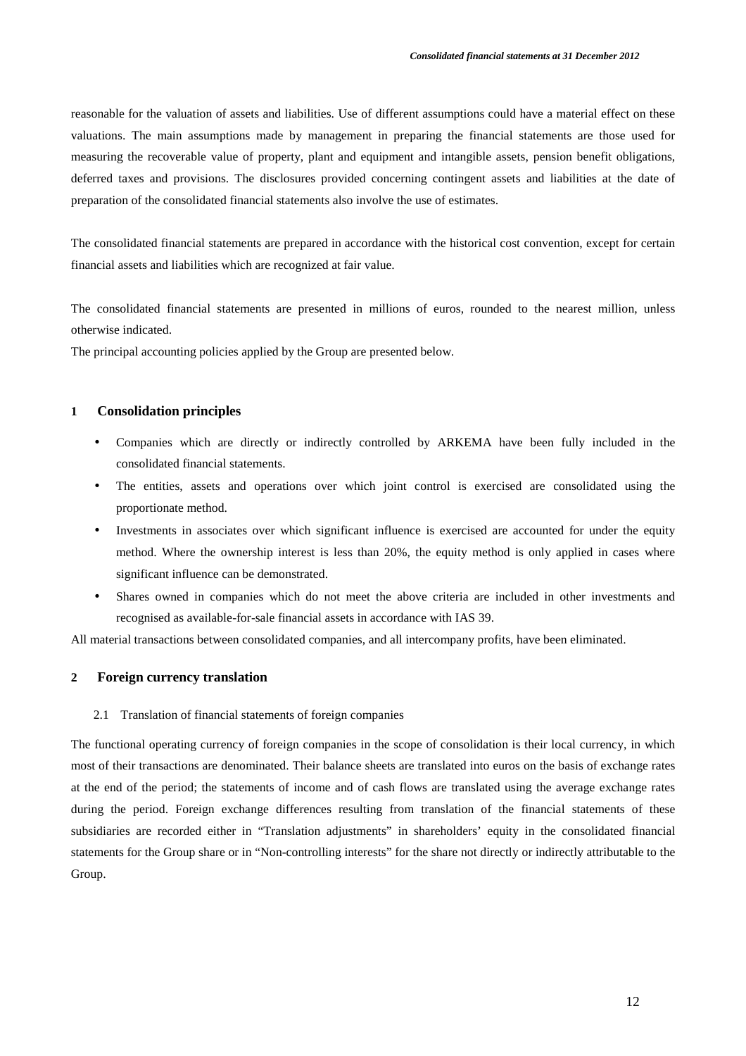reasonable for the valuation of assets and liabilities. Use of different assumptions could have a material effect on these valuations. The main assumptions made by management in preparing the financial statements are those used for measuring the recoverable value of property, plant and equipment and intangible assets, pension benefit obligations, deferred taxes and provisions. The disclosures provided concerning contingent assets and liabilities at the date of preparation of the consolidated financial statements also involve the use of estimates.

The consolidated financial statements are prepared in accordance with the historical cost convention, except for certain financial assets and liabilities which are recognized at fair value.

The consolidated financial statements are presented in millions of euros, rounded to the nearest million, unless otherwise indicated.

The principal accounting policies applied by the Group are presented below.

## 1 Consolidation principles

- Companies which are directly or indirectly controlled by ARKEMA have been fully included in the consolidated financial statements.
- The entities, assets and operations over which joint control is exercised are consolidated using the proportionate method.
- Investments in associates over which significant influence is exercised are accounted for under the equity method. Where the ownership interest is less than 20%, the equity method is only applied in cases where significant influence can be demonstrated.
- Shares owned in companies which do not meet the above criteria are included in other investments and recognised as available-for-sale financial assets in accordance with IAS 39.

All material transactions between consolidated companies, and all intercompany profits, have been eliminated.

## 2 Foreign currency translation

### 2.1 Translation of financial statements of foreign companies

The functional operating currency of foreign companies in the scope of consolidation is their local currency, in which most of their transactions are denominated. Their balance sheets are translated into euros on the basis of exchange rates at the end of the period; the statements of income and of cash flows are translated using the average exchange rates during the period. Foreign exchange differences resulting from translation of the financial statements of these subsidiaries are recorded either in "Translation adjustments" in shareholders' equity in the consolidated financial statements for the Group share or in "Non-controlling interests" for the share not directly or indirectly attributable to the Group.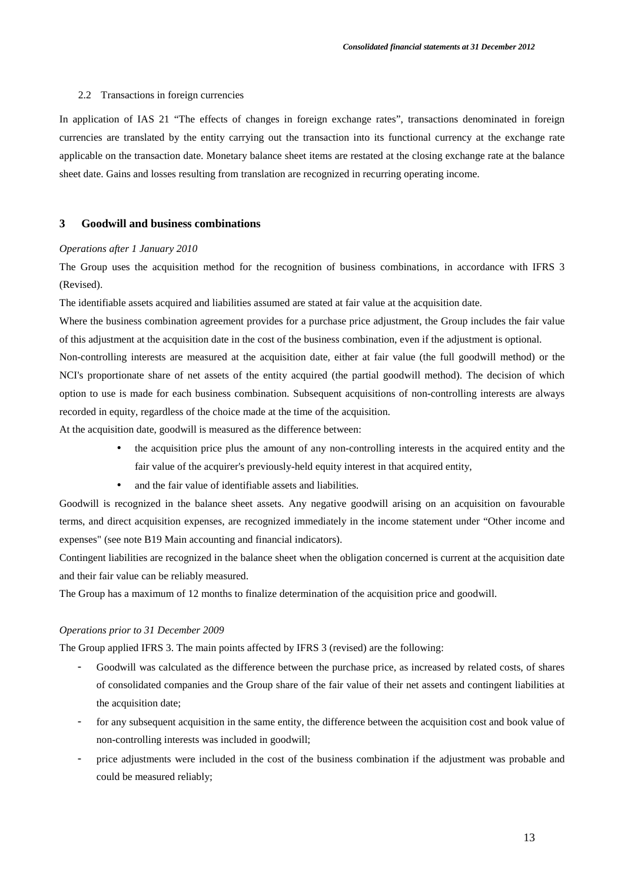### 2.2 Transactions in foreign currencies

In application of IAS 21 "The effects of changes in foreign exchange rates", transactions denominated in foreign currencies are translated by the entity carrying out the transaction into its functional currency at the exchange rate applicable on the transaction date. Monetary balance sheet items are restated at the closing exchange rate at the balance sheet date. Gains and losses resulting from translation are recognized in recurring operating income.

## 3 Goodwill and business combinations

*Operations after 1 January 2010*

The Group uses the acquisition method for the recognition of business combinations, in accordance with IFRS 3 (Revised).

The identifiable assets acquired and liabilities assumed are stated at fair value at the acquisition date.

Where the business combination agreement provides for a purchase price adjustment, the Group includes the fair value of this adjustment at the acquisition date in the cost of the business combination, even if the adjustment is optional.

Non-controlling interests are measured at the acquisition date, either at fair value (the full goodwill method) or the NCI's proportionate share of net assets of the entity acquired (the partial goodwill method). The decision of which option to use is made for each business combination. Subsequent acquisitions of non-controlling interests are always recorded in equity, regardless of the choice made at the time of the acquisition.

At the acquisition date, goodwill is measured as the difference between:

- the acquisition price plus the amount of any non-controlling interests in the acquired entity and the fair value of the acquirer's previously-held equity interest in that acquired entity,
- and the fair value of identifiable assets and liabilities.

Goodwill is recognized in the balance sheet assets. Any negative goodwill arising on an acquisition on favourable terms, and direct acquisition expenses, are recognized immediately in the income statement under "Other income and expenses" (see note B19 Main accounting and financial indicators).

Contingent liabilities are recognized in the balance sheet when the obligation concerned is current at the acquisition date and their fair value can be reliably measured.

The Group has a maximum of 12 months to finalize determination of the acquisition price and goodwill.

*Operations prior to 31 December 2009*

The Group applied IFRS 3. The main points affected by IFRS 3 (revised) are the following:

- Goodwill was calculated as the difference between the purchase price, as increased by related costs, of shares of consolidated companies and the Group share of the fair value of their net assets and contingent liabilities at the acquisition date;
- for any subsequent acquisition in the same entity, the difference between the acquisition cost and book value of non-controlling interests was included in goodwill;
- price adjustments were included in the cost of the business combination if the adjustment was probable and could be measured reliably;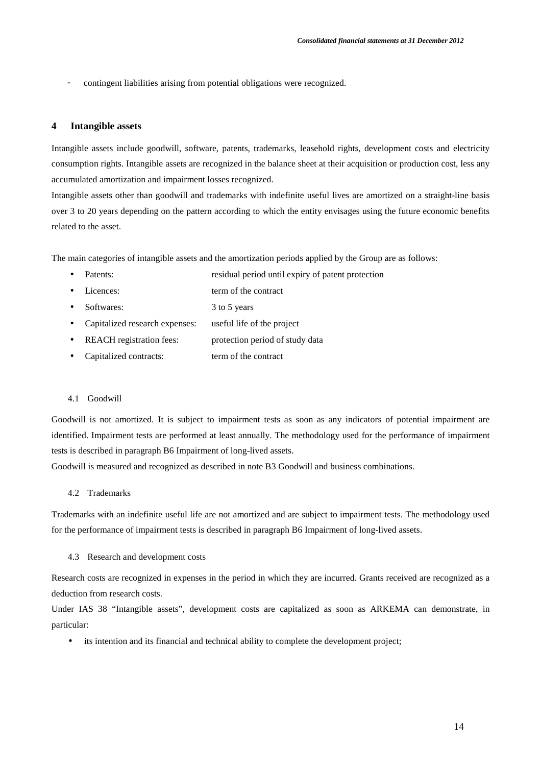- contingent liabilities arising from potential obligations were recognized.

## 4 Intangible assets

Intangible assets include goodwill, software, patents, trademarks, leasehold rights, development costs and electricity consumption rights. Intangible assets are recognized in the balance sheet at their acquisition or production cost, less any accumulated amortization and impairment losses recognized.

Intangible assets other than goodwill and trademarks with indefinite useful lives are amortized on a straight-line basis over 3 to 20 years depending on the pattern according to which the entity envisages using the future economic benefits related to the asset.

The main categories of intangible assets and the amortization periods applied by the Group are as follows:

- Patents: residual period until expiry of patent protection
- Licences: term of the contract
- Softwares: 3 to 5 years
- Capitalized research expenses: useful life of the project
- REACH registration fees: protection period of study data
- Capitalized contracts: term of the contract

### 4.1 Goodwill

Goodwill is not amortized. It is subject to impairment tests as soon as any indicators of potential impairment are identified. Impairment tests are performed at least annually. The methodology used for the performance of impairment tests is described in paragraph B6 Impairment of long-lived assets.

Goodwill is measured and recognized as described in note B3 Goodwill and business combinations.

### 4.2 Trademarks

Trademarks with an indefinite useful life are not amortized and are subject to impairment tests. The methodology used for the performance of impairment tests is described in paragraph B6 Impairment of long-lived assets.

### 4.3 Research and development costs

Research costs are recognized in expenses in the period in which they are incurred. Grants received are recognized as a deduction from research costs.

Under IAS 38 "Intangible assets", development costs are capitalized as soon as ARKEMA can demonstrate, in particular:

- its intention and its financial and technical ability to complete the development project;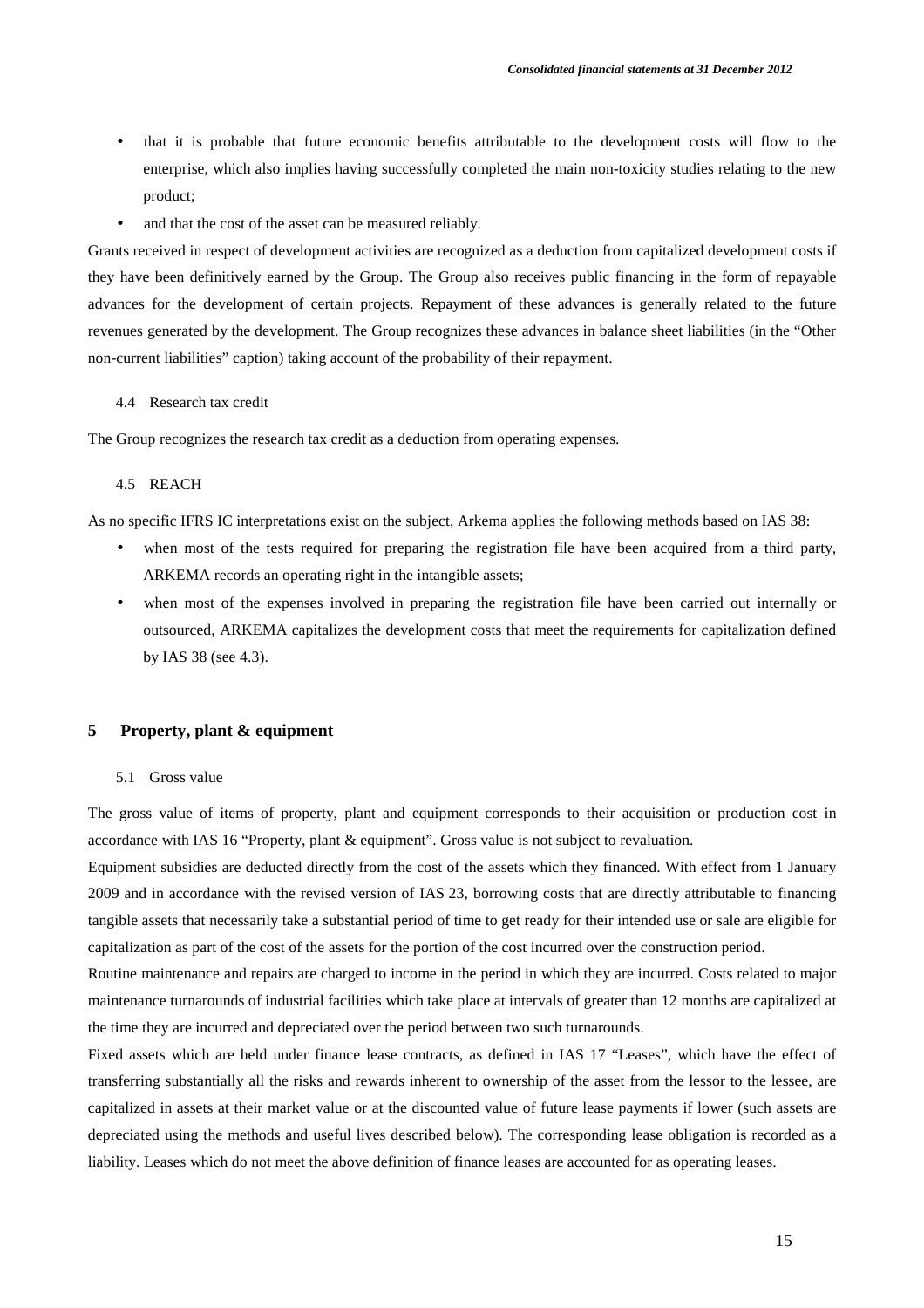- that it is probable that future economic benefits attributable to the development costs will flow to the enterprise, which also implies having successfully completed the main non-toxicity studies relating to the new product;
- and that the cost of the asset can be measured reliably.

Grants received in respect of development activities are recognized as a deduction from capitalized development costs if they have been definitively earned by the Group. The Group also receives public financing in the form of repayable advances for the development of certain projects. Repayment of these advances is generally related to the future revenues generated by the development. The Group recognizes these advances in balance sheet liabilities (in the "Other non-current liabilities" caption) taking account of the probability of their repayment.

### 4.4 Research tax credit

The Group recognizes the research tax credit as a deduction from operating expenses.

### 4.5 REACH

As no specific IFRS IC interpretations exist on the subject, Arkema applies the following methods based on IAS 38:

- when most of the tests required for preparing the registration file have been acquired from a third party, ARKEMA records an operating right in the intangible assets;
- when most of the expenses involved in preparing the registration file have been carried out internally or outsourced, ARKEMA capitalizes the development costs that meet the requirements for capitalization defined by IAS 38 (see 4.3).

## 5 Property, plant & equipment

### 5.1 Gross value

The gross value of items of property, plant and equipment corresponds to their acquisition or production cost in accordance with IAS 16 "Property, plant & equipment". Gross value is not subject to revaluation.

Equipment subsidies are deducted directly from the cost of the assets which they financed. With effect from 1 January 2009 and in accordance with the revised version of IAS 23, borrowing costs that are directly attributable to financing tangible assets that necessarily take a substantial period of time to get ready for their intended use or sale are eligible for capitalization as part of the cost of the assets for the portion of the cost incurred over the construction period.

Routine maintenance and repairs are charged to income in the period in which they are incurred. Costs related to major maintenance turnarounds of industrial facilities which take place at intervals of greater than 12 months are capitalized at the time they are incurred and depreciated over the period between two such turnarounds.

Fixed assets which are held under finance lease contracts, as defined in IAS 17 "Leases", which have the effect of transferring substantially all the risks and rewards inherent to ownership of the asset from the lessor to the lessee, are capitalized in assets at their market value or at the discounted value of future lease payments if lower (such assets are depreciated using the methods and useful lives described below). The corresponding lease obligation is recorded as a liability. Leases which do not meet the above definition of finance leases are accounted for as operating leases.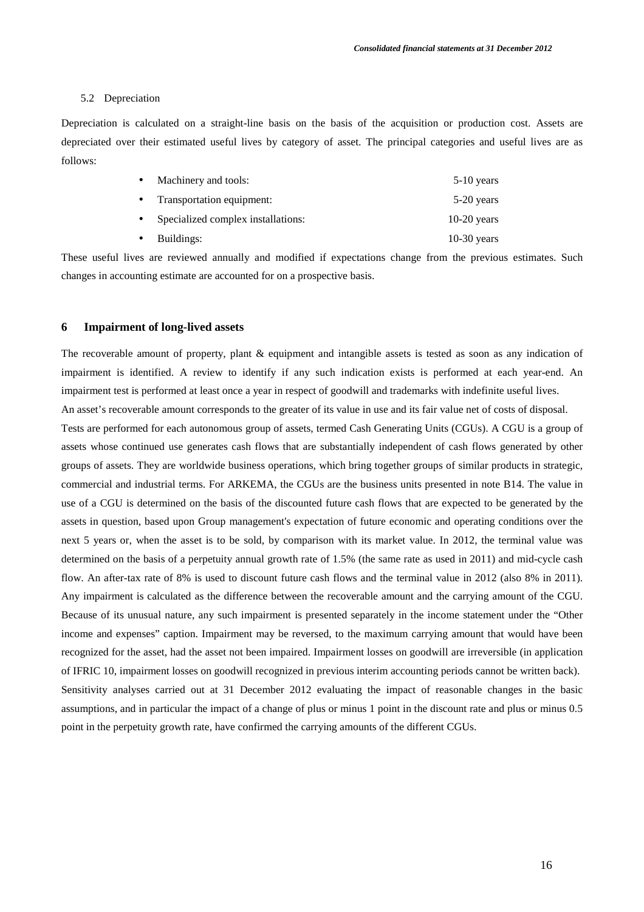5.2 Depreciation

Depreciation is calculated on a straight-line basis on the basis of the acquisition or production cost. Assets are depreciated over their estimated useful lives by category of asset. The principal categories and useful lives are as follows:

- Machinery and tools: 5-10 years
- Transportation equipment: 5-20 years
- Specialized complex installations: 10-20 years
- Buildings: 10-30 years

These useful lives are reviewed annually and modified if expectations change from the previous estimates. Such changes in accounting estimate are accounted for on a prospective basis.

## 6 Impairment of long-lived assets

The recoverable amount of property, plant & equipment and intangible assets is tested as soon as any indication of impairment is identified. A review to identify if any such indication exists is performed at each year-end. An impairment test is performed at least once a year in respect of goodwill and trademarks with indefinite useful lives.

An asset's recoverable amount corresponds to the greater of its value in use and its fair value net of costs of disposal.

Tests are performed for each autonomous group of assets, termed Cash Generating Units (CGUs). A CGU is a group of assets whose continued use generates cash flows that are substantially independent of cash flows generated by other groups of assets. They are worldwide business operations, which bring together groups of similar products in strategic, commercial and industrial terms. For ARKEMA, the CGUs are the business units presented in note B14. The value in use of a CGU is determined on the basis of the discounted future cash flows that are expected to be generated by the assets in question, based upon Group management's expectation of future economic and operating conditions over the next 5 years or, when the asset is to be sold, by comparison with its market value. In 2012, the terminal value was determined on the basis of a perpetuity annual growth rate of 1.5% (the same rate as used in 2011) and mid-cycle cash flow. An after-tax rate of 8% is used to discount future cash flows and the terminal value in 2012 (also 8% in 2011). Any impairment is calculated as the difference between the recoverable amount and the carrying amount of the CGU. Because of its unusual nature, any such impairment is presented separately in the income statement under the "Other income and expenses" caption. Impairment may be reversed, to the maximum carrying amount that would have been recognized for the asset, had the asset not been impaired. Impairment losses on goodwill are irreversible (in application of IFRIC 10, impairment losses on goodwill recognized in previous interim accounting periods cannot be written back).

Sensitivity analyses carried out at 31 December 2012 evaluating the impact of reasonable changes in the basic assumptions, and in particular the impact of a change of plus or minus 1 point in the discount rate and plus or minus 0.5 point in the perpetuity growth rate, have confirmed the carrying amounts of the different CGUs.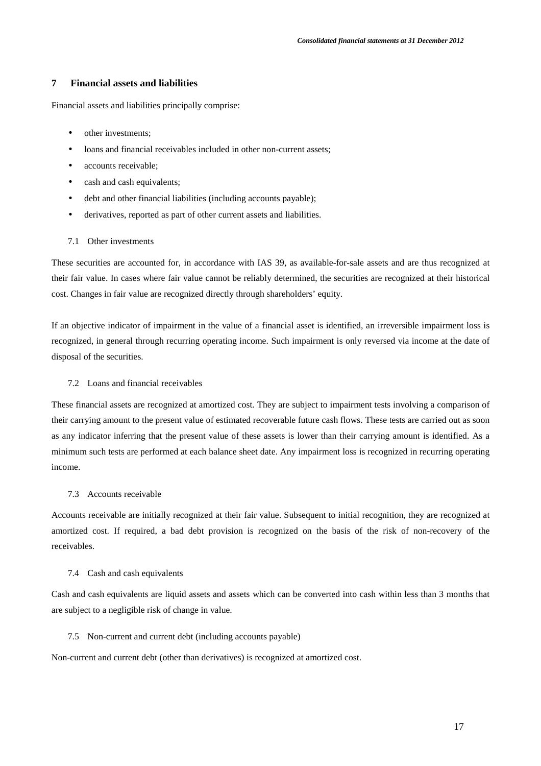## 7 Financial assets and liabilities

Financial assets and liabilities principally comprise:

- other investments;
- loans and financial receivables included in other non-current assets;
- accounts receivable;
- cash and cash equivalents;
- debt and other financial liabilities (including accounts payable);
- derivatives, reported as part of other current assets and liabilities.

### 7.1 Other investments

These securities are accounted for, in accordance with IAS 39, as available-for-sale assets and are thus recognized at their fair value. In cases where fair value cannot be reliably determined, the securities are recognized at their historical cost. Changes in fair value are recognized directly through shareholders' equity.

If an objective indicator of impairment in the value of a financial asset is identified, an irreversible impairment loss is recognized, in general through recurring operating income. Such impairment is only reversed via income at the date of disposal of the securities.

### 7.2 Loans and financial receivables

These financial assets are recognized at amortized cost. They are subject to impairment tests involving a comparison of their carrying amount to the present value of estimated recoverable future cash flows. These tests are carried out as soon as any indicator inferring that the present value of these assets is lower than their carrying amount is identified. As a minimum such tests are performed at each balance sheet date. Any impairment loss is recognized in recurring operating income.

### 7.3 Accounts receivable

Accounts receivable are initially recognized at their fair value. Subsequent to initial recognition, they are recognized at amortized cost. If required, a bad debt provision is recognized on the basis of the risk of non-recovery of the receivables.

### 7.4 Cash and cash equivalents

Cash and cash equivalents are liquid assets and assets which can be converted into cash within less than 3 months that are subject to a negligible risk of change in value.

### 7.5 Non-current and current debt (including accounts payable)

Non-current and current debt (other than derivatives) is recognized at amortized cost.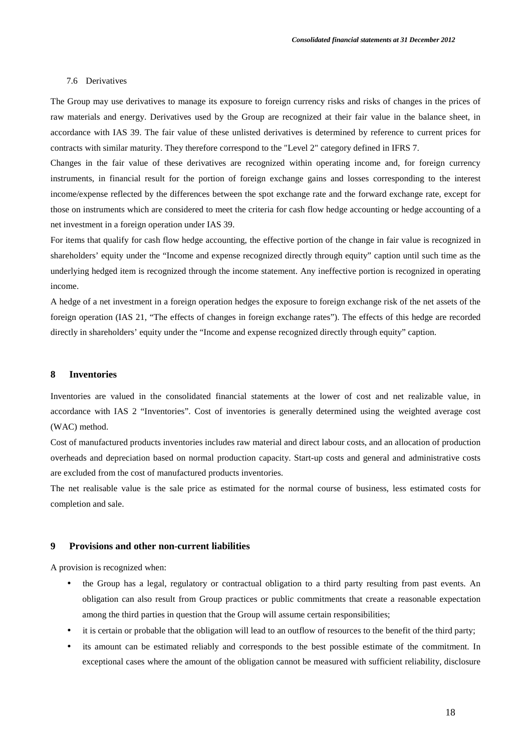### 7.6 Derivatives

The Group may use derivatives to manage its exposure to foreign currency risks and risks of changes in the prices of raw materials and energy. Derivatives used by the Group are recognized at their fair value in the balance sheet, in accordance with IAS 39. The fair value of these unlisted derivatives is determined by reference to current prices for contracts with similar maturity. They therefore correspond to the "Level 2" category defined in IFRS 7.

Changes in the fair value of these derivatives are recognized within operating income and, for foreign currency instruments, in financial result for the portion of foreign exchange gains and losses corresponding to the interest income/expense reflected by the differences between the spot exchange rate and the forward exchange rate, except for those on instruments which are considered to meet the criteria for cash flow hedge accounting or hedge accounting of a net investment in a foreign operation under IAS 39.

For items that qualify for cash flow hedge accounting, the effective portion of the change in fair value is recognized in shareholders' equity under the "Income and expense recognized directly through equity" caption until such time as the underlying hedged item is recognized through the income statement. Any ineffective portion is recognized in operating income.

A hedge of a net investment in a foreign operation hedges the exposure to foreign exchange risk of the net assets of the foreign operation (IAS 21, "The effects of changes in foreign exchange rates"). The effects of this hedge are recorded directly in shareholders' equity under the "Income and expense recognized directly through equity" caption.

## 8 Inventories

Inventories are valued in the consolidated financial statements at the lower of cost and net realizable value, in accordance with IAS 2 "Inventories". Cost of inventories is generally determined using the weighted average cost (WAC) method.

Cost of manufactured products inventories includes raw material and direct labour costs, and an allocation of production overheads and depreciation based on normal production capacity. Start-up costs and general and administrative costs are excluded from the cost of manufactured products inventories.

The net realisable value is the sale price as estimated for the normal course of business, less estimated costs for completion and sale.

## 9 Provisions and other non-current liabilities

A provision is recognized when:

- the Group has a legal, regulatory or contractual obligation to a third party resulting from past events. An obligation can also result from Group practices or public commitments that create a reasonable expectation among the third parties in question that the Group will assume certain responsibilities;
- it is certain or probable that the obligation will lead to an outflow of resources to the benefit of the third party;
- its amount can be estimated reliably and corresponds to the best possible estimate of the commitment. In exceptional cases where the amount of the obligation cannot be measured with sufficient reliability, disclosure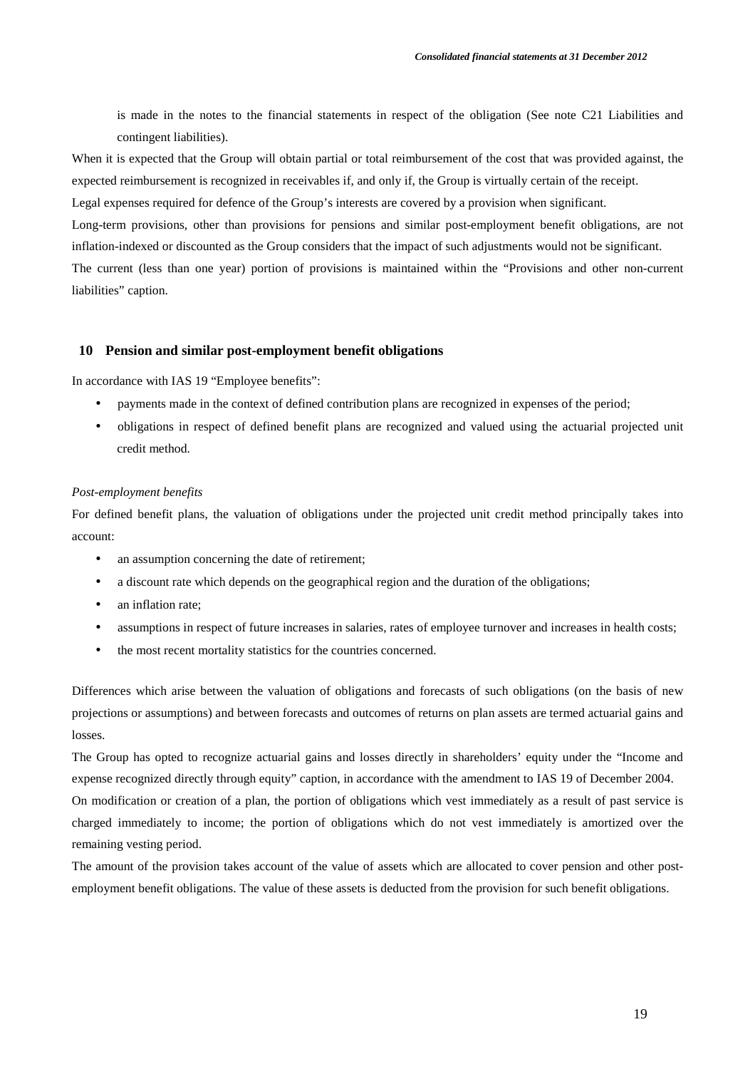is made in the notes to the financial statements in respect of the obligation (See note C21 Liabilities and contingent liabilities).

When it is expected that the Group will obtain partial or total reimbursement of the cost that was provided against, the expected reimbursement is recognized in receivables if, and only if, the Group is virtually certain of the receipt.

Legal expenses required for defence of the Group's interests are covered by a provision when significant.

Long-term provisions, other than provisions for pensions and similar post-employment benefit obligations, are not inflation-indexed or discounted as the Group considers that the impact of such adjustments would not be significant.

The current (less than one year) portion of provisions is maintained within the "Provisions and other non-current liabilities" caption.

## 10 Pension and similar post-employment benefit obligations

In accordance with IAS 19 "Employee benefits":

- payments made in the context of defined contribution plans are recognized in expenses of the period;
- obligations in respect of defined benefit plans are recognized and valued using the actuarial projected unit credit method.

*Post-employment benefits*

For defined benefit plans, the valuation of obligations under the projected unit credit method principally takes into account:

- an assumption concerning the date of retirement;
- a discount rate which depends on the geographical region and the duration of the obligations;
- an inflation rate;
- assumptions in respect of future increases in salaries, rates of employee turnover and increases in health costs;
- the most recent mortality statistics for the countries concerned.

Differences which arise between the valuation of obligations and forecasts of such obligations (on the basis of new projections or assumptions) and between forecasts and outcomes of returns on plan assets are termed actuarial gains and losses.

The Group has opted to recognize actuarial gains and losses directly in shareholders' equity under the "Income and expense recognized directly through equity" caption, in accordance with the amendment to IAS 19 of December 2004.

On modification or creation of a plan, the portion of obligations which vest immediately as a result of past service is charged immediately to income; the portion of obligations which do not vest immediately is amortized over the remaining vesting period.

The amount of the provision takes account of the value of assets which are allocated to cover pension and other post-employment benefit obligations. The value of these assets is deducted from the provision for such benefit obligations.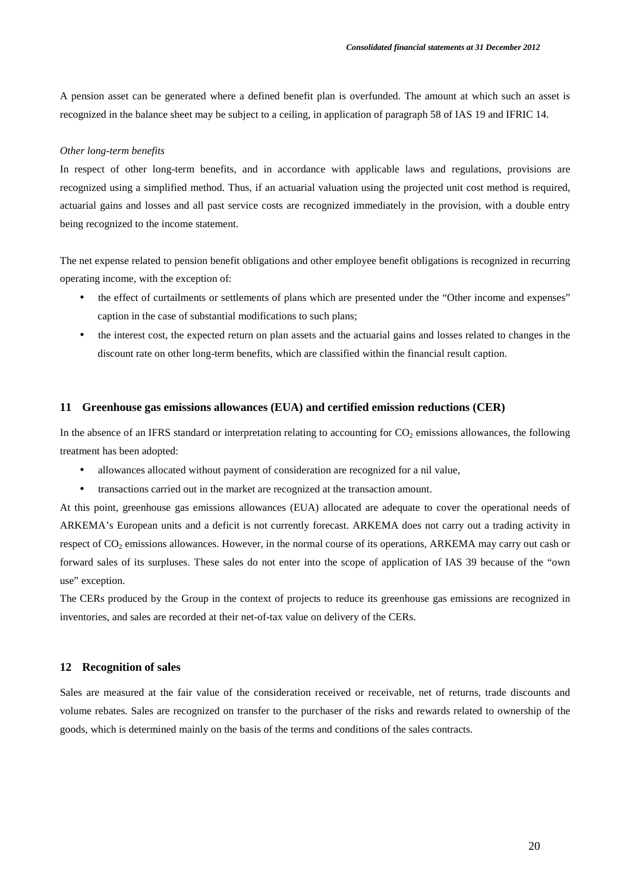A pension asset can be generated where a defined benefit plan is overfunded. The amount at which such an asset is recognized in the balance sheet may be subject to a ceiling, in application of paragraph 58 of IAS 19 and IFRIC 14.

*Other long-term benefits*

In respect of other long-term benefits, and in accordance with applicable laws and regulations, provisions are recognized using a simplified method. Thus, if an actuarial valuation using the projected unit cost method is required, actuarial gains and losses and all past service costs are recognized immediately in the provision, with a double entry being recognized to the income statement.

The net expense related to pension benefit obligations and other employee benefit obligations is recognized in recurring operating income, with the exception of:

- the effect of curtailments or settlements of plans which are presented under the "Other income and expenses" caption in the case of substantial modifications to such plans;
- the interest cost, the expected return on plan assets and the actuarial gains and losses related to changes in the discount rate on other long-term benefits, which are classified within the financial result caption.

## 11 Greenhouse gas emissions allowances (EUA) and certified emission reductions (CER)

In the absence of an IFRS standard or interpretation relating to accounting for $CO_2$ emissions allowances, the following treatment has been adopted:

- allowances allocated without payment of consideration are recognized for a nil value,
- transactions carried out in the market are recognized at the transaction amount.

At this point, greenhouse gas emissions allowances (EUA) allocated are adequate to cover the operational needs of ARKEMA's European units and a deficit is not currently forecast. ARKEMA does not carry out a trading activity in respect of $CO_2$ emissions allowances. However, in the normal course of its operations, ARKEMA may carry out cash or forward sales of its surpluses. These sales do not enter into the scope of application of IAS 39 because of the "own use" exception.

The CERs produced by the Group in the context of projects to reduce its greenhouse gas emissions are recognized in inventories, and sales are recorded at their net-of-tax value on delivery of the CERs.

## 12 Recognition of sales

Sales are measured at the fair value of the consideration received or receivable, net of returns, trade discounts and volume rebates. Sales are recognized on transfer to the purchaser of the risks and rewards related to ownership of the goods, which is determined mainly on the basis of the terms and conditions of the sales contracts.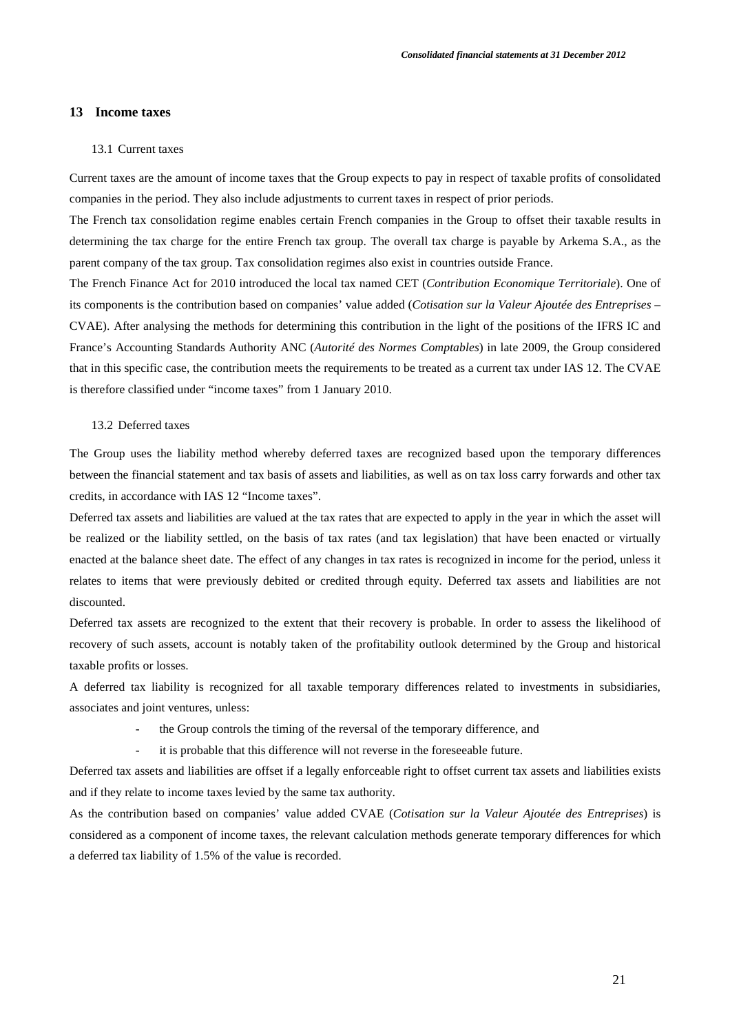## 13 Income taxes

### 13.1 Current taxes

Current taxes are the amount of income taxes that the Group expects to pay in respect of taxable profits of consolidated companies in the period. They also include adjustments to current taxes in respect of prior periods.

The French tax consolidation regime enables certain French companies in the Group to offset their taxable results in determining the tax charge for the entire French tax group. The overall tax charge is payable by Arkema S.A., as the parent company of the tax group. Tax consolidation regimes also exist in countries outside France.

The French Finance Act for 2010 introduced the local tax named CET (*Contribution Economique Territoriale*). One of its components is the contribution based on companies' value added (*Cotisation sur la Valeur Ajoutée des Entreprises* – CVAE). After analysing the methods for determining this contribution in the light of the positions of the IFRS IC and France's Accounting Standards Authority ANC (*Autorité des Normes Comptables*) in late 2009, the Group considered that in this specific case, the contribution meets the requirements to be treated as a current tax under IAS 12. The CVAE is therefore classified under "income taxes" from 1 January 2010.

### 13.2 Deferred taxes

The Group uses the liability method whereby deferred taxes are recognized based upon the temporary differences between the financial statement and tax basis of assets and liabilities, as well as on tax loss carry forwards and other tax credits, in accordance with IAS 12 "Income taxes".

Deferred tax assets and liabilities are valued at the tax rates that are expected to apply in the year in which the asset will be realized or the liability settled, on the basis of tax rates (and tax legislation) that have been enacted or virtually enacted at the balance sheet date. The effect of any changes in tax rates is recognized in income for the period, unless it relates to items that were previously debited or credited through equity. Deferred tax assets and liabilities are not discounted.

Deferred tax assets are recognized to the extent that their recovery is probable. In order to assess the likelihood of recovery of such assets, account is notably taken of the profitability outlook determined by the Group and historical taxable profits or losses.

A deferred tax liability is recognized for all taxable temporary differences related to investments in subsidiaries, associates and joint ventures, unless:

- the Group controls the timing of the reversal of the temporary difference, and
- it is probable that this difference will not reverse in the foreseeable future.

Deferred tax assets and liabilities are offset if a legally enforceable right to offset current tax assets and liabilities exists and if they relate to income taxes levied by the same tax authority.

As the contribution based on companies' value added CVAE (*Cotisation sur la Valeur Ajoutée des Entreprises*) is considered as a component of income taxes, the relevant calculation methods generate temporary differences for which a deferred tax liability of 1.5% of the value is recorded.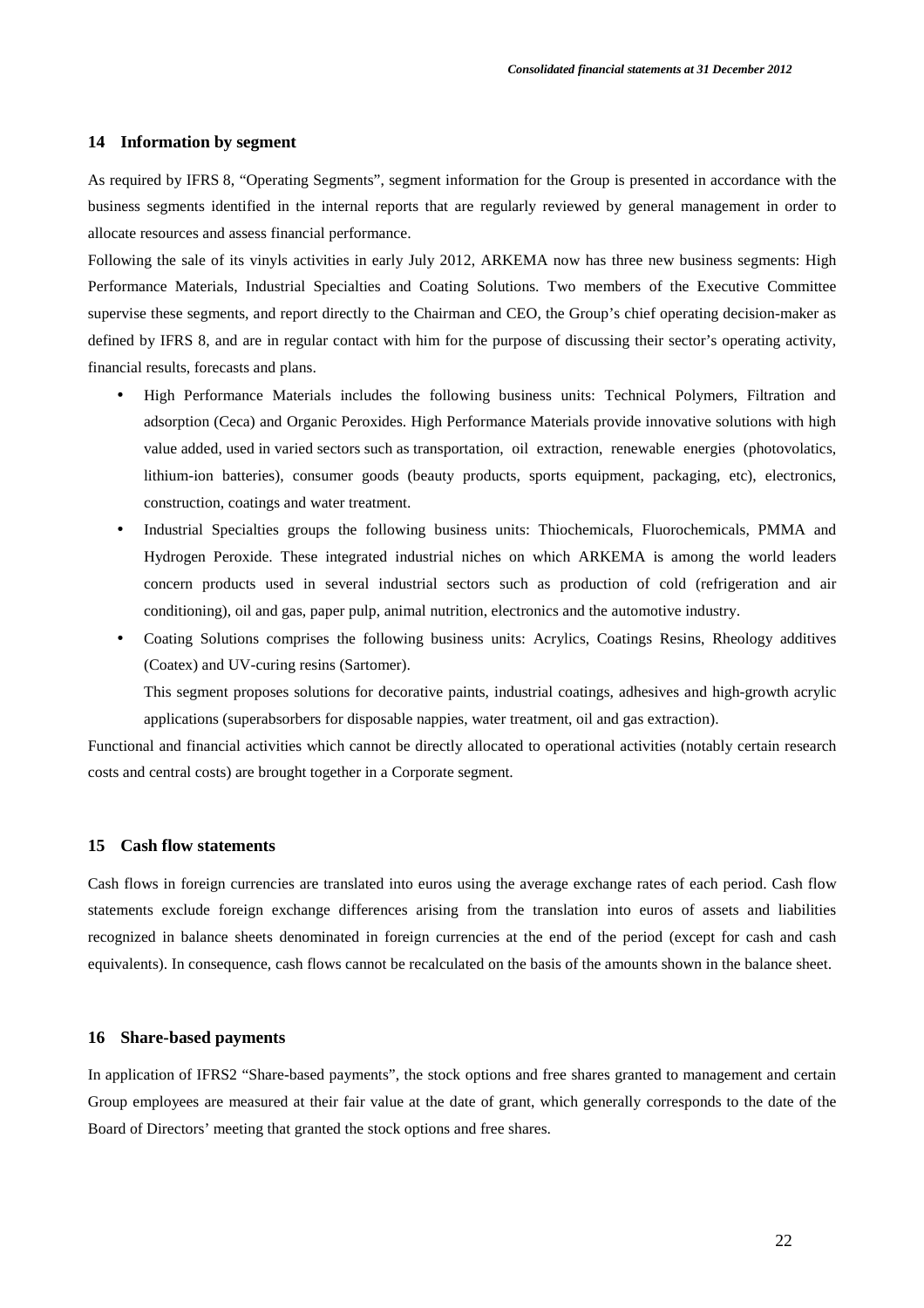## 14 Information by segment

As required by IFRS 8, "Operating Segments", segment information for the Group is presented in accordance with the business segments identified in the internal reports that are regularly reviewed by general management in order to allocate resources and assess financial performance.

Following the sale of its vinyls activities in early July 2012, ARKEMA now has three new business segments: High Performance Materials, Industrial Specialties and Coating Solutions. Two members of the Executive Committee supervise these segments, and report directly to the Chairman and CEO, the Group's chief operating decision-maker as defined by IFRS 8, and are in regular contact with him for the purpose of discussing their sector's operating activity, financial results, forecasts and plans.

- High Performance Materials includes the following business units: Technical Polymers, Filtration and adsorption (Ceca) and Organic Peroxides. High Performance Materials provide innovative solutions with high value added, used in varied sectors such as transportation, oil extraction, renewable energies (photovolatics, lithium-ion batteries), consumer goods (beauty products, sports equipment, packaging, etc), electronics, construction, coatings and water treatment.
- Industrial Specialties groups the following business units: Thiochemicals, Fluorochemicals, PMMA and Hydrogen Peroxide. These integrated industrial niches on which ARKEMA is among the world leaders concern products used in several industrial sectors such as production of cold (refrigeration and air conditioning), oil and gas, paper pulp, animal nutrition, electronics and the automotive industry.
- Coating Solutions comprises the following business units: Acrylics, Coatings Resins, Rheology additives (Coatex) and UV-curing resins (Sartomer).

  This segment proposes solutions for decorative paints, industrial coatings, adhesives and high-growth acrylic applications (superabsorbers for disposable nappies, water treatment, oil and gas extraction).

Functional and financial activities which cannot be directly allocated to operational activities (notably certain research costs and central costs) are brought together in a Corporate segment.

## 15 Cash flow statements

Cash flows in foreign currencies are translated into euros using the average exchange rates of each period. Cash flow statements exclude foreign exchange differences arising from the translation into euros of assets and liabilities recognized in balance sheets denominated in foreign currencies at the end of the period (except for cash and cash equivalents). In consequence, cash flows cannot be recalculated on the basis of the amounts shown in the balance sheet.

## 16 Share-based payments

In application of IFRS2 "Share-based payments", the stock options and free shares granted to management and certain Group employees are measured at their fair value at the date of grant, which generally corresponds to the date of the Board of Directors' meeting that granted the stock options and free shares.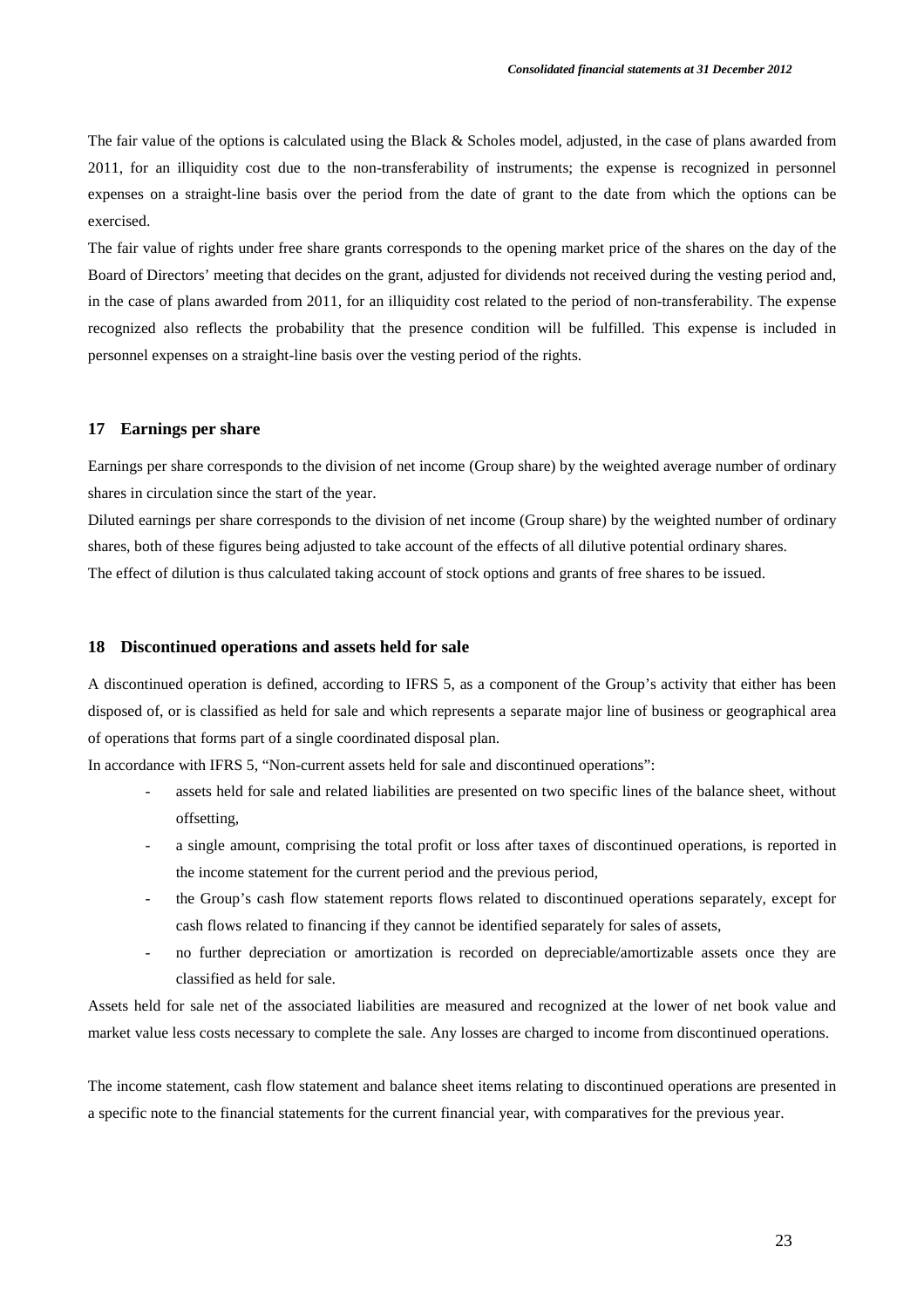The fair value of the options is calculated using the Black & Scholes model, adjusted, in the case of plans awarded from 2011, for an illiquidity cost due to the non-transferability of instruments; the expense is recognized in personnel expenses on a straight-line basis over the period from the date of grant to the date from which the options can be exercised.

The fair value of rights under free share grants corresponds to the opening market price of the shares on the day of the Board of Directors' meeting that decides on the grant, adjusted for dividends not received during the vesting period and, in the case of plans awarded from 2011, for an illiquidity cost related to the period of non-transferability. The expense recognized also reflects the probability that the presence condition will be fulfilled. This expense is included in personnel expenses on a straight-line basis over the vesting period of the rights.

## 17 Earnings per share

Earnings per share corresponds to the division of net income (Group share) by the weighted average number of ordinary shares in circulation since the start of the year.

Diluted earnings per share corresponds to the division of net income (Group share) by the weighted number of ordinary shares, both of these figures being adjusted to take account of the effects of all dilutive potential ordinary shares.

The effect of dilution is thus calculated taking account of stock options and grants of free shares to be issued.

## 18 Discontinued operations and assets held for sale

A discontinued operation is defined, according to IFRS 5, as a component of the Group's activity that either has been disposed of, or is classified as held for sale and which represents a separate major line of business or geographical area of operations that forms part of a single coordinated disposal plan.

In accordance with IFRS 5, "Non-current assets held for sale and discontinued operations":

- assets held for sale and related liabilities are presented on two specific lines of the balance sheet, without offsetting,
- a single amount, comprising the total profit or loss after taxes of discontinued operations, is reported in the income statement for the current period and the previous period,
- the Group's cash flow statement reports flows related to discontinued operations separately, except for cash flows related to financing if they cannot be identified separately for sales of assets,
- no further depreciation or amortization is recorded on depreciable/amortizable assets once they are classified as held for sale.

Assets held for sale net of the associated liabilities are measured and recognized at the lower of net book value and market value less costs necessary to complete the sale. Any losses are charged to income from discontinued operations.

The income statement, cash flow statement and balance sheet items relating to discontinued operations are presented in a specific note to the financial statements for the current financial year, with comparatives for the previous year.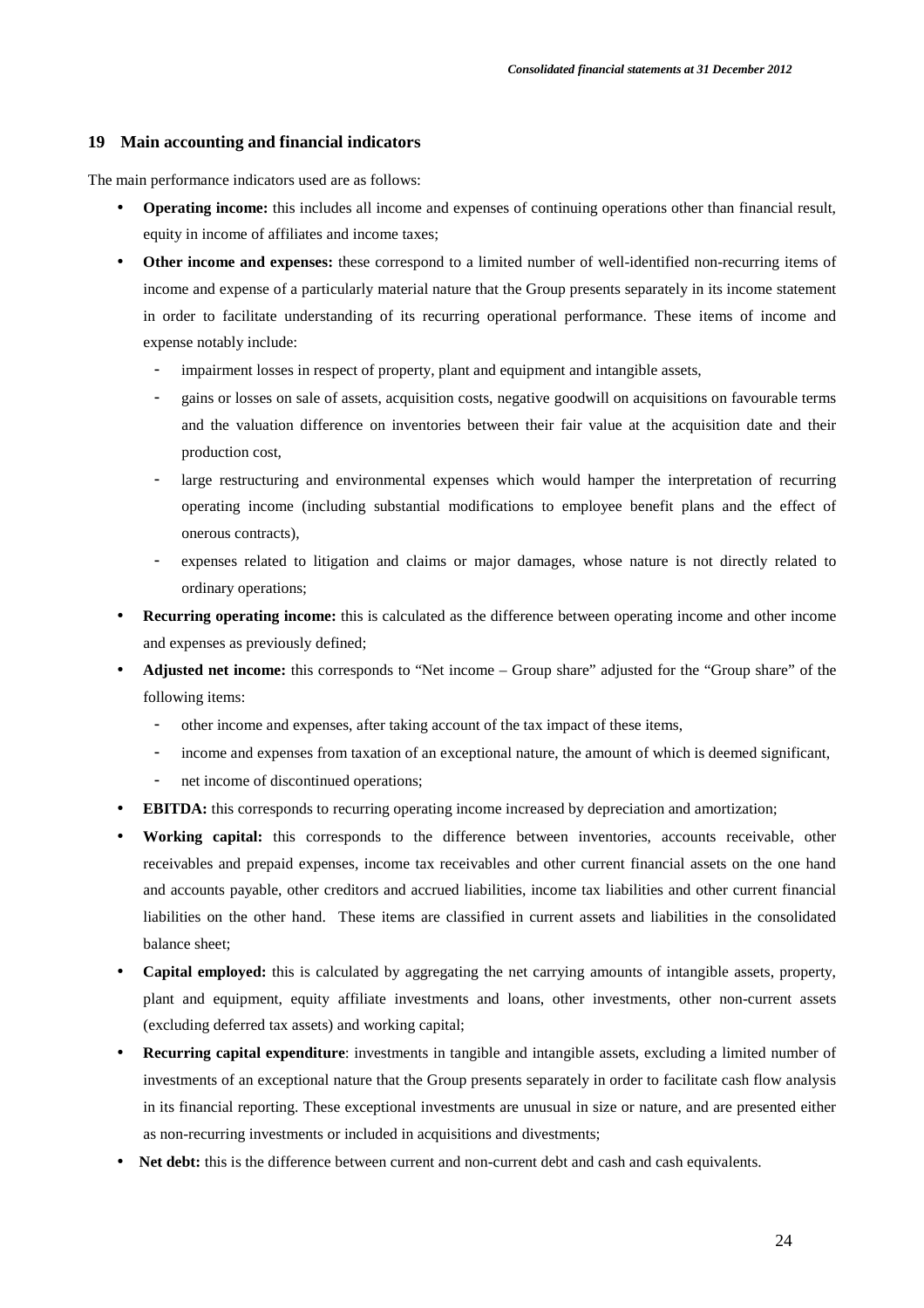## 19 Main accounting and financial indicators

The main performance indicators used are as follows:

- **Operating income:** this includes all income and expenses of continuing operations other than financial result, equity in income of affiliates and income taxes;
- **Other income and expenses:** these correspond to a limited number of well-identified non-recurring items of income and expense of a particularly material nature that the Group presents separately in its income statement in order to facilitate understanding of its recurring operational performance. These items of income and expense notably include:
  - impairment losses in respect of property, plant and equipment and intangible assets,
  - gains or losses on sale of assets, acquisition costs, negative goodwill on acquisitions on favourable terms and the valuation difference on inventories between their fair value at the acquisition date and their production cost,
  - large restructuring and environmental expenses which would hamper the interpretation of recurring operating income (including substantial modifications to employee benefit plans and the effect of onerous contracts),
  - expenses related to litigation and claims or major damages, whose nature is not directly related to ordinary operations;
- **Recurring operating income:** this is calculated as the difference between operating income and other income and expenses as previously defined;
- **Adjusted net income:** this corresponds to "Net income – Group share" adjusted for the "Group share" of the following items:
  - other income and expenses, after taking account of the tax impact of these items,
  - income and expenses from taxation of an exceptional nature, the amount of which is deemed significant,
  - net income of discontinued operations;
- **EBITDA:** this corresponds to recurring operating income increased by depreciation and amortization;
- **Working capital:** this corresponds to the difference between inventories, accounts receivable, other receivables and prepaid expenses, income tax receivables and other current financial assets on the one hand and accounts payable, other creditors and accrued liabilities, income tax liabilities and other current financial liabilities on the other hand. These items are classified in current assets and liabilities in the consolidated balance sheet;
- **Capital employed:** this is calculated by aggregating the net carrying amounts of intangible assets, property, plant and equipment, equity affiliate investments and loans, other investments, other non-current assets (excluding deferred tax assets) and working capital;
- **Recurring capital expenditure**: investments in tangible and intangible assets, excluding a limited number of investments of an exceptional nature that the Group presents separately in order to facilitate cash flow analysis in its financial reporting. These exceptional investments are unusual in size or nature, and are presented either as non-recurring investments or included in acquisitions and divestments;
- **Net debt:** this is the difference between current and non-current debt and cash and cash equivalents.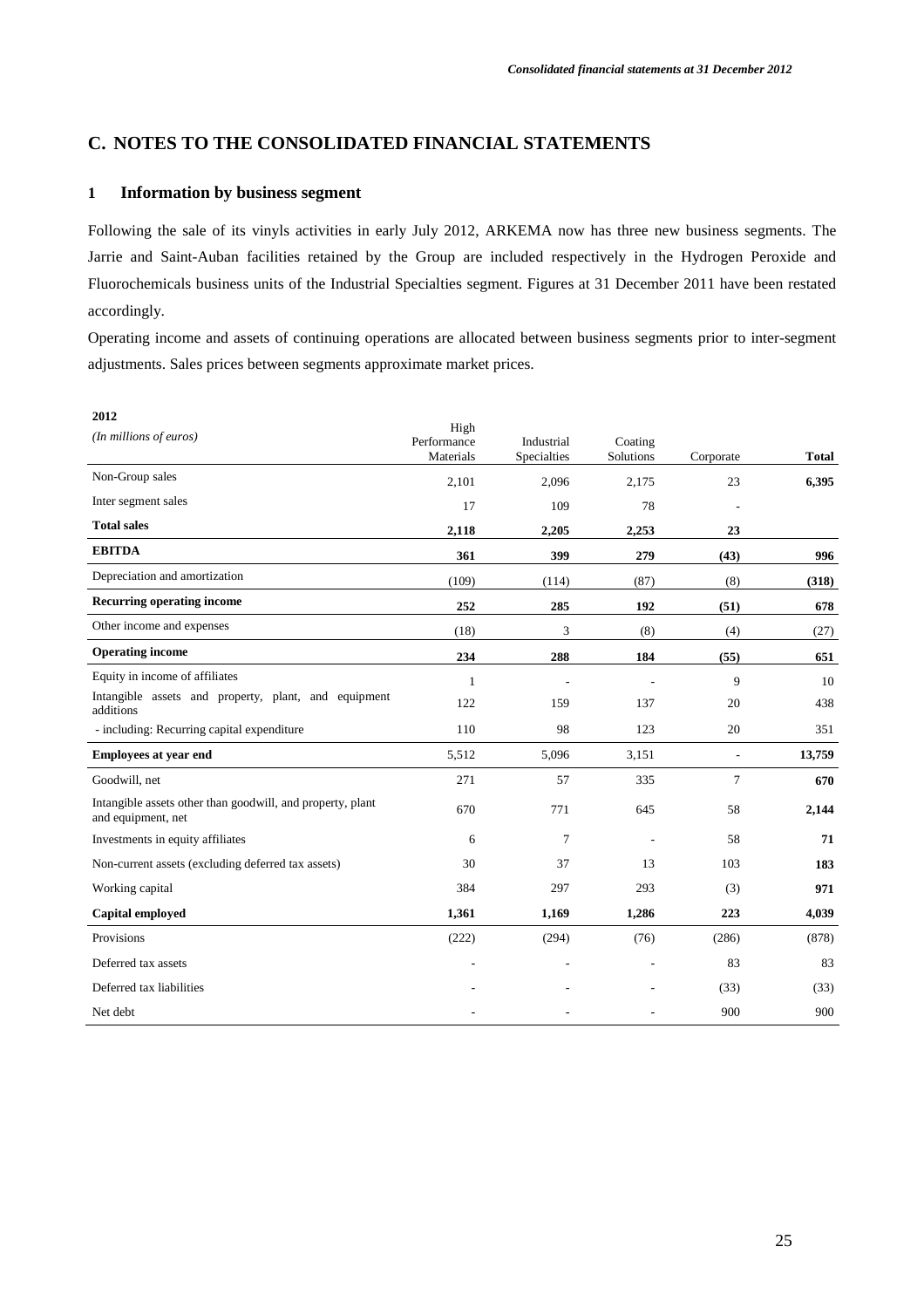## C. NOTES TO THE CONSOLIDATED FINANCIAL STATEMENTS

### 1 Information by business segment

Following the sale of its vinyls activities in early July 2012, ARKEMA now has three new business segments. The Jarrie and Saint-Auban facilities retained by the Group are included respectively in the Hydrogen Peroxide and Fluorochemicals business units of the Industrial Specialties segment. Figures at 31 December 2011 have been restated accordingly.

Operating income and assets of continuing operations are allocated between business segments prior to inter-segment adjustments. Sales prices between segments approximate market prices.

**2012**

| *(In millions of euros)* | High Performance Materials | Industrial Specialties | Coating Solutions | Corporate | **Total** |
|---|---|---|---|---|---|
| Non-Group sales | 2,101 | 2,096 | 2,175 | 23 | **6,395** |
| Inter segment sales | 17 | 109 | 78 | - | |
| **Total sales** | **2,118** | **2,205** | **2,253** | **23** | |
| **EBITDA** | **361** | **399** | **279** | **(43)** | **996** |
| Depreciation and amortization | (109) | (114) | (87) | (8) | **(318)** |
| **Recurring operating income** | **252** | **285** | **192** | **(51)** | **678** |
| Other income and expenses | (18) | 3 | (8) | (4) | (27) |
| **Operating income** | **234** | **288** | **184** | **(55)** | **651** |
| Equity in income of affiliates | 1 | - | - | 9 | 10 |
| Intangible assets and property, plant, and equipment additions | 122 | 159 | 137 | 20 | 438 |
| - including: Recurring capital expenditure | 110 | 98 | 123 | 20 | 351 |
| **Employees at year end** | 5,512 | 5,096 | 3,151 | - | **13,759** |
| Goodwill, net | 271 | 57 | 335 | 7 | **670** |
| Intangible assets other than goodwill, and property, plant and equipment, net | 670 | 771 | 645 | 58 | **2,144** |
| Investments in equity affiliates | 6 | 7 | - | 58 | **71** |
| Non-current assets (excluding deferred tax assets) | 30 | 37 | 13 | 103 | **183** |
| Working capital | 384 | 297 | 293 | (3) | **971** |
| **Capital employed** | **1,361** | **1,169** | **1,286** | **223** | **4,039** |
| Provisions | (222) | (294) | (76) | (286) | (878) |
| Deferred tax assets | - | - | - | 83 | 83 |
| Deferred tax liabilities | - | - | - | (33) | (33) |
| Net debt | - | - | - | 900 | 900 |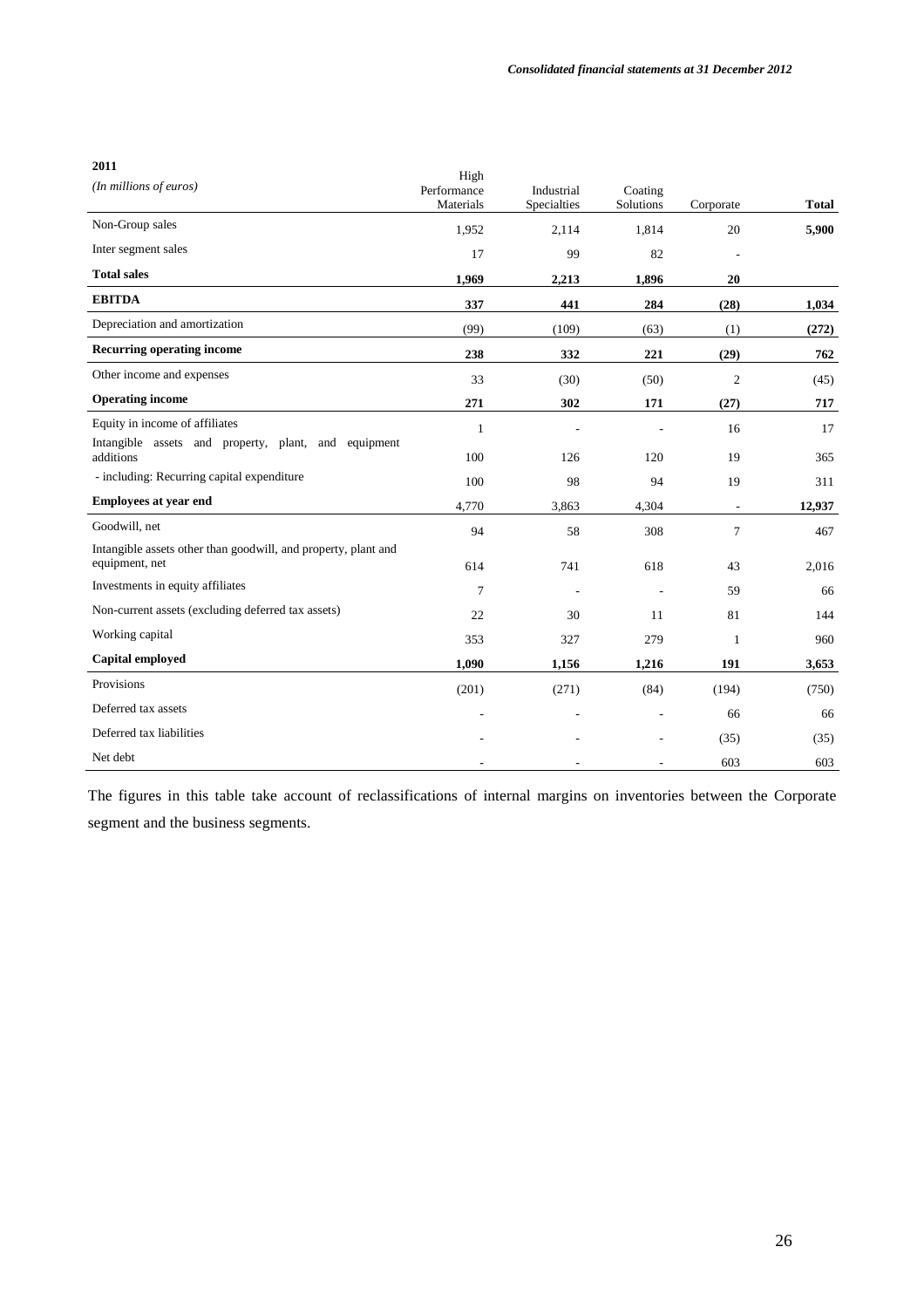**2011**

| *(In millions of euros)* | High Performance Materials | Industrial Specialties | Coating Solutions | Corporate | **Total** |
|---|---|---|---|---|---|
| Non-Group sales | 1,952 | 2,114 | 1,814 | 20 | **5,900** |
| Inter segment sales | 17 | 99 | 82 | - | |
| **Total sales** | **1,969** | **2,213** | **1,896** | **20** | |
| **EBITDA** | **337** | **441** | **284** | **(28)** | **1,034** |
| Depreciation and amortization | (99) | (109) | (63) | (1) | **(272)** |
| **Recurring operating income** | **238** | **332** | **221** | **(29)** | **762** |
| Other income and expenses | 33 | (30) | (50) | 2 | (45) |
| **Operating income** | **271** | **302** | **171** | **(27)** | **717** |
| Equity in income of affiliates | 1 | - | - | 16 | 17 |
| Intangible assets and property, plant, and equipment additions | 100 | 126 | 120 | 19 | 365 |
| - including: Recurring capital expenditure | 100 | 98 | 94 | 19 | 311 |
| **Employees at year end** | 4,770 | 3,863 | 4,304 | - | **12,937** |
| Goodwill, net | 94 | 58 | 308 | 7 | 467 |
| Intangible assets other than goodwill, and property, plant and equipment, net | 614 | 741 | 618 | 43 | 2,016 |
| Investments in equity affiliates | 7 | - | - | 59 | 66 |
| Non-current assets (excluding deferred tax assets) | 22 | 30 | 11 | 81 | 144 |
| Working capital | 353 | 327 | 279 | 1 | 960 |
| **Capital employed** | **1,090** | **1,156** | **1,216** | **191** | **3,653** |
| Provisions | (201) | (271) | (84) | (194) | (750) |
| Deferred tax assets | - | - | - | 66 | 66 |
| Deferred tax liabilities | - | - | - | (35) | (35) |
| Net debt | - | - | - | 603 | 603 |

The figures in this table take account of reclassifications of internal margins on inventories between the Corporate segment and the business segments.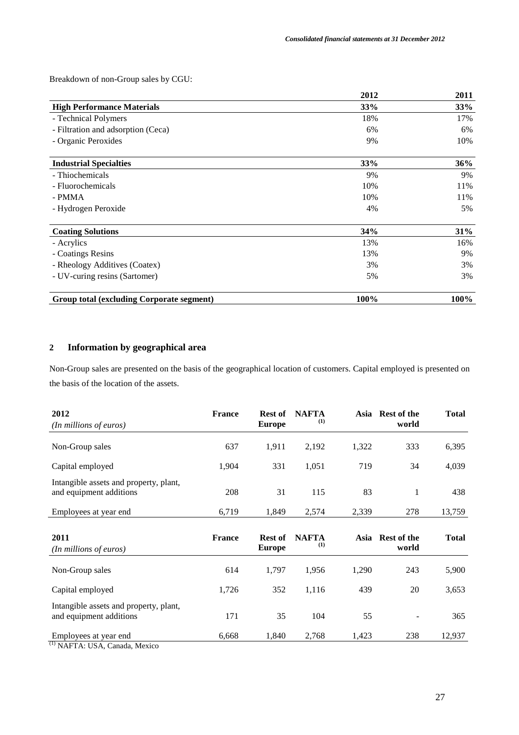Breakdown of non-Group sales by CGU:

| | 2012 | 2011 |
|---|---|---|
| **High Performance Materials** | **33%** | **33%** |
| - Technical Polymers | 18% | 17% |
| - Filtration and adsorption (Ceca) | 6% | 6% |
| - Organic Peroxides | 9% | 10% |
| **Industrial Specialties** | **33%** | **36%** |
| - Thiochemicals | 9% | 9% |
| - Fluorochemicals | 10% | 11% |
| - PMMA | 10% | 11% |
| - Hydrogen Peroxide | 4% | 5% |
| **Coating Solutions** | **34%** | **31%** |
| - Acrylics | 13% | 16% |
| - Coatings Resins | 13% | 9% |
| - Rheology Additives (Coatex) | 3% | 3% |
| - UV-curing resins (Sartomer) | 5% | 3% |
| **Group total (excluding Corporate segment)** | **100%** | **100%** |

## 2 Information by geographical area

Non-Group sales are presented on the basis of the geographical location of customers. Capital employed is presented on the basis of the location of the assets.

| **2012** *(In millions of euros)* | **France** | **Rest of Europe** | **NAFTA** [(1)] | **Asia** | **Rest of the world** | **Total** |
|---|---|---|---|---|---|---|
| Non-Group sales | 637 | 1,911 | 2,192 | 1,322 | 333 | 6,395 |
| Capital employed | 1,904 | 331 | 1,051 | 719 | 34 | 4,039 |
| Intangible assets and property, plant, and equipment additions | 208 | 31 | 115 | 83 | 1 | 438 |
| Employees at year end | 6,719 | 1,849 | 2,574 | 2,339 | 278 | 13,759 |

| **2011** *(In millions of euros)* | **France** | **Rest of Europe** | **NAFTA** [(1)] | **Asia** | **Rest of the world** | **Total** |
|---|---|---|---|---|---|---|
| Non-Group sales | 614 | 1,797 | 1,956 | 1,290 | 243 | 5,900 |
| Capital employed | 1,726 | 352 | 1,116 | 439 | 20 | 3,653 |
| Intangible assets and property, plant, and equipment additions | 171 | 35 | 104 | 55 | - | 365 |
| Employees at year end | 6,668 | 1,840 | 2,768 | 1,423 | 238 | 12,937 |

[(1)] NAFTA: USA, Canada, Mexico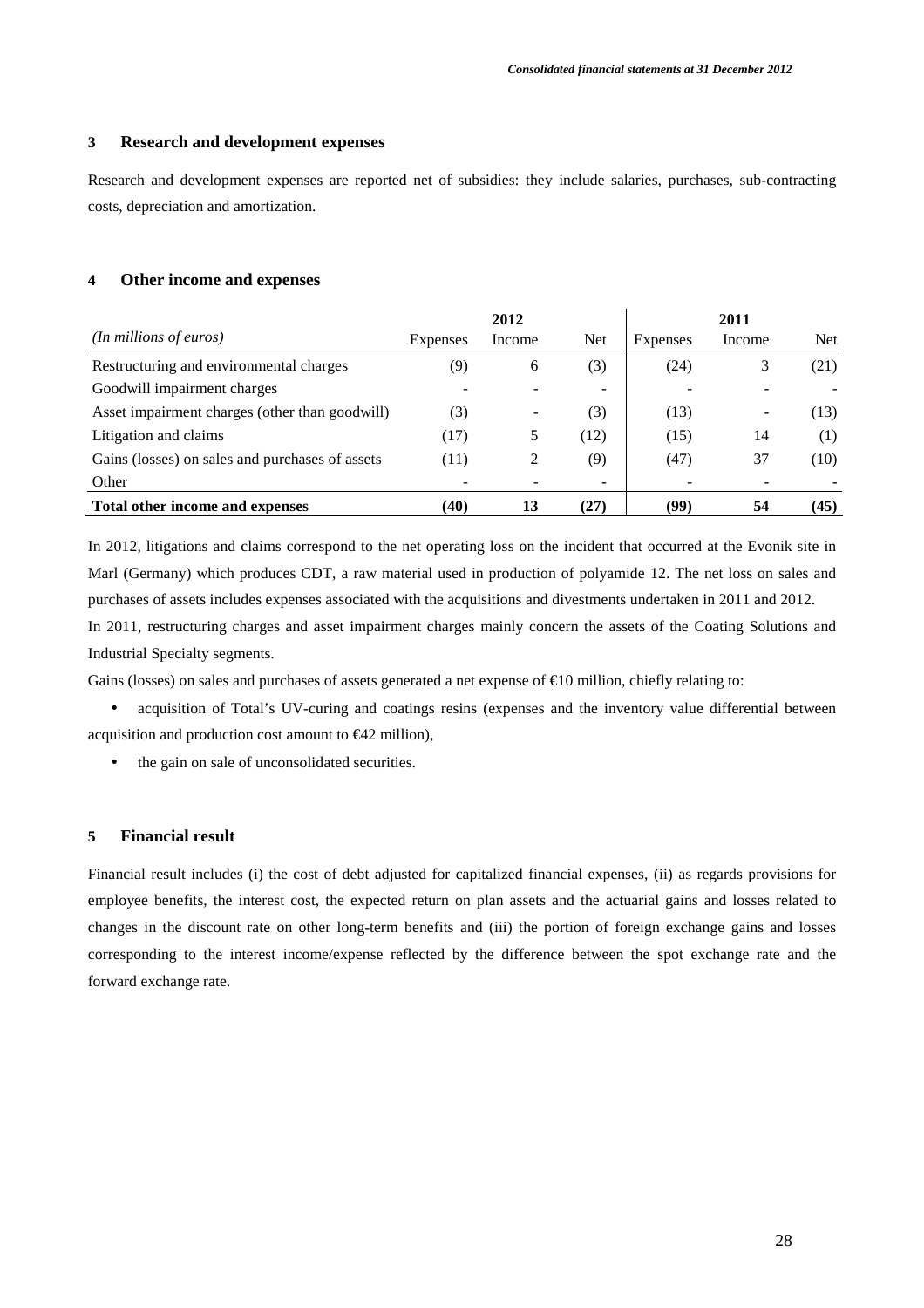## 3 Research and development expenses

Research and development expenses are reported net of subsidies: they include salaries, purchases, sub-contracting costs, depreciation and amortization.

## 4 Other income and expenses

| | 2012 | | | 2011 | | |
|---|---|---|---|---|---|---|
| *(In millions of euros)* | Expenses | Income | Net | Expenses | Income | Net |
| Restructuring and environmental charges | (9) | 6 | (3) | (24) | 3 | (21) |
| Goodwill impairment charges | - | - | - | - | - | - |
| Asset impairment charges (other than goodwill) | (3) | - | (3) | (13) | - | (13) |
| Litigation and claims | (17) | 5 | (12) | (15) | 14 | (1) |
| Gains (losses) on sales and purchases of assets | (11) | 2 | (9) | (47) | 37 | (10) |
| Other | - | - | - | - | - | - |
| **Total other income and expenses** | **(40)** | **13** | **(27)** | **(99)** | **54** | **(45)** |

In 2012, litigations and claims correspond to the net operating loss on the incident that occurred at the Evonik site in Marl (Germany) which produces CDT, a raw material used in production of polyamide 12. The net loss on sales and purchases of assets includes expenses associated with the acquisitions and divestments undertaken in 2011 and 2012.

In 2011, restructuring charges and asset impairment charges mainly concern the assets of the Coating Solutions and Industrial Specialty segments.

Gains (losses) on sales and purchases of assets generated a net expense of €10 million, chiefly relating to:

- acquisition of Total's UV-curing and coatings resins (expenses and the inventory value differential between acquisition and production cost amount to €42 million),
- the gain on sale of unconsolidated securities.

## 5 Financial result

Financial result includes (i) the cost of debt adjusted for capitalized financial expenses, (ii) as regards provisions for employee benefits, the interest cost, the expected return on plan assets and the actuarial gains and losses related to changes in the discount rate on other long-term benefits and (iii) the portion of foreign exchange gains and losses corresponding to the interest income/expense reflected by the difference between the spot exchange rate and the forward exchange rate.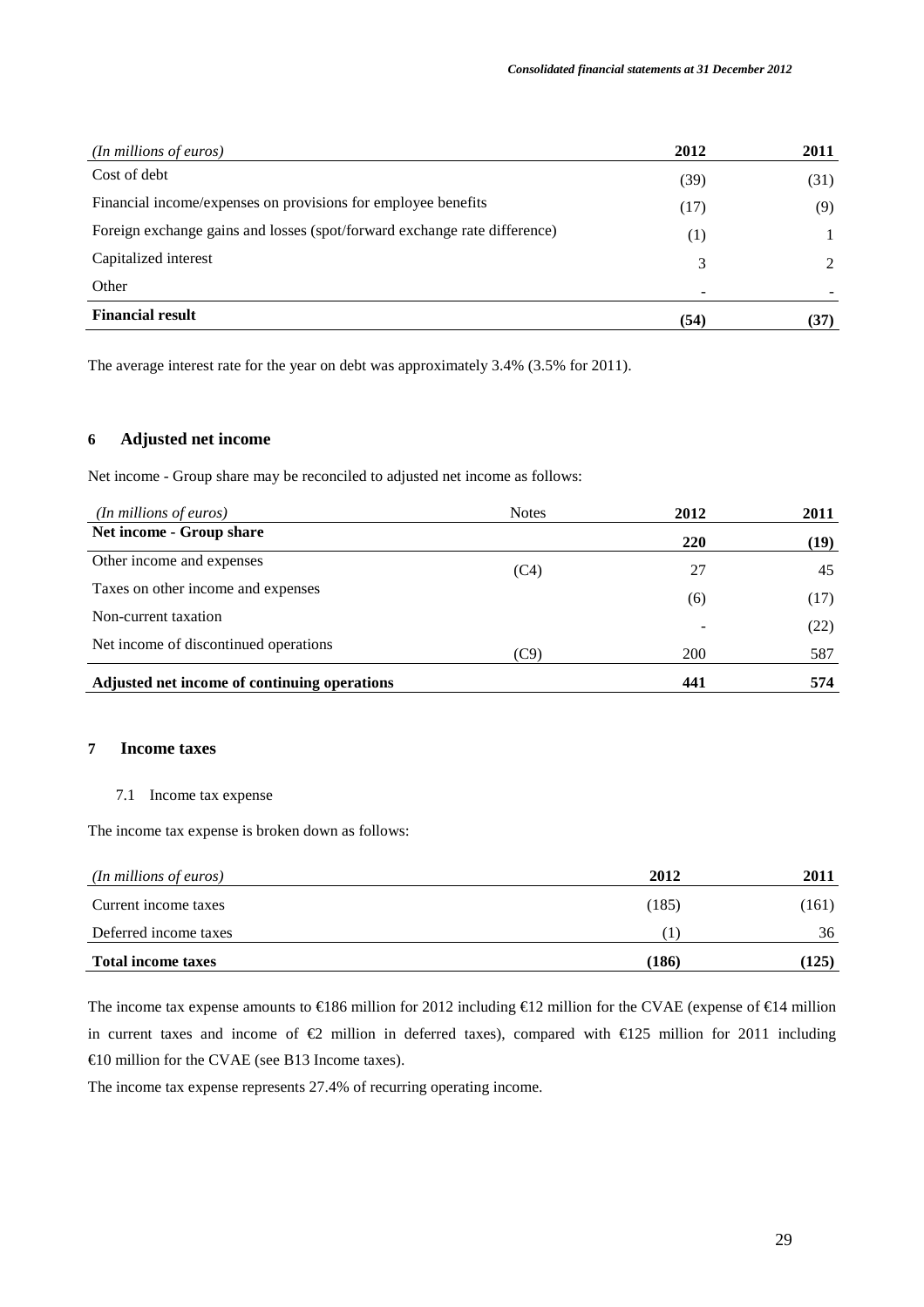| *(In millions of euros)* | 2012 | 2011 |
| --- | --- | --- |
| Cost of debt | (39) | (31) |
| Financial income/expenses on provisions for employee benefits | (17) | (9) |
| Foreign exchange gains and losses (spot/forward exchange rate difference) | (1) | 1 |
| Capitalized interest | 3 | 2 |
| Other | - | - |
| **Financial result** | **(54)** | **(37)** |

The average interest rate for the year on debt was approximately 3.4% (3.5% for 2011).

## 6 Adjusted net income

Net income - Group share may be reconciled to adjusted net income as follows:

| *(In millions of euros)* | Notes | 2012 | 2011 |
| --- | --- | --- | --- |
| **Net income - Group share** | | **220** | **(19)** |
| Other income and expenses | (C4) | 27 | 45 |
| Taxes on other income and expenses | | (6) | (17) |
| Non-current taxation | | - | (22) |
| Net income of discontinued operations | (C9) | 200 | 587 |
| **Adjusted net income of continuing operations** | | **441** | **574** |

## 7 Income taxes

### 7.1 Income tax expense

The income tax expense is broken down as follows:

| *(In millions of euros)* | 2012 | 2011 |
| --- | --- | --- |
| Current income taxes | (185) | (161) |
| Deferred income taxes | (1) | 36 |
| **Total income taxes** | **(186)** | **(125)** |

The income tax expense amounts to €186 million for 2012 including €12 million for the CVAE (expense of €14 million in current taxes and income of €2 million in deferred taxes), compared with €125 million for 2011 including €10 million for the CVAE (see B13 Income taxes).

The income tax expense represents 27.4% of recurring operating income.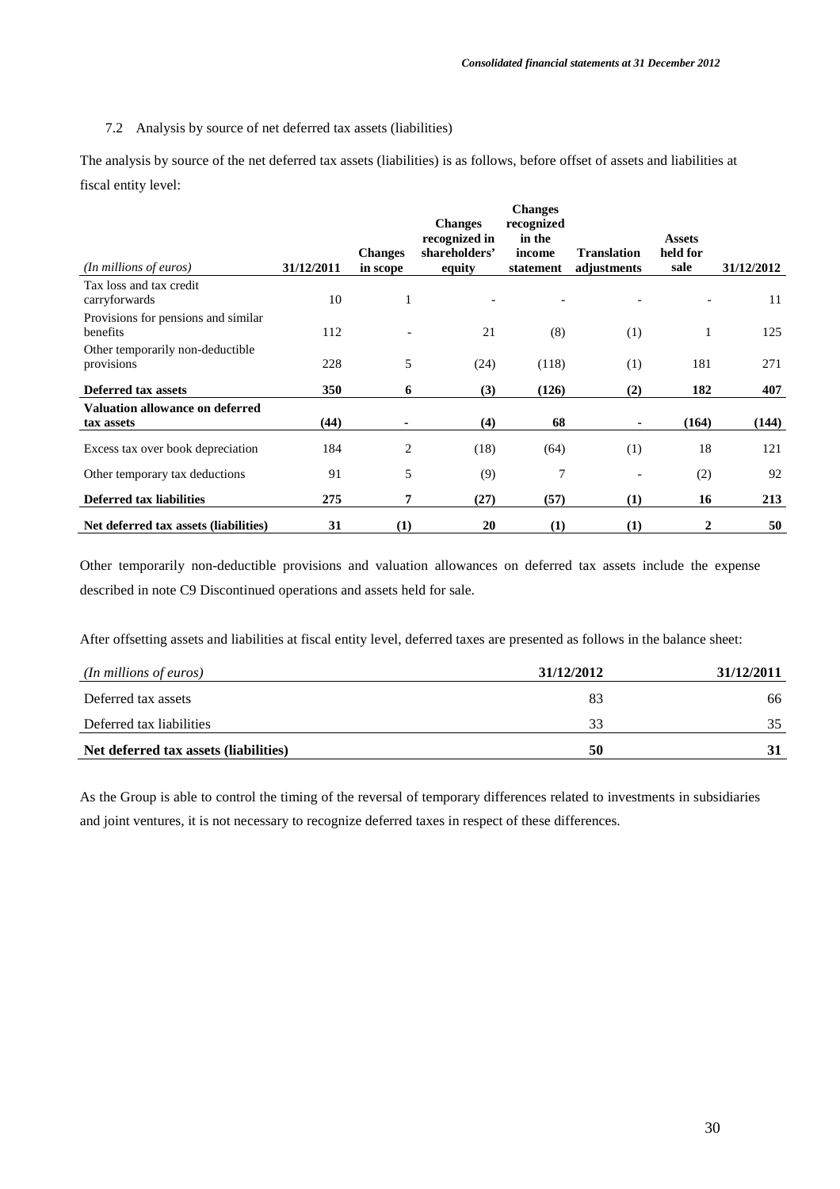### 7.2 Analysis by source of net deferred tax assets (liabilities)

The analysis by source of the net deferred tax assets (liabilities) is as follows, before offset of assets and liabilities at fiscal entity level:

| *(In millions of euros)* | 31/12/2011 | Changes in scope | Changes recognized in shareholders' equity | Changes recognized in the income statement | Translation adjustments | Assets held for sale | 31/12/2012 |
|---|---|---|---|---|---|---|---|
| Tax loss and tax credit carryforwards | 10 | 1 | - | - | - | - | 11 |
| Provisions for pensions and similar benefits | 112 | - | 21 | (8) | (1) | 1 | 125 |
| Other temporarily non-deductible provisions | 228 | 5 | (24) | (118) | (1) | 181 | 271 |
| **Deferred tax assets** | **350** | **6** | **(3)** | **(126)** | **(2)** | **182** | **407** |
| **Valuation allowance on deferred tax assets** | **(44)** | **-** | **(4)** | **68** | **-** | **(164)** | **(144)** |
| Excess tax over book depreciation | 184 | 2 | (18) | (64) | (1) | 18 | 121 |
| Other temporary tax deductions | 91 | 5 | (9) | 7 | - | (2) | 92 |
| **Deferred tax liabilities** | **275** | **7** | **(27)** | **(57)** | **(1)** | **16** | **213** |
| **Net deferred tax assets (liabilities)** | **31** | **(1)** | **20** | **(1)** | **(1)** | **2** | **50** |

Other temporarily non-deductible provisions and valuation allowances on deferred tax assets include the expense described in note C9 Discontinued operations and assets held for sale.

After offsetting assets and liabilities at fiscal entity level, deferred taxes are presented as follows in the balance sheet:

| *(In millions of euros)* | 31/12/2012 | 31/12/2011 |
|---|---|---|
| Deferred tax assets | 83 | 66 |
| Deferred tax liabilities | 33 | 35 |
| **Net deferred tax assets (liabilities)** | **50** | **31** |

As the Group is able to control the timing of the reversal of temporary differences related to investments in subsidiaries and joint ventures, it is not necessary to recognize deferred taxes in respect of these differences.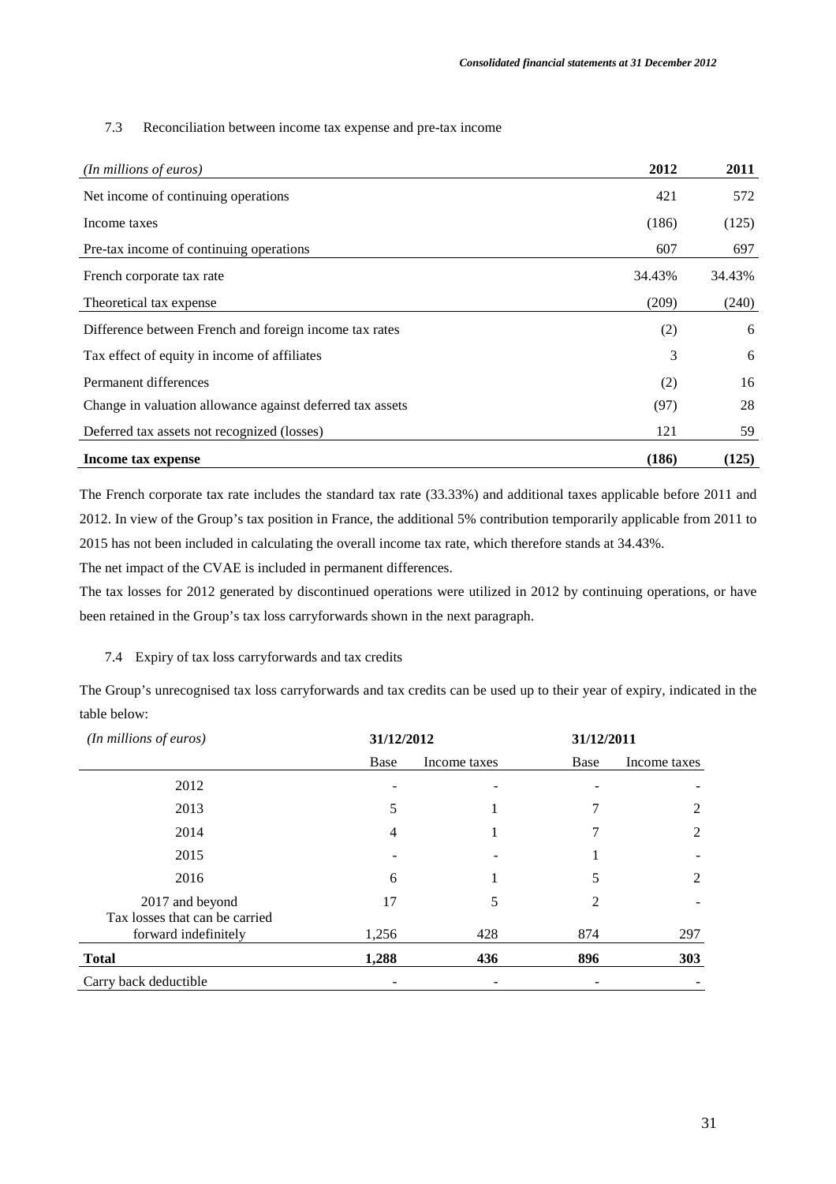### 7.3 Reconciliation between income tax expense and pre-tax income

| *(In millions of euros)* | 2012 | 2011 |
|---|---|---|
| Net income of continuing operations | 421 | 572 |
| Income taxes | (186) | (125) |
| Pre-tax income of continuing operations | 607 | 697 |
| French corporate tax rate | 34.43% | 34.43% |
| Theoretical tax expense | (209) | (240) |
| Difference between French and foreign income tax rates | (2) | 6 |
| Tax effect of equity in income of affiliates | 3 | 6 |
| Permanent differences | (2) | 16 |
| Change in valuation allowance against deferred tax assets | (97) | 28 |
| Deferred tax assets not recognized (losses) | 121 | 59 |
| **Income tax expense** | **(186)** | **(125)** |

The French corporate tax rate includes the standard tax rate (33.33%) and additional taxes applicable before 2011 and 2012. In view of the Group's tax position in France, the additional 5% contribution temporarily applicable from 2011 to 2015 has not been included in calculating the overall income tax rate, which therefore stands at 34.43%.

The net impact of the CVAE is included in permanent differences.

The tax losses for 2012 generated by discontinued operations were utilized in 2012 by continuing operations, or have been retained in the Group's tax loss carryforwards shown in the next paragraph.

### 7.4 Expiry of tax loss carryforwards and tax credits

The Group's unrecognised tax loss carryforwards and tax credits can be used up to their year of expiry, indicated in the table below:

| *(In millions of euros)* | 31/12/2012 | | 31/12/2011 | |
|---|---|---|---|---|
| | Base | Income taxes | Base | Income taxes |
| 2012 | - | - | - | - |
| 2013 | 5 | 1 | 7 | 2 |
| 2014 | 4 | 1 | 7 | 2 |
| 2015 | - | - | 1 | - |
| 2016 | 6 | 1 | 5 | 2 |
| 2017 and beyond | 17 | 5 | 2 | - |
| Tax losses that can be carried forward indefinitely | 1,256 | 428 | 874 | 297 |
| **Total** | **1,288** | **436** | **896** | **303** |
| Carry back deductible | - | - | - | - |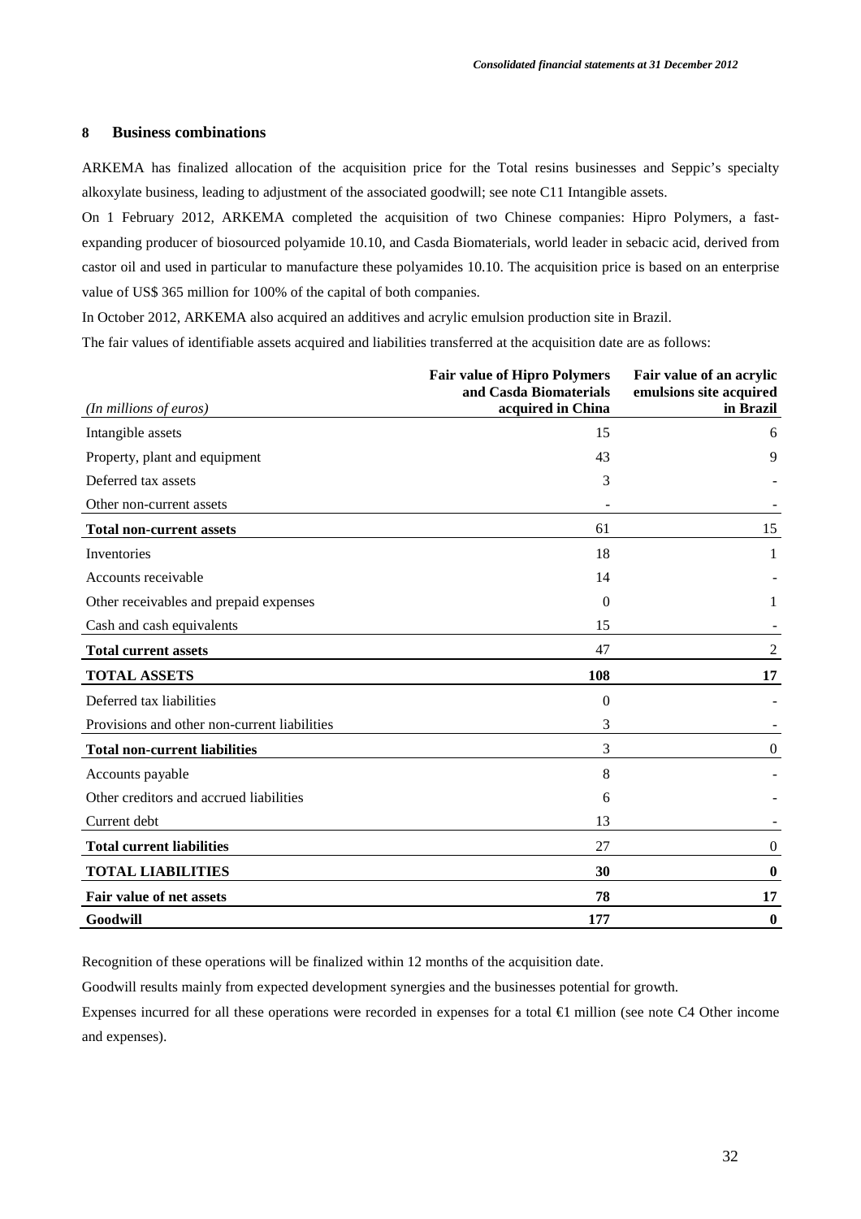## 8 Business combinations

ARKEMA has finalized allocation of the acquisition price for the Total resins businesses and Seppic's specialty alkoxylate business, leading to adjustment of the associated goodwill; see note C11 Intangible assets.

On 1 February 2012, ARKEMA completed the acquisition of two Chinese companies: Hipro Polymers, a fast-expanding producer of biosourced polyamide 10.10, and Casda Biomaterials, world leader in sebacic acid, derived from castor oil and used in particular to manufacture these polyamides 10.10. The acquisition price is based on an enterprise value of US$ 365 million for 100% of the capital of both companies.

In October 2012, ARKEMA also acquired an additives and acrylic emulsion production site in Brazil.

The fair values of identifiable assets acquired and liabilities transferred at the acquisition date are as follows:

| *(In millions of euros)* | **Fair value of Hipro Polymers and Casda Biomaterials acquired in China** | **Fair value of an acrylic emulsions site acquired in Brazil** |
|---|---|---|
| Intangible assets | 15 | 6 |
| Property, plant and equipment | 43 | 9 |
| Deferred tax assets | 3 | - |
| Other non-current assets | - | - |
| **Total non-current assets** | 61 | 15 |
| Inventories | 18 | 1 |
| Accounts receivable | 14 | - |
| Other receivables and prepaid expenses | 0 | 1 |
| Cash and cash equivalents | 15 | - |
| **Total current assets** | 47 | 2 |
| **TOTAL ASSETS** | **108** | **17** |
| Deferred tax liabilities | 0 | - |
| Provisions and other non-current liabilities | 3 | - |
| **Total non-current liabilities** | 3 | 0 |
| Accounts payable | 8 | - |
| Other creditors and accrued liabilities | 6 | - |
| Current debt | 13 | - |
| **Total current liabilities** | 27 | 0 |
| **TOTAL LIABILITIES** | **30** | **0** |
| **Fair value of net assets** | **78** | **17** |
| **Goodwill** | **177** | **0** |

Recognition of these operations will be finalized within 12 months of the acquisition date.

Goodwill results mainly from expected development synergies and the businesses potential for growth.

Expenses incurred for all these operations were recorded in expenses for a total €1 million (see note C4 Other income and expenses).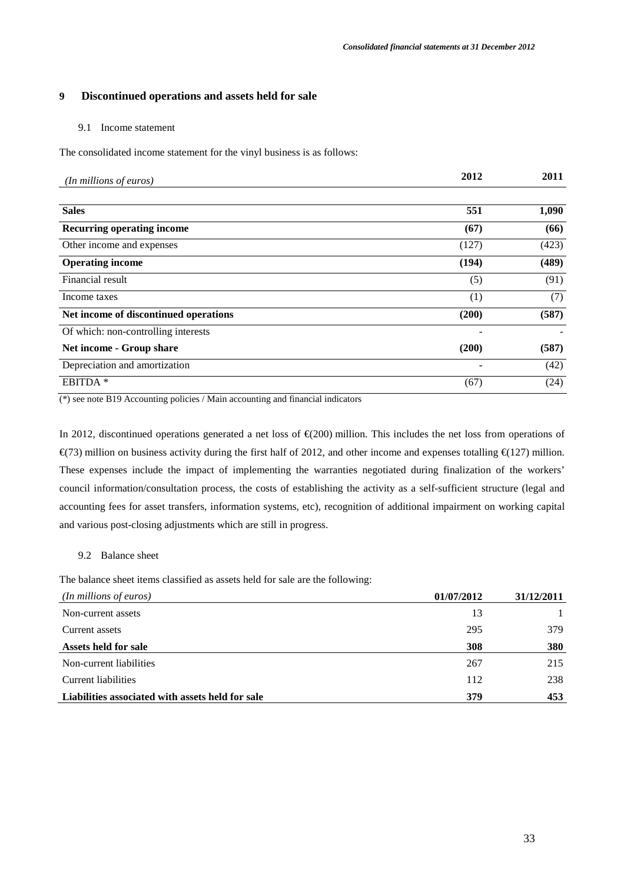## 9 Discontinued operations and assets held for sale

### 9.1 Income statement

The consolidated income statement for the vinyl business is as follows:

| *(In millions of euros)* | 2012 | 2011 |
|---|---|---|
| **Sales** | **551** | **1,090** |
| **Recurring operating income** | **(67)** | **(66)** |
| Other income and expenses | (127) | (423) |
| **Operating income** | **(194)** | **(489)** |
| Financial result | (5) | (91) |
| Income taxes | (1) | (7) |
| **Net income of discontinued operations** | **(200)** | **(587)** |
| Of which: non-controlling interests | - | - |
| **Net income - Group share** | **(200)** | **(587)** |
| Depreciation and amortization | - | (42) |
| EBITDA * | (67) | (24) |

(*) see note B19 Accounting policies / Main accounting and financial indicators

In 2012, discontinued operations generated a net loss of €(200) million. This includes the net loss from operations of €(73) million on business activity during the first half of 2012, and other income and expenses totalling €(127) million. These expenses include the impact of implementing the warranties negotiated during finalization of the workers' council information/consultation process, the costs of establishing the activity as a self-sufficient structure (legal and accounting fees for asset transfers, information systems, etc), recognition of additional impairment on working capital and various post-closing adjustments which are still in progress.

### 9.2 Balance sheet

The balance sheet items classified as assets held for sale are the following:

| *(In millions of euros)* | 01/07/2012 | 31/12/2011 |
|---|---|---|
| Non-current assets | 13 | 1 |
| Current assets | 295 | 379 |
| **Assets held for sale** | **308** | **380** |
| Non-current liabilities | 267 | 215 |
| Current liabilities | 112 | 238 |
| **Liabilities associated with assets held for sale** | **379** | **453** |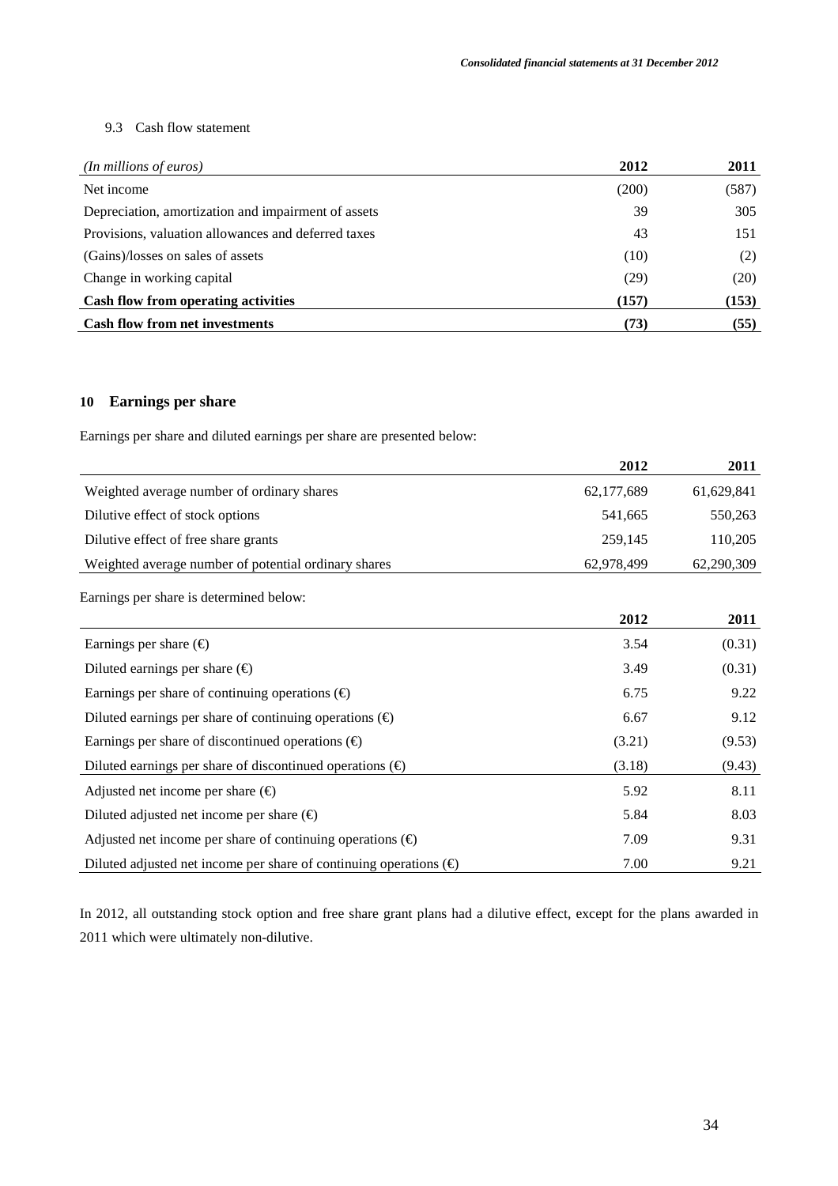### 9.3 Cash flow statement

| *(In millions of euros)* | 2012 | 2011 |
|---|---|---|
| Net income | (200) | (587) |
| Depreciation, amortization and impairment of assets | 39 | 305 |
| Provisions, valuation allowances and deferred taxes | 43 | 151 |
| (Gains)/losses on sales of assets | (10) | (2) |
| Change in working capital | (29) | (20) |
| **Cash flow from operating activities** | **(157)** | **(153)** |
| **Cash flow from net investments** | **(73)** | **(55)** |

## 10 Earnings per share

Earnings per share and diluted earnings per share are presented below:

| | 2012 | 2011 |
|---|---|---|
| Weighted average number of ordinary shares | 62,177,689 | 61,629,841 |
| Dilutive effect of stock options | 541,665 | 550,263 |
| Dilutive effect of free share grants | 259,145 | 110,205 |
| Weighted average number of potential ordinary shares | 62,978,499 | 62,290,309 |

Earnings per share is determined below:

| | 2012 | 2011 |
|---|---|---|
| Earnings per share (€) | 3.54 | (0.31) |
| Diluted earnings per share (€) | 3.49 | (0.31) |
| Earnings per share of continuing operations (€) | 6.75 | 9.22 |
| Diluted earnings per share of continuing operations (€) | 6.67 | 9.12 |
| Earnings per share of discontinued operations (€) | (3.21) | (9.53) |
| Diluted earnings per share of discontinued operations (€) | (3.18) | (9.43) |
| Adjusted net income per share (€) | 5.92 | 8.11 |
| Diluted adjusted net income per share (€) | 5.84 | 8.03 |
| Adjusted net income per share of continuing operations (€) | 7.09 | 9.31 |
| Diluted adjusted net income per share of continuing operations (€) | 7.00 | 9.21 |

In 2012, all outstanding stock option and free share grant plans had a dilutive effect, except for the plans awarded in 2011 which were ultimately non-dilutive.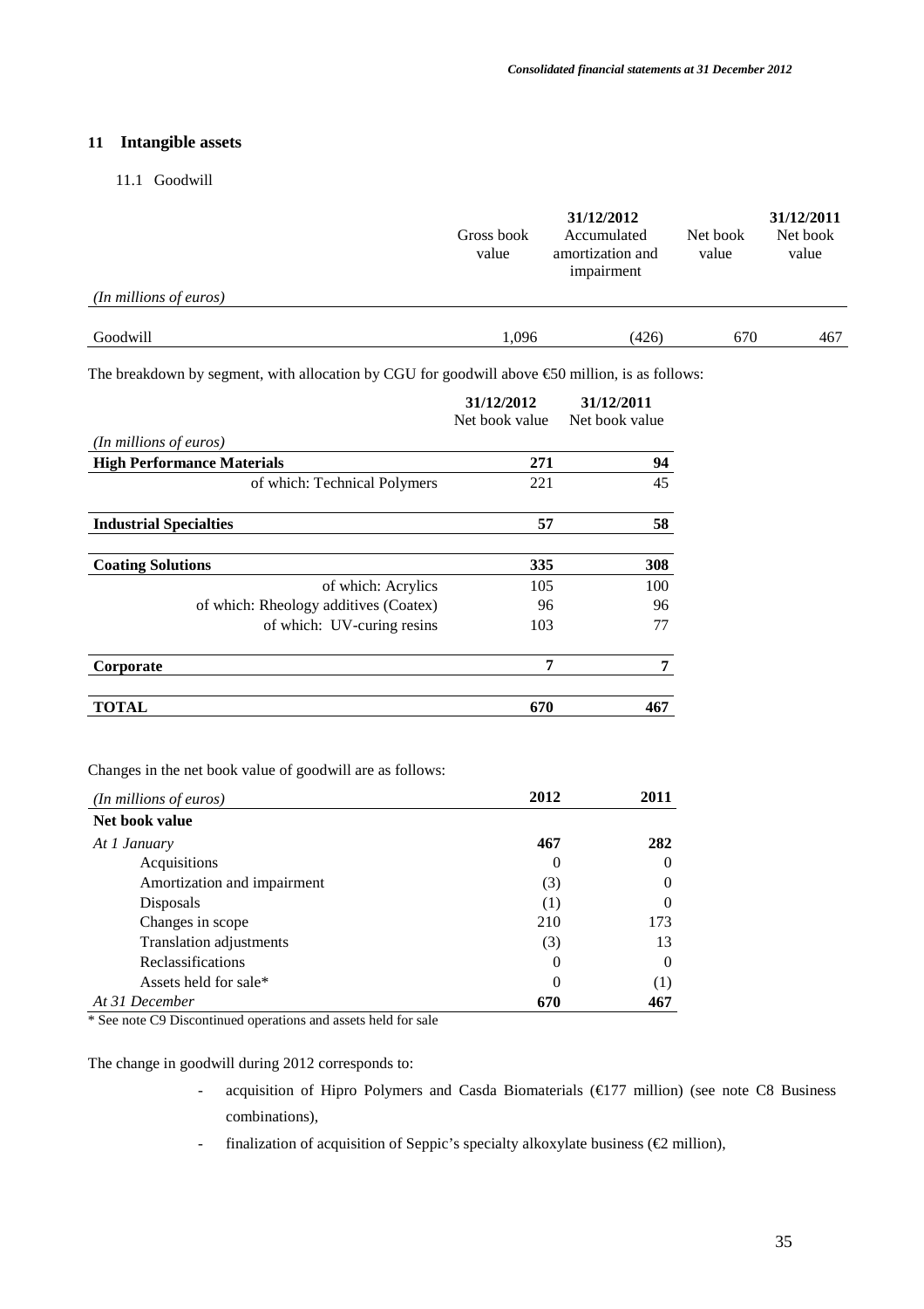## 11 Intangible assets

### 11.1 Goodwill

| | 31/12/2012 | | | 31/12/2011 |
|---|---|---|---|---|
| | Gross book value | Accumulated amortization and impairment | Net book value | Net book value |
| *(In millions of euros)* | | | | |
| Goodwill | 1,096 | (426) | 670 | 467 |

The breakdown by segment, with allocation by CGU for goodwill above €50 million, is as follows:

| | 31/12/2012<br>Net book value | 31/12/2011<br>Net book value |
|---|---|---|
| *(In millions of euros)* | | |
| **High Performance Materials** | **271** | **94** |
| of which: Technical Polymers | 221 | 45 |
| **Industrial Specialties** | **57** | **58** |
| **Coating Solutions** | **335** | **308** |
| of which: Acrylics | 105 | 100 |
| of which: Rheology additives (Coatex) | 96 | 96 |
| of which: UV-curing resins | 103 | 77 |
| **Corporate** | **7** | **7** |
| **TOTAL** | **670** | **467** |

Changes in the net book value of goodwill are as follows:

| *(In millions of euros)* | 2012 | 2011 |
|---|---|---|
| **Net book value** | | |
| *At 1 January* | **467** | **282** |
| Acquisitions | 0 | 0 |
| Amortization and impairment | (3) | 0 |
| Disposals | (1) | 0 |
| Changes in scope | 210 | 173 |
| Translation adjustments | (3) | 13 |
| Reclassifications | 0 | 0 |
| Assets held for sale* | 0 | (1) |
| *At 31 December* | **670** | **467** |

\* See note C9 Discontinued operations and assets held for sale

The change in goodwill during 2012 corresponds to:

- acquisition of Hipro Polymers and Casda Biomaterials (€177 million) (see note C8 Business combinations),
- finalization of acquisition of Seppic's specialty alkoxylate business (€2 million),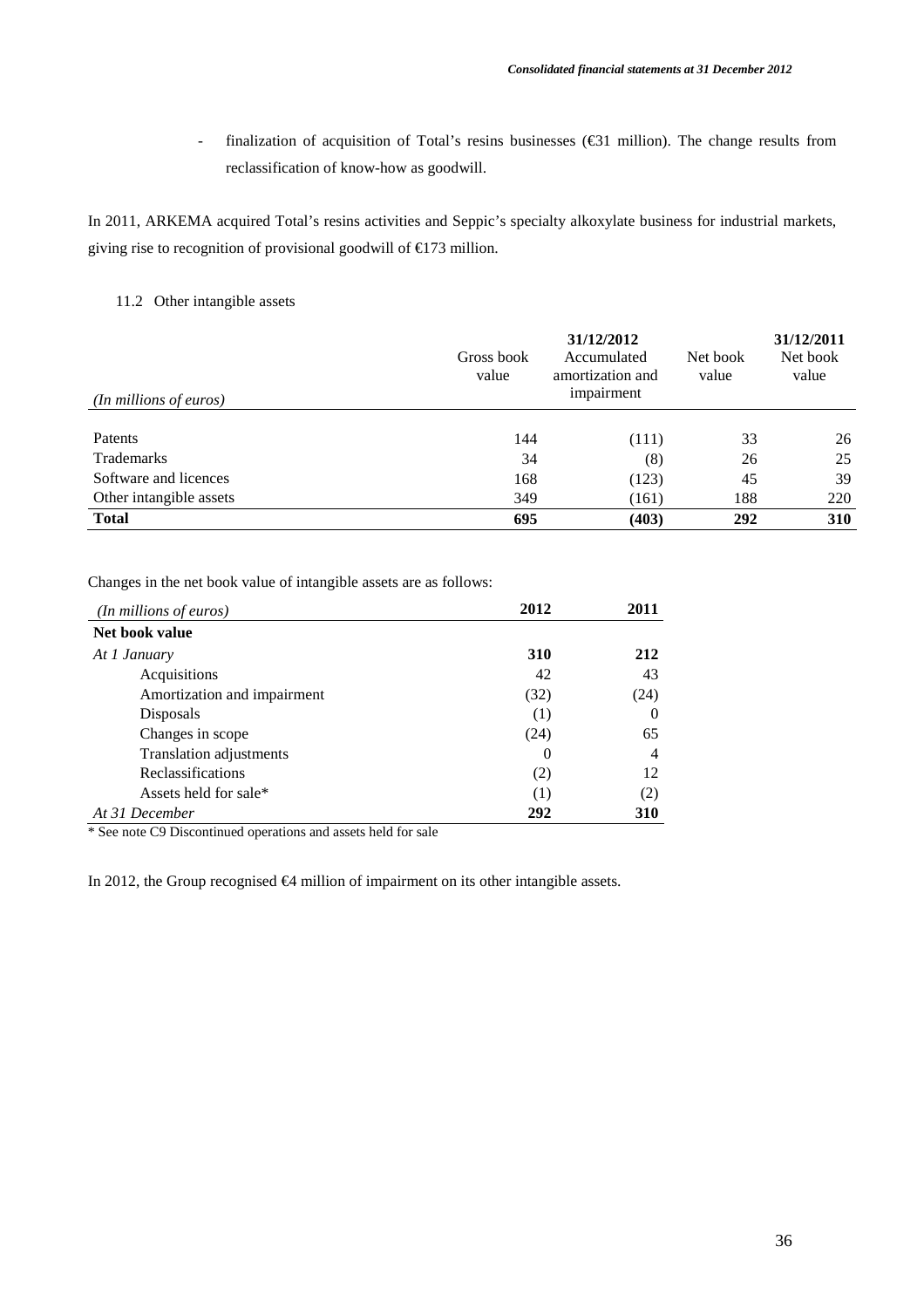- finalization of acquisition of Total's resins businesses (€31 million). The change results from reclassification of know-how as goodwill.

In 2011, ARKEMA acquired Total's resins activities and Seppic's specialty alkoxylate business for industrial markets, giving rise to recognition of provisional goodwill of €173 million.

### 11.2 Other intangible assets

| *(In millions of euros)* | 31/12/2012 Gross book value | Accumulated amortization and impairment | Net book value | 31/12/2011 Net book value |
|---|---|---|---|---|
| Patents | 144 | (111) | 33 | 26 |
| Trademarks | 34 | (8) | 26 | 25 |
| Software and licences | 168 | (123) | 45 | 39 |
| Other intangible assets | 349 | (161) | 188 | 220 |
| **Total** | **695** | **(403)** | **292** | **310** |

Changes in the net book value of intangible assets are as follows:

| *(In millions of euros)* | 2012 | 2011 |
|---|---|---|
| **Net book value** | | |
| *At 1 January* | **310** | **212** |
| Acquisitions | 42 | 43 |
| Amortization and impairment | (32) | (24) |
| Disposals | (1) | 0 |
| Changes in scope | (24) | 65 |
| Translation adjustments | 0 | 4 |
| Reclassifications | (2) | 12 |
| Assets held for sale* | (1) | (2) |
| *At 31 December* | **292** | **310** |

\* See note C9 Discontinued operations and assets held for sale

In 2012, the Group recognised €4 million of impairment on its other intangible assets.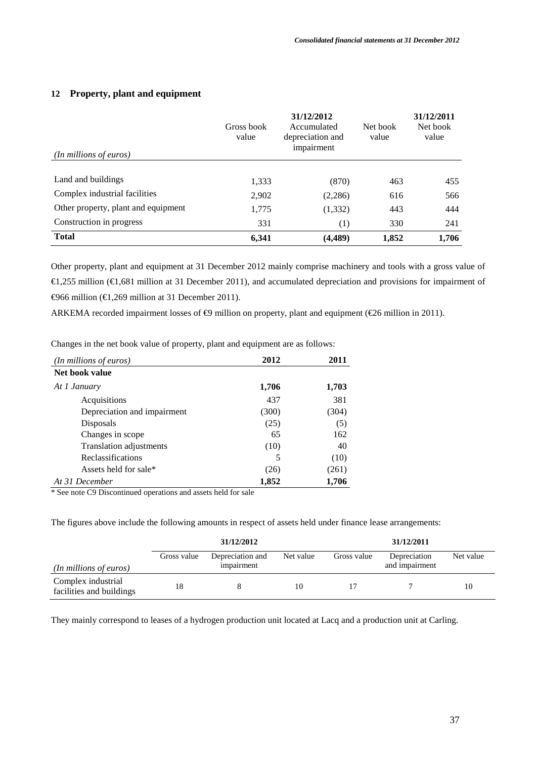## 12 Property, plant and equipment

| *(In millions of euros)* | 31/12/2012 Gross book value | 31/12/2012 Accumulated depreciation and impairment | 31/12/2012 Net book value | 31/12/2011 Net book value |
|---|---|---|---|---|
| Land and buildings | 1,333 | (870) | 463 | 455 |
| Complex industrial facilities | 2,902 | (2,286) | 616 | 566 |
| Other property, plant and equipment | 1,775 | (1,332) | 443 | 444 |
| Construction in progress | 331 | (1) | 330 | 241 |
| **Total** | **6,341** | **(4,489)** | **1,852** | **1,706** |

Other property, plant and equipment at 31 December 2012 mainly comprise machinery and tools with a gross value of €1,255 million (€1,681 million at 31 December 2011), and accumulated depreciation and provisions for impairment of €966 million (€1,269 million at 31 December 2011).

ARKEMA recorded impairment losses of €9 million on property, plant and equipment (€26 million in 2011).

Changes in the net book value of property, plant and equipment are as follows:

| *(In millions of euros)* | 2012 | 2011 |
|---|---|---|
| **Net book value** | | |
| *At 1 January* | **1,706** | **1,703** |
| Acquisitions | 437 | 381 |
| Depreciation and impairment | (300) | (304) |
| Disposals | (25) | (5) |
| Changes in scope | 65 | 162 |
| Translation adjustments | (10) | 40 |
| Reclassifications | 5 | (10) |
| Assets held for sale* | (26) | (261) |
| *At 31 December* | **1,852** | **1,706** |

\* See note C9 Discontinued operations and assets held for sale

The figures above include the following amounts in respect of assets held under finance lease arrangements:

| *(In millions of euros)* | 31/12/2012 Gross value | 31/12/2012 Depreciation and impairment | 31/12/2012 Net value | 31/12/2011 Gross value | 31/12/2011 Depreciation and impairment | 31/12/2011 Net value |
|---|---|---|---|---|---|---|
| Complex industrial facilities and buildings | 18 | 8 | 10 | 17 | 7 | 10 |

They mainly correspond to leases of a hydrogen production unit located at Lacq and a production unit at Carling.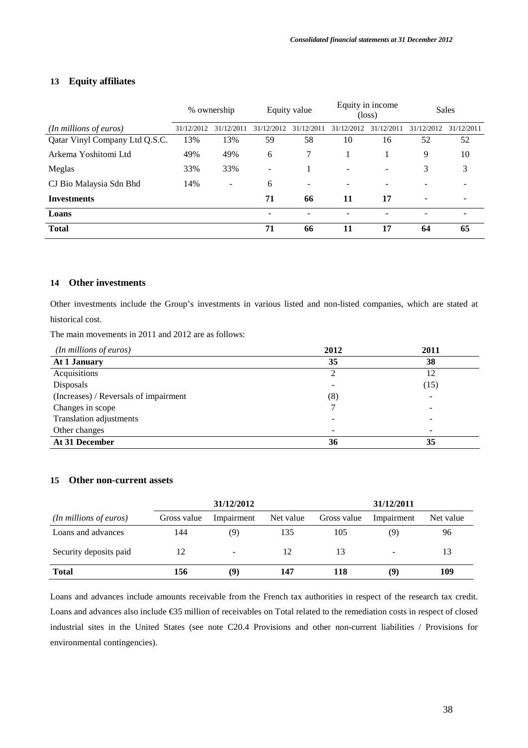## 13 Equity affiliates

| | % ownership | | Equity value | | Equity in income (loss) | | Sales | |
|---|---|---|---|---|---|---|---|---|
| *(In millions of euros)* | 31/12/2012 | 31/12/2011 | 31/12/2012 | 31/12/2011 | 31/12/2012 | 31/12/2011 | 31/12/2012 | 31/12/2011 |
| Qatar Vinyl Company Ltd Q.S.C. | 13% | 13% | 59 | 58 | 10 | 16 | 52 | 52 |
| Arkema Yoshitomi Ltd | 49% | 49% | 6 | 7 | 1 | 1 | 9 | 10 |
| Meglas | 33% | 33% | - | 1 | - | - | 3 | 3 |
| CJ Bio Malaysia Sdn Bhd | 14% | - | 6 | - | - | - | - | - |
| **Investments** | | | **71** | **66** | **11** | **17** | - | - |
| **Loans** | | | - | - | - | - | - | - |
| **Total** | | | **71** | **66** | **11** | **17** | **64** | **65** |

## 14 Other investments

Other investments include the Group's investments in various listed and non-listed companies, which are stated at historical cost.

The main movements in 2011 and 2012 are as follows:

| *(In millions of euros)* | 2012 | 2011 |
|---|---|---|
| **At 1 January** | **35** | **38** |
| Acquisitions | 2 | 12 |
| Disposals | - | (15) |
| (Increases) / Reversals of impairment | (8) | - |
| Changes in scope | 7 | - |
| Translation adjustments | - | - |
| Other changes | - | - |
| **At 31 December** | **36** | **35** |

## 15 Other non-current assets

| | 31/12/2012 | | | 31/12/2011 | | |
|---|---|---|---|---|---|---|
| *(In millions of euros)* | Gross value | Impairment | Net value | Gross value | Impairment | Net value |
| Loans and advances | 144 | (9) | 135 | 105 | (9) | 96 |
| Security deposits paid | 12 | - | 12 | 13 | - | 13 |
| **Total** | **156** | **(9)** | **147** | **118** | **(9)** | **109** |

Loans and advances include amounts receivable from the French tax authorities in respect of the research tax credit. Loans and advances also include €35 million of receivables on Total related to the remediation costs in respect of closed industrial sites in the United States (see note C20.4 Provisions and other non-current liabilities / Provisions for environmental contingencies).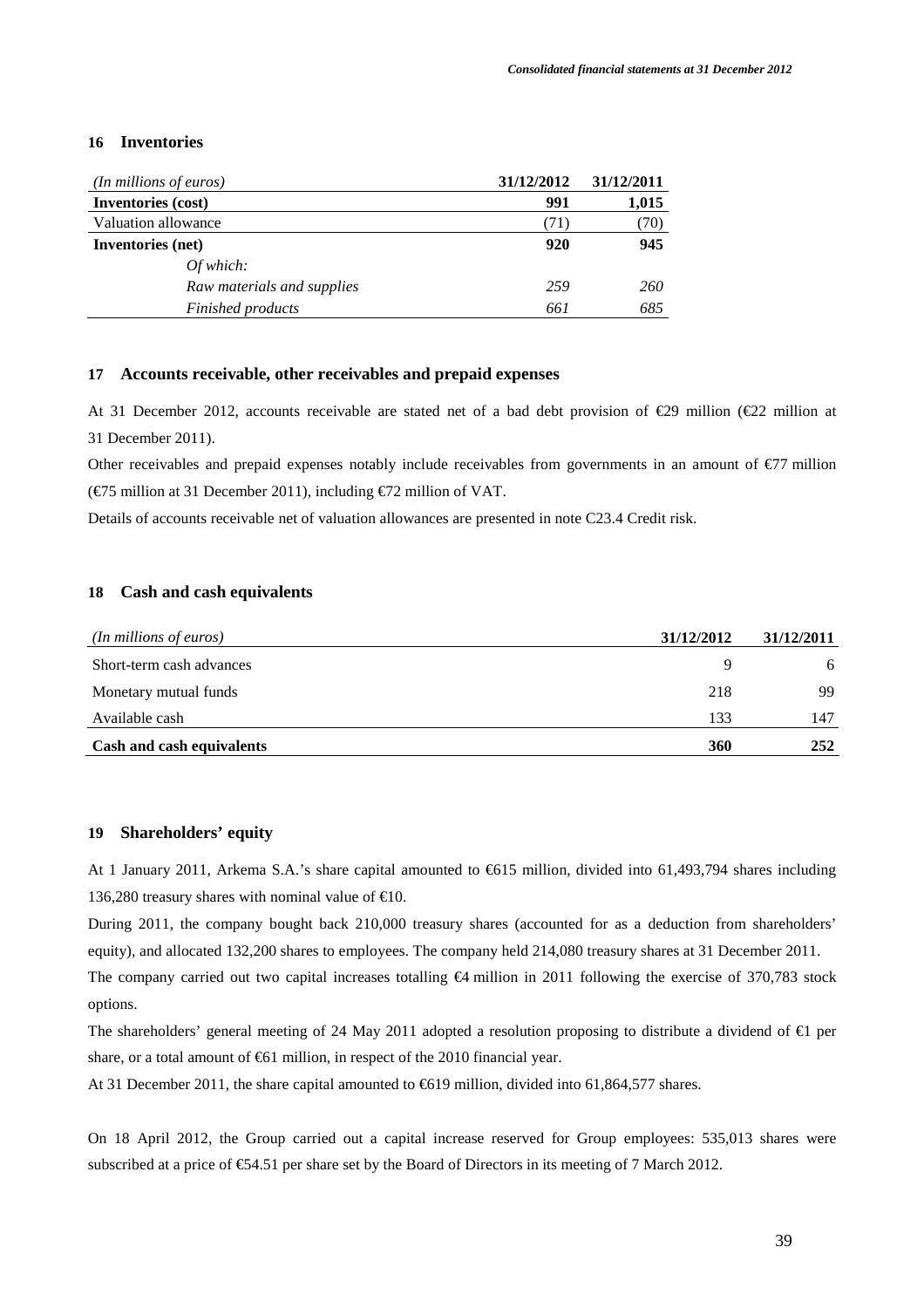## 16 Inventories

| *(In millions of euros)* | 31/12/2012 | 31/12/2011 |
|---|---|---|
| **Inventories (cost)** | **991** | **1,015** |
| Valuation allowance | (71) | (70) |
| **Inventories (net)** | **920** | **945** |
| *Of which:* | | |
| *Raw materials and supplies* | *259* | *260* |
| *Finished products* | *661* | *685* |

## 17 Accounts receivable, other receivables and prepaid expenses

At 31 December 2012, accounts receivable are stated net of a bad debt provision of €29 million (€22 million at 31 December 2011).

Other receivables and prepaid expenses notably include receivables from governments in an amount of €77 million (€75 million at 31 December 2011), including €72 million of VAT.

Details of accounts receivable net of valuation allowances are presented in note C23.4 Credit risk.

## 18 Cash and cash equivalents

| *(In millions of euros)* | 31/12/2012 | 31/12/2011 |
|---|---|---|
| Short-term cash advances | 9 | 6 |
| Monetary mutual funds | 218 | 99 |
| Available cash | 133 | 147 |
| **Cash and cash equivalents** | **360** | **252** |

## 19 Shareholders' equity

At 1 January 2011, Arkema S.A.'s share capital amounted to €615 million, divided into 61,493,794 shares including 136,280 treasury shares with nominal value of €10.

During 2011, the company bought back 210,000 treasury shares (accounted for as a deduction from shareholders' equity), and allocated 132,200 shares to employees. The company held 214,080 treasury shares at 31 December 2011.

The company carried out two capital increases totalling €4 million in 2011 following the exercise of 370,783 stock options.

The shareholders' general meeting of 24 May 2011 adopted a resolution proposing to distribute a dividend of €1 per share, or a total amount of €61 million, in respect of the 2010 financial year.

At 31 December 2011, the share capital amounted to €619 million, divided into 61,864,577 shares.

On 18 April 2012, the Group carried out a capital increase reserved for Group employees: 535,013 shares were subscribed at a price of €54.51 per share set by the Board of Directors in its meeting of 7 March 2012.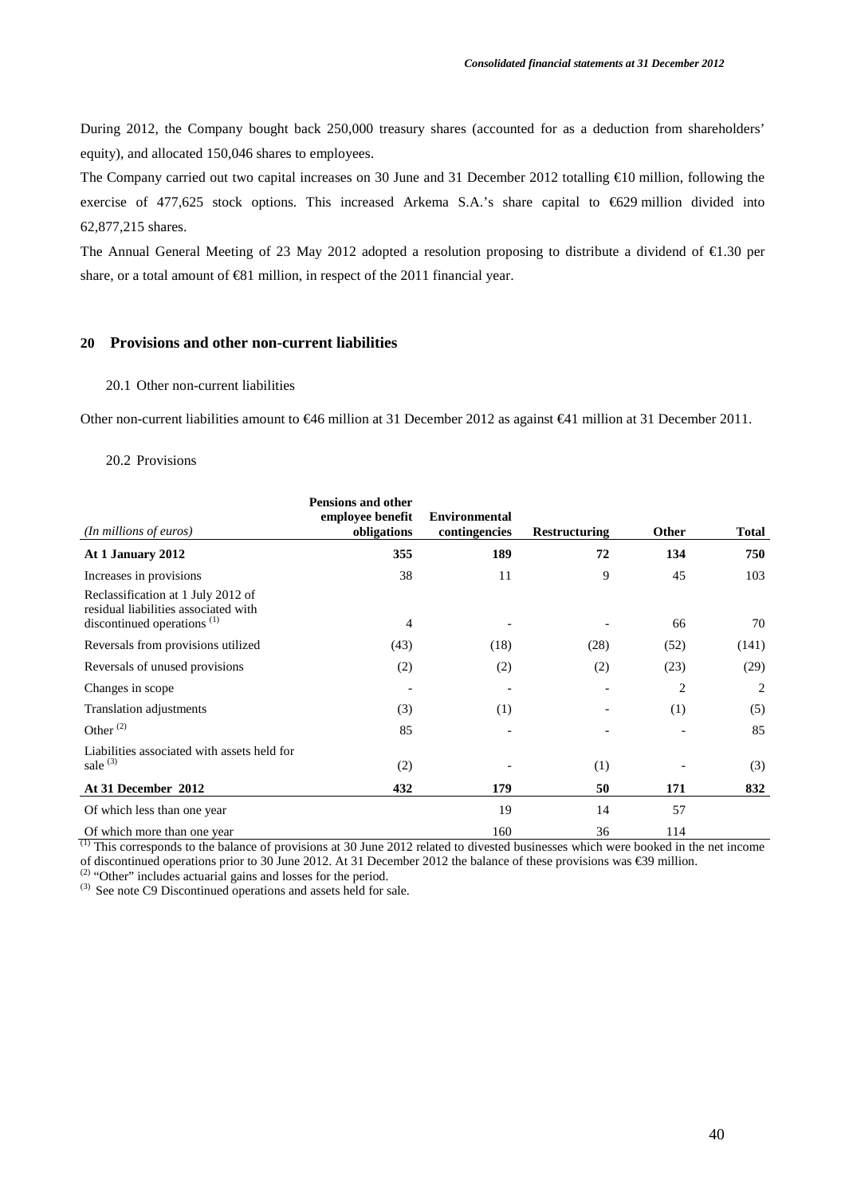During 2012, the Company bought back 250,000 treasury shares (accounted for as a deduction from shareholders' equity), and allocated 150,046 shares to employees.

The Company carried out two capital increases on 30 June and 31 December 2012 totalling €10 million, following the exercise of 477,625 stock options. This increased Arkema S.A.'s share capital to €629 million divided into 62,877,215 shares.

The Annual General Meeting of 23 May 2012 adopted a resolution proposing to distribute a dividend of €1.30 per share, or a total amount of €81 million, in respect of the 2011 financial year.

## 20 Provisions and other non-current liabilities

### 20.1 Other non-current liabilities

Other non-current liabilities amount to €46 million at 31 December 2012 as against €41 million at 31 December 2011.

### 20.2 Provisions

| *(In millions of euros)* | Pensions and other employee benefit obligations | Environmental contingencies | Restructuring | Other | Total |
|---|---|---|---|---|---|
| **At 1 January 2012** | **355** | **189** | **72** | **134** | **750** |
| Increases in provisions | 38 | 11 | 9 | 45 | 103 |
| Reclassification at 1 July 2012 of residual liabilities associated with discontinued operations [(1)] | 4 | - | - | 66 | 70 |
| Reversals from provisions utilized | (43) | (18) | (28) | (52) | (141) |
| Reversals of unused provisions | (2) | (2) | (2) | (23) | (29) |
| Changes in scope | - | - | - | 2 | 2 |
| Translation adjustments | (3) | (1) | - | (1) | (5) |
| Other [(2)] | 85 | - | - | - | 85 |
| Liabilities associated with assets held for sale [(3)] | (2) | - | (1) | - | (3) |
| **At 31 December 2012** | **432** | **179** | **50** | **171** | **832** |
| Of which less than one year | | 19 | 14 | 57 | |
| Of which more than one year | | 160 | 36 | 114 | |

[(1)] This corresponds to the balance of provisions at 30 June 2012 related to divested businesses which were booked in the net income of discontinued operations prior to 30 June 2012. At 31 December 2012 the balance of these provisions was €39 million.

[(2)] "Other" includes actuarial gains and losses for the period.

[(3)] See note C9 Discontinued operations and assets held for sale.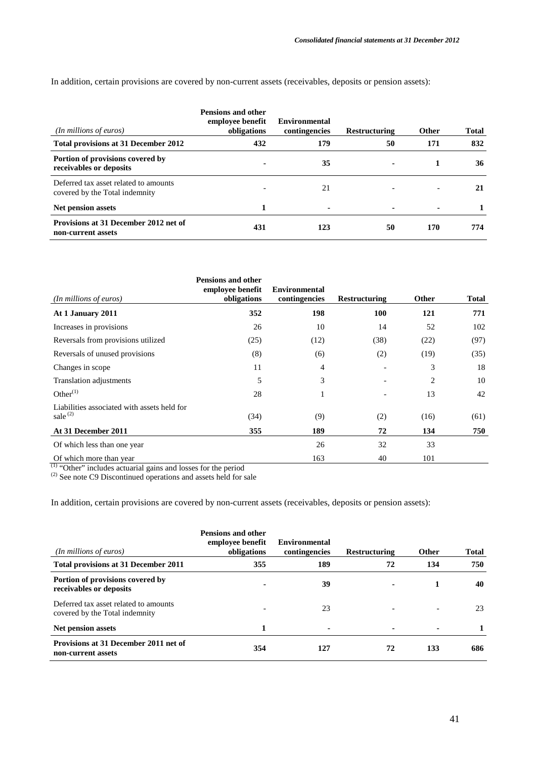In addition, certain provisions are covered by non-current assets (receivables, deposits or pension assets):

| *(In millions of euros)* | Pensions and other employee benefit obligations | Environmental contingencies | Restructuring | Other | Total |
|---|---|---|---|---|---|
| **Total provisions at 31 December 2012** | **432** | **179** | **50** | **171** | **832** |
| **Portion of provisions covered by receivables or deposits** | **-** | **35** | **-** | **1** | **36** |
| Deferred tax asset related to amounts covered by the Total indemnity | - | 21 | - | - | **21** |
| **Net pension assets** | **1** | **-** | **-** | **-** | **1** |
| **Provisions at 31 December 2012 net of non-current assets** | **431** | **123** | **50** | **170** | **774** |

| *(In millions of euros)* | Pensions and other employee benefit obligations | Environmental contingencies | Restructuring | Other | Total |
|---|---|---|---|---|---|
| **At 1 January 2011** | **352** | **198** | **100** | **121** | **771** |
| Increases in provisions | 26 | 10 | 14 | 52 | 102 |
| Reversals from provisions utilized | (25) | (12) | (38) | (22) | (97) |
| Reversals of unused provisions | (8) | (6) | (2) | (19) | (35) |
| Changes in scope | 11 | 4 | - | 3 | 18 |
| Translation adjustments | 5 | 3 | - | 2 | 10 |
| Other[1] | 28 | 1 | - | 13 | 42 |
| Liabilities associated with assets held for sale[2] | (34) | (9) | (2) | (16) | (61) |
| **At 31 December 2011** | **355** | **189** | **72** | **134** | **750** |
| Of which less than one year | | 26 | 32 | 33 | |
| Of which more than year | | 163 | 40 | 101 | |

[1] "Other" includes actuarial gains and losses for the period
[2] See note C9 Discontinued operations and assets held for sale

In addition, certain provisions are covered by non-current assets (receivables, deposits or pension assets):

| *(In millions of euros)* | Pensions and other employee benefit obligations | Environmental contingencies | Restructuring | Other | Total |
|---|---|---|---|---|---|
| **Total provisions at 31 December 2011** | **355** | **189** | **72** | **134** | **750** |
| **Portion of provisions covered by receivables or deposits** | **-** | **39** | **-** | **1** | **40** |
| Deferred tax asset related to amounts covered by the Total indemnity | - | 23 | - | - | 23 |
| **Net pension assets** | **1** | **-** | **-** | **-** | **1** |
| **Provisions at 31 December 2011 net of non-current assets** | **354** | **127** | **72** | **133** | **686** |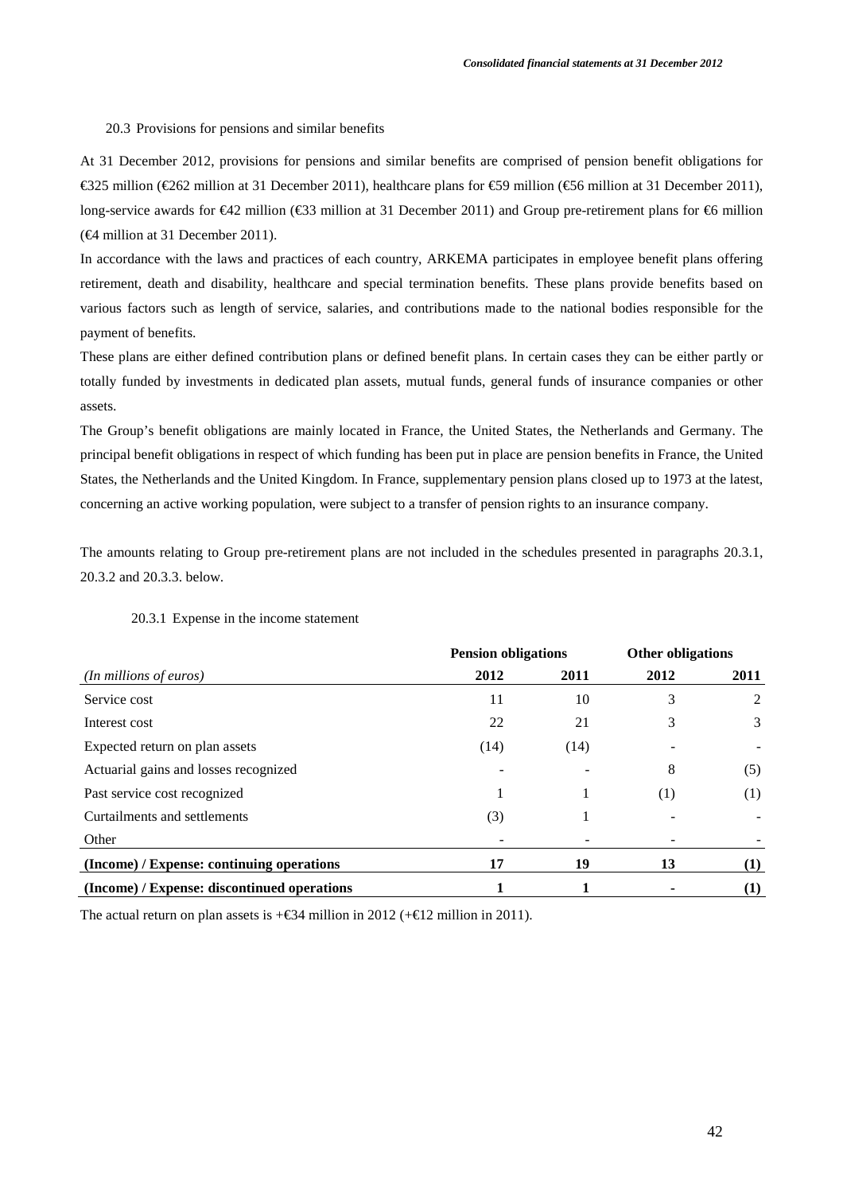### 20.3 Provisions for pensions and similar benefits

At 31 December 2012, provisions for pensions and similar benefits are comprised of pension benefit obligations for €325 million (€262 million at 31 December 2011), healthcare plans for €59 million (€56 million at 31 December 2011), long-service awards for €42 million (€33 million at 31 December 2011) and Group pre-retirement plans for €6 million (€4 million at 31 December 2011).

In accordance with the laws and practices of each country, ARKEMA participates in employee benefit plans offering retirement, death and disability, healthcare and special termination benefits. These plans provide benefits based on various factors such as length of service, salaries, and contributions made to the national bodies responsible for the payment of benefits.

These plans are either defined contribution plans or defined benefit plans. In certain cases they can be either partly or totally funded by investments in dedicated plan assets, mutual funds, general funds of insurance companies or other assets.

The Group's benefit obligations are mainly located in France, the United States, the Netherlands and Germany. The principal benefit obligations in respect of which funding has been put in place are pension benefits in France, the United States, the Netherlands and the United Kingdom. In France, supplementary pension plans closed up to 1973 at the latest, concerning an active working population, were subject to a transfer of pension rights to an insurance company.

The amounts relating to Group pre-retirement plans are not included in the schedules presented in paragraphs 20.3.1, 20.3.2 and 20.3.3. below.

#### 20.3.1 Expense in the income statement

| | Pension obligations | | Other obligations | |
|---|---|---|---|---|
| *(In millions of euros)* | **2012** | **2011** | **2012** | **2011** |
| Service cost | 11 | 10 | 3 | 2 |
| Interest cost | 22 | 21 | 3 | 3 |
| Expected return on plan assets | (14) | (14) | - | - |
| Actuarial gains and losses recognized | - | - | 8 | (5) |
| Past service cost recognized | 1 | 1 | (1) | (1) |
| Curtailments and settlements | (3) | 1 | - | - |
| Other | - | - | - | - |
| **(Income) / Expense: continuing operations** | **17** | **19** | **13** | **(1)** |
| **(Income) / Expense: discontinued operations** | **1** | **1** | **-** | **(1)** |

The actual return on plan assets is +€34 million in 2012 (+€12 million in 2011).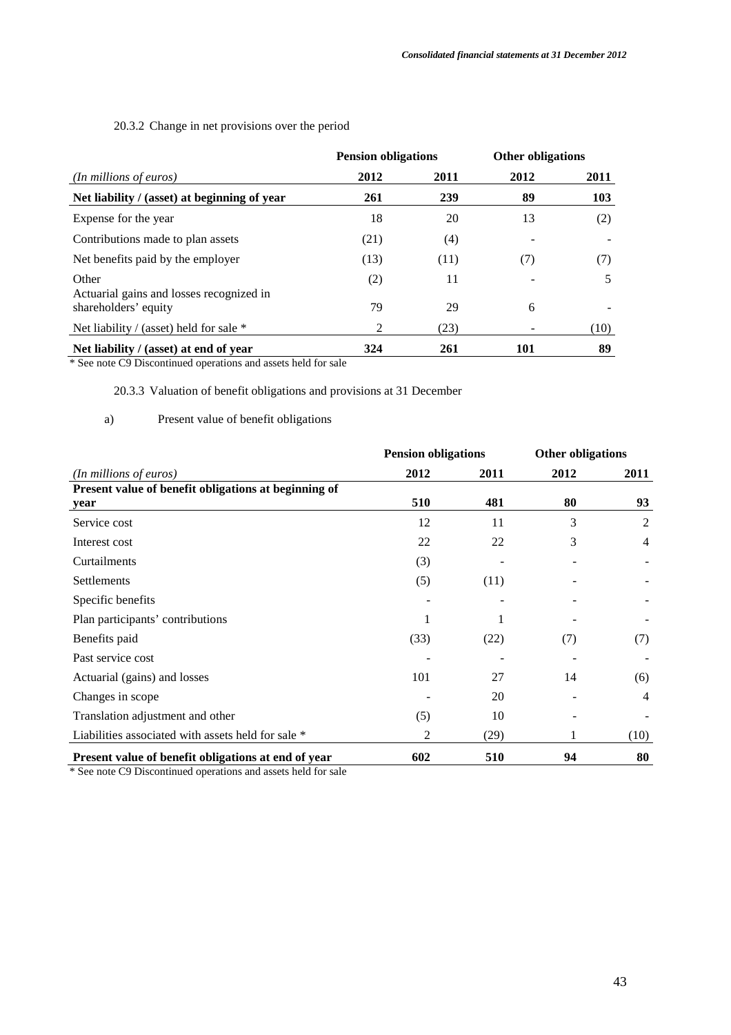#### 20.3.2 Change in net provisions over the period

| | Pension obligations | | Other obligations | |
|---|---|---|---|---|
| *(In millions of euros)* | 2012 | 2011 | 2012 | 2011 |
| **Net liability / (asset) at beginning of year** | **261** | **239** | **89** | **103** |
| Expense for the year | 18 | 20 | 13 | (2) |
| Contributions made to plan assets | (21) | (4) | - | - |
| Net benefits paid by the employer | (13) | (11) | (7) | (7) |
| Other | (2) | 11 | - | 5 |
| Actuarial gains and losses recognized in shareholders' equity | 79 | 29 | 6 | - |
| Net liability / (asset) held for sale * | 2 | (23) | - | (10) |
| **Net liability / (asset) at end of year** | **324** | **261** | **101** | **89** |

\* See note C9 Discontinued operations and assets held for sale

#### 20.3.3 Valuation of benefit obligations and provisions at 31 December

a) Present value of benefit obligations

| | Pension obligations | | Other obligations | |
|---|---|---|---|---|
| *(In millions of euros)* | 2012 | 2011 | 2012 | 2011 |
| **Present value of benefit obligations at beginning of year** | **510** | **481** | **80** | **93** |
| Service cost | 12 | 11 | 3 | 2 |
| Interest cost | 22 | 22 | 3 | 4 |
| Curtailments | (3) | - | - | - |
| Settlements | (5) | (11) | - | - |
| Specific benefits | - | - | - | - |
| Plan participants' contributions | 1 | 1 | - | - |
| Benefits paid | (33) | (22) | (7) | (7) |
| Past service cost | - | - | - | - |
| Actuarial (gains) and losses | 101 | 27 | 14 | (6) |
| Changes in scope | - | 20 | - | 4 |
| Translation adjustment and other | (5) | 10 | - | - |
| Liabilities associated with assets held for sale * | 2 | (29) | 1 | (10) |
| **Present value of benefit obligations at end of year** | **602** | **510** | **94** | **80** |

\* See note C9 Discontinued operations and assets held for sale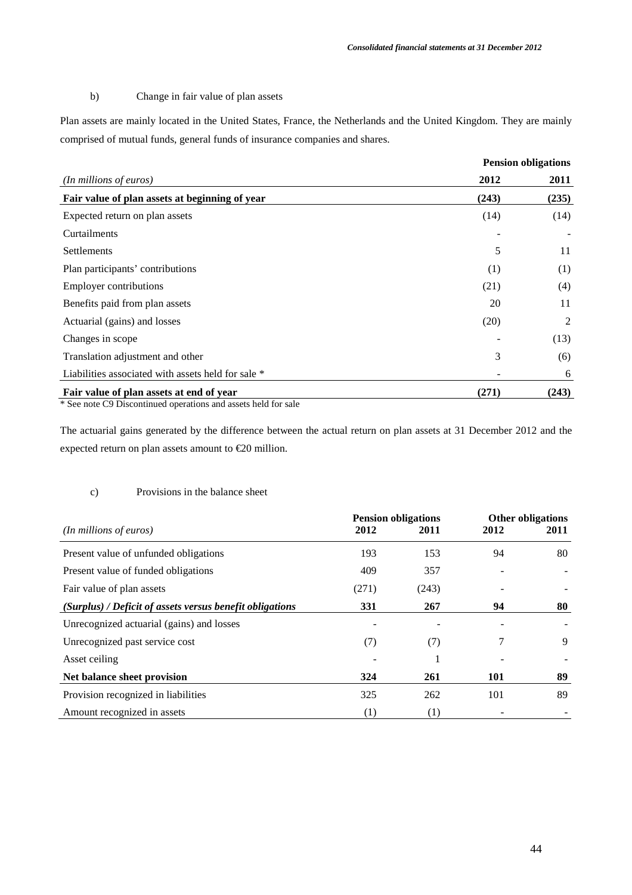b) Change in fair value of plan assets

Plan assets are mainly located in the United States, France, the Netherlands and the United Kingdom. They are mainly comprised of mutual funds, general funds of insurance companies and shares.

| | Pension obligations | |
|---|---|---|
| *(In millions of euros)* | **2012** | **2011** |
| **Fair value of plan assets at beginning of year** | **(243)** | **(235)** |
| Expected return on plan assets | (14) | (14) |
| Curtailments | - | - |
| Settlements | 5 | 11 |
| Plan participants' contributions | (1) | (1) |
| Employer contributions | (21) | (4) |
| Benefits paid from plan assets | 20 | 11 |
| Actuarial (gains) and losses | (20) | 2 |
| Changes in scope | - | (13) |
| Translation adjustment and other | 3 | (6) |
| Liabilities associated with assets held for sale * | - | 6 |
| **Fair value of plan assets at end of year** | **(271)** | **(243)** |

* See note C9 Discontinued operations and assets held for sale

The actuarial gains generated by the difference between the actual return on plan assets at 31 December 2012 and the expected return on plan assets amount to €20 million.

c) Provisions in the balance sheet

| | Pension obligations | | Other obligations | |
|---|---|---|---|---|
| *(In millions of euros)* | **2012** | **2011** | **2012** | **2011** |
| Present value of unfunded obligations | 193 | 153 | 94 | 80 |
| Present value of funded obligations | 409 | 357 | - | - |
| Fair value of plan assets | (271) | (243) | - | - |
| ***(Surplus) / Deficit of assets versus benefit obligations*** | **331** | **267** | **94** | **80** |
| Unrecognized actuarial (gains) and losses | - | - | - | - |
| Unrecognized past service cost | (7) | (7) | 7 | 9 |
| Asset ceiling | - | 1 | - | - |
| **Net balance sheet provision** | **324** | **261** | **101** | **89** |
| Provision recognized in liabilities | 325 | 262 | 101 | 89 |
| Amount recognized in assets | (1) | (1) | - | - |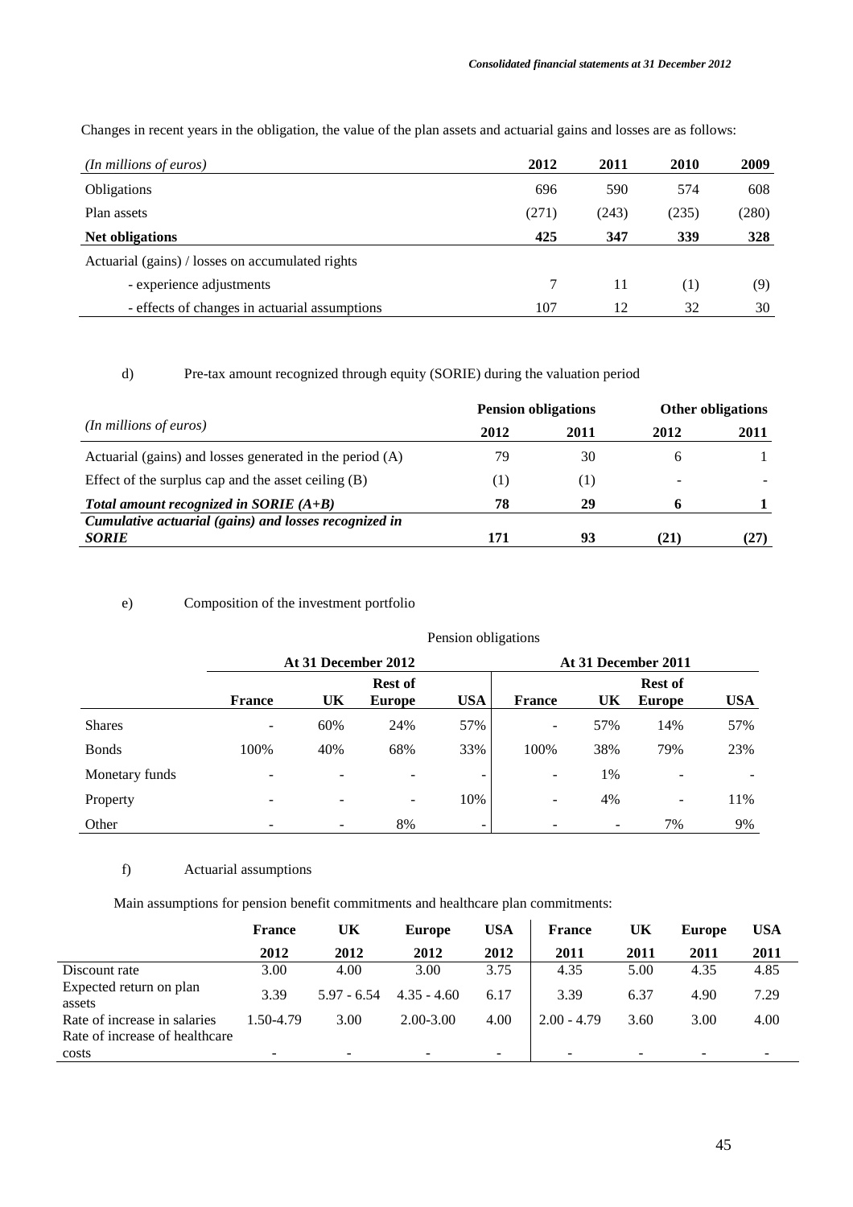Changes in recent years in the obligation, the value of the plan assets and actuarial gains and losses are as follows:

| *(In millions of euros)* | 2012 | 2011 | 2010 | 2009 |
|---|---|---|---|---|
| Obligations | 696 | 590 | 574 | 608 |
| Plan assets | (271) | (243) | (235) | (280) |
| **Net obligations** | **425** | **347** | **339** | **328** |
| Actuarial (gains) / losses on accumulated rights | | | | |
| - experience adjustments | 7 | 11 | (1) | (9) |
| - effects of changes in actuarial assumptions | 107 | 12 | 32 | 30 |

d) Pre-tax amount recognized through equity (SORIE) during the valuation period

| *(In millions of euros)* | Pension obligations | | Other obligations | |
|---|---|---|---|---|
| | 2012 | 2011 | 2012 | 2011 |
| Actuarial (gains) and losses generated in the period (A) | 79 | 30 | 6 | 1 |
| Effect of the surplus cap and the asset ceiling (B) | (1) | (1) | - | - |
| ***Total amount recognized in SORIE (A+B)*** | **78** | **29** | **6** | **1** |
| ***Cumulative actuarial (gains) and losses recognized in SORIE*** | **171** | **93** | **(21)** | **(27)** |

e) Composition of the investment portfolio

| | Pension obligations | | | | | | | |
|---|---|---|---|---|---|---|---|---|
| | At 31 December 2012 | | | | At 31 December 2011 | | | |
| | France | UK | Rest of Europe | USA | France | UK | Rest of Europe | USA |
| Shares | - | 60% | 24% | 57% | - | 57% | 14% | 57% |
| Bonds | 100% | 40% | 68% | 33% | 100% | 38% | 79% | 23% |
| Monetary funds | - | - | - | - | - | 1% | - | - |
| Property | - | - | - | 10% | - | 4% | - | 11% |
| Other | - | - | 8% | - | - | - | 7% | 9% |

f) Actuarial assumptions

Main assumptions for pension benefit commitments and healthcare plan commitments:

| | France 2012 | UK 2012 | Europe 2012 | USA 2012 | France 2011 | UK 2011 | Europe 2011 | USA 2011 |
|---|---|---|---|---|---|---|---|---|
| Discount rate | 3.00 | 4.00 | 3.00 | 3.75 | 4.35 | 5.00 | 4.35 | 4.85 |
| Expected return on plan assets | 3.39 | 5.97 - 6.54 | 4.35 - 4.60 | 6.17 | 3.39 | 6.37 | 4.90 | 7.29 |
| Rate of increase in salaries | 1.50-4.79 | 3.00 | 2.00-3.00 | 4.00 | 2.00 - 4.79 | 3.60 | 3.00 | 4.00 |
| Rate of increase of healthcare costs | - | - | - | - | - | - | - | - |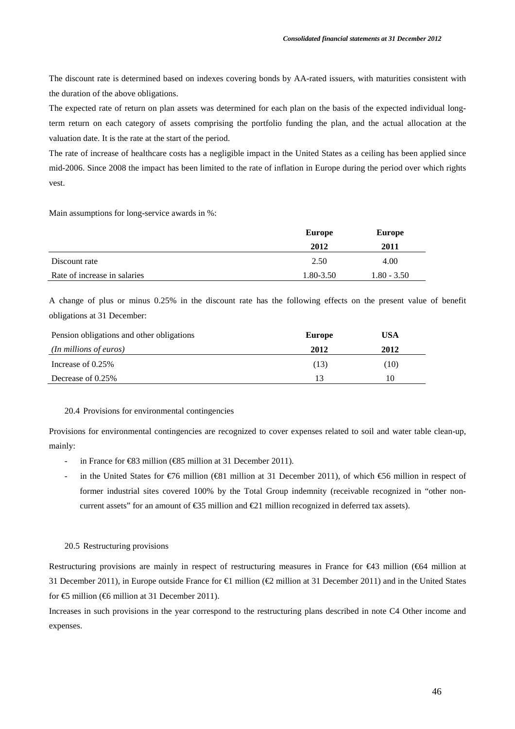The discount rate is determined based on indexes covering bonds by AA-rated issuers, with maturities consistent with the duration of the above obligations.

The expected rate of return on plan assets was determined for each plan on the basis of the expected individual long-term return on each category of assets comprising the portfolio funding the plan, and the actual allocation at the valuation date. It is the rate at the start of the period.

The rate of increase of healthcare costs has a negligible impact in the United States as a ceiling has been applied since mid-2006. Since 2008 the impact has been limited to the rate of inflation in Europe during the period over which rights vest.

Main assumptions for long-service awards in %:

| | **Europe** | **Europe** |
|---|---|---|
| | **2012** | **2011** |
| Discount rate | 2.50 | 4.00 |
| Rate of increase in salaries | 1.80-3.50 | 1.80 - 3.50 |

A change of plus or minus 0.25% in the discount rate has the following effects on the present value of benefit obligations at 31 December:

| Pension obligations and other obligations | **Europe** | **USA** |
|---|---|---|
| *(In millions of euros)* | **2012** | **2012** |
| Increase of 0.25% | (13) | (10) |
| Decrease of 0.25% | 13 | 10 |

### 20.4 Provisions for environmental contingencies

Provisions for environmental contingencies are recognized to cover expenses related to soil and water table clean-up, mainly:

- in France for €83 million (€85 million at 31 December 2011).
- in the United States for €76 million (€81 million at 31 December 2011), of which €56 million in respect of former industrial sites covered 100% by the Total Group indemnity (receivable recognized in "other non-current assets" for an amount of €35 million and €21 million recognized in deferred tax assets).

### 20.5 Restructuring provisions

Restructuring provisions are mainly in respect of restructuring measures in France for €43 million (€64 million at 31 December 2011), in Europe outside France for €1 million (€2 million at 31 December 2011) and in the United States for €5 million (€6 million at 31 December 2011).

Increases in such provisions in the year correspond to the restructuring plans described in note C4 Other income and expenses.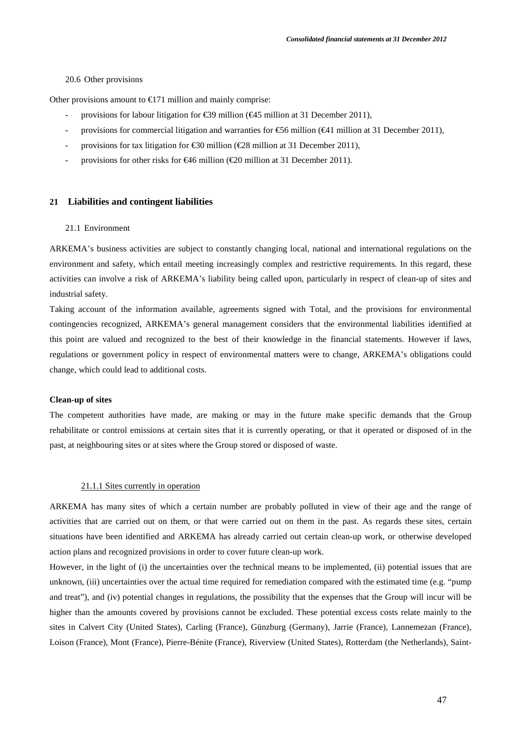### 20.6 Other provisions

Other provisions amount to €171 million and mainly comprise:

- provisions for labour litigation for €39 million (€45 million at 31 December 2011),
- provisions for commercial litigation and warranties for €56 million (€41 million at 31 December 2011),
- provisions for tax litigation for €30 million (€28 million at 31 December 2011),
- provisions for other risks for €46 million (€20 million at 31 December 2011).

## 21 Liabilities and contingent liabilities

### 21.1 Environment

ARKEMA's business activities are subject to constantly changing local, national and international regulations on the environment and safety, which entail meeting increasingly complex and restrictive requirements. In this regard, these activities can involve a risk of ARKEMA's liability being called upon, particularly in respect of clean-up of sites and industrial safety.

Taking account of the information available, agreements signed with Total, and the provisions for environmental contingencies recognized, ARKEMA's general management considers that the environmental liabilities identified at this point are valued and recognized to the best of their knowledge in the financial statements. However if laws, regulations or government policy in respect of environmental matters were to change, ARKEMA's obligations could change, which could lead to additional costs.

**Clean-up of sites**

The competent authorities have made, are making or may in the future make specific demands that the Group rehabilitate or control emissions at certain sites that it is currently operating, or that it operated or disposed of in the past, at neighbouring sites or at sites where the Group stored or disposed of waste.

#### 21.1.1 Sites currently in operation

ARKEMA has many sites of which a certain number are probably polluted in view of their age and the range of activities that are carried out on them, or that were carried out on them in the past. As regards these sites, certain situations have been identified and ARKEMA has already carried out certain clean-up work, or otherwise developed action plans and recognized provisions in order to cover future clean-up work.

However, in the light of (i) the uncertainties over the technical means to be implemented, (ii) potential issues that are unknown, (iii) uncertainties over the actual time required for remediation compared with the estimated time (e.g. "pump and treat"), and (iv) potential changes in regulations, the possibility that the expenses that the Group will incur will be higher than the amounts covered by provisions cannot be excluded. These potential excess costs relate mainly to the sites in Calvert City (United States), Carling (France), Günzburg (Germany), Jarrie (France), Lannemezan (France), Loison (France), Mont (France), Pierre-Bénite (France), Riverview (United States), Rotterdam (the Netherlands), Saint-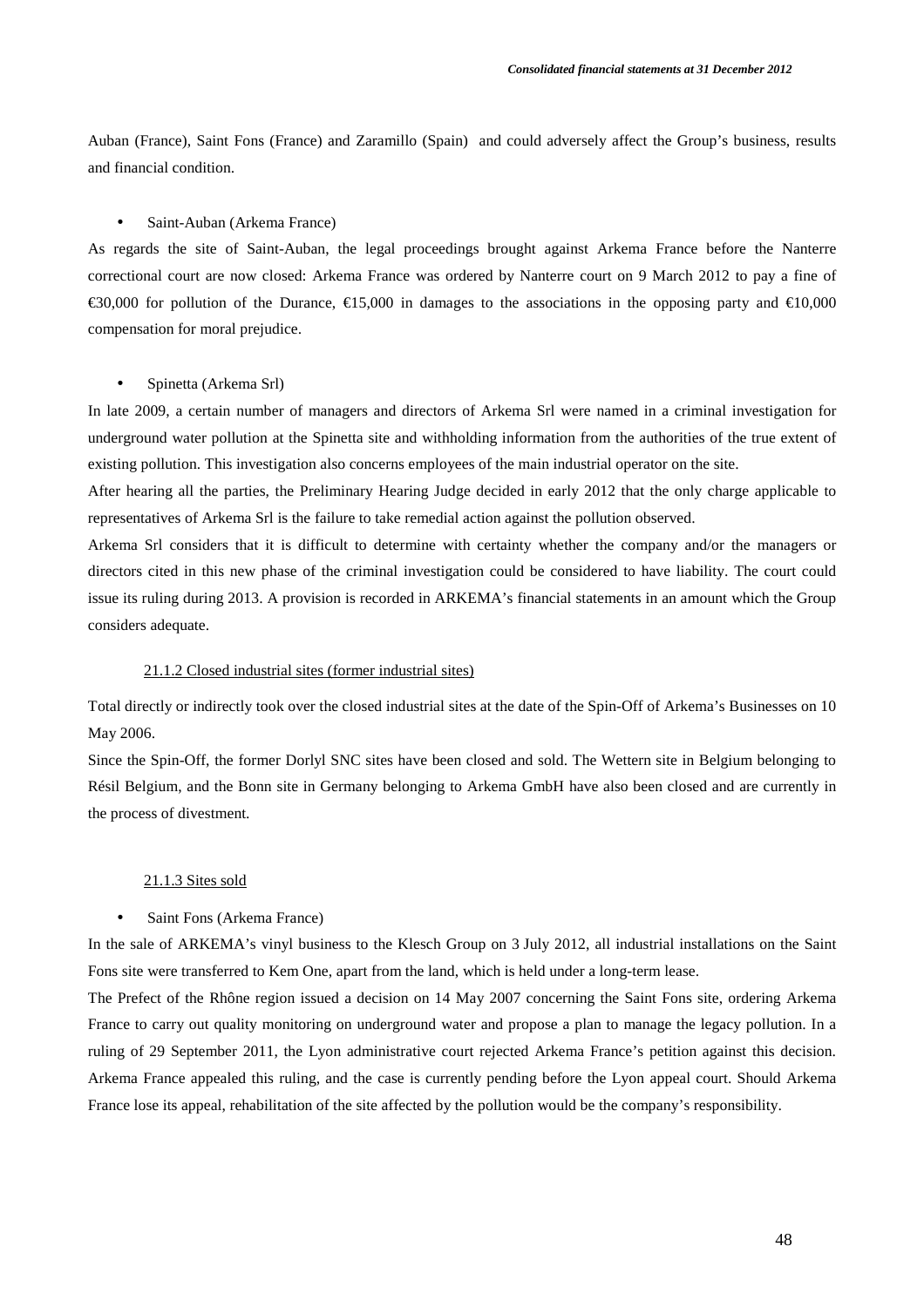Auban (France), Saint Fons (France) and Zaramillo (Spain) and could adversely affect the Group's business, results and financial condition.

- Saint-Auban (Arkema France)

As regards the site of Saint-Auban, the legal proceedings brought against Arkema France before the Nanterre correctional court are now closed: Arkema France was ordered by Nanterre court on 9 March 2012 to pay a fine of €30,000 for pollution of the Durance, €15,000 in damages to the associations in the opposing party and €10,000 compensation for moral prejudice.

- Spinetta (Arkema Srl)

In late 2009, a certain number of managers and directors of Arkema Srl were named in a criminal investigation for underground water pollution at the Spinetta site and withholding information from the authorities of the true extent of existing pollution. This investigation also concerns employees of the main industrial operator on the site.

After hearing all the parties, the Preliminary Hearing Judge decided in early 2012 that the only charge applicable to representatives of Arkema Srl is the failure to take remedial action against the pollution observed.

Arkema Srl considers that it is difficult to determine with certainty whether the company and/or the managers or directors cited in this new phase of the criminal investigation could be considered to have liability. The court could issue its ruling during 2013. A provision is recorded in ARKEMA's financial statements in an amount which the Group considers adequate.

#### 21.1.2 Closed industrial sites (former industrial sites)

Total directly or indirectly took over the closed industrial sites at the date of the Spin-Off of Arkema's Businesses on 10 May 2006.

Since the Spin-Off, the former Dorlyl SNC sites have been closed and sold. The Wettern site in Belgium belonging to Résil Belgium, and the Bonn site in Germany belonging to Arkema GmbH have also been closed and are currently in the process of divestment.

#### 21.1.3 Sites sold

- Saint Fons (Arkema France)

In the sale of ARKEMA's vinyl business to the Klesch Group on 3 July 2012, all industrial installations on the Saint Fons site were transferred to Kem One, apart from the land, which is held under a long-term lease.

The Prefect of the Rhône region issued a decision on 14 May 2007 concerning the Saint Fons site, ordering Arkema France to carry out quality monitoring on underground water and propose a plan to manage the legacy pollution. In a ruling of 29 September 2011, the Lyon administrative court rejected Arkema France's petition against this decision. Arkema France appealed this ruling, and the case is currently pending before the Lyon appeal court. Should Arkema France lose its appeal, rehabilitation of the site affected by the pollution would be the company's responsibility.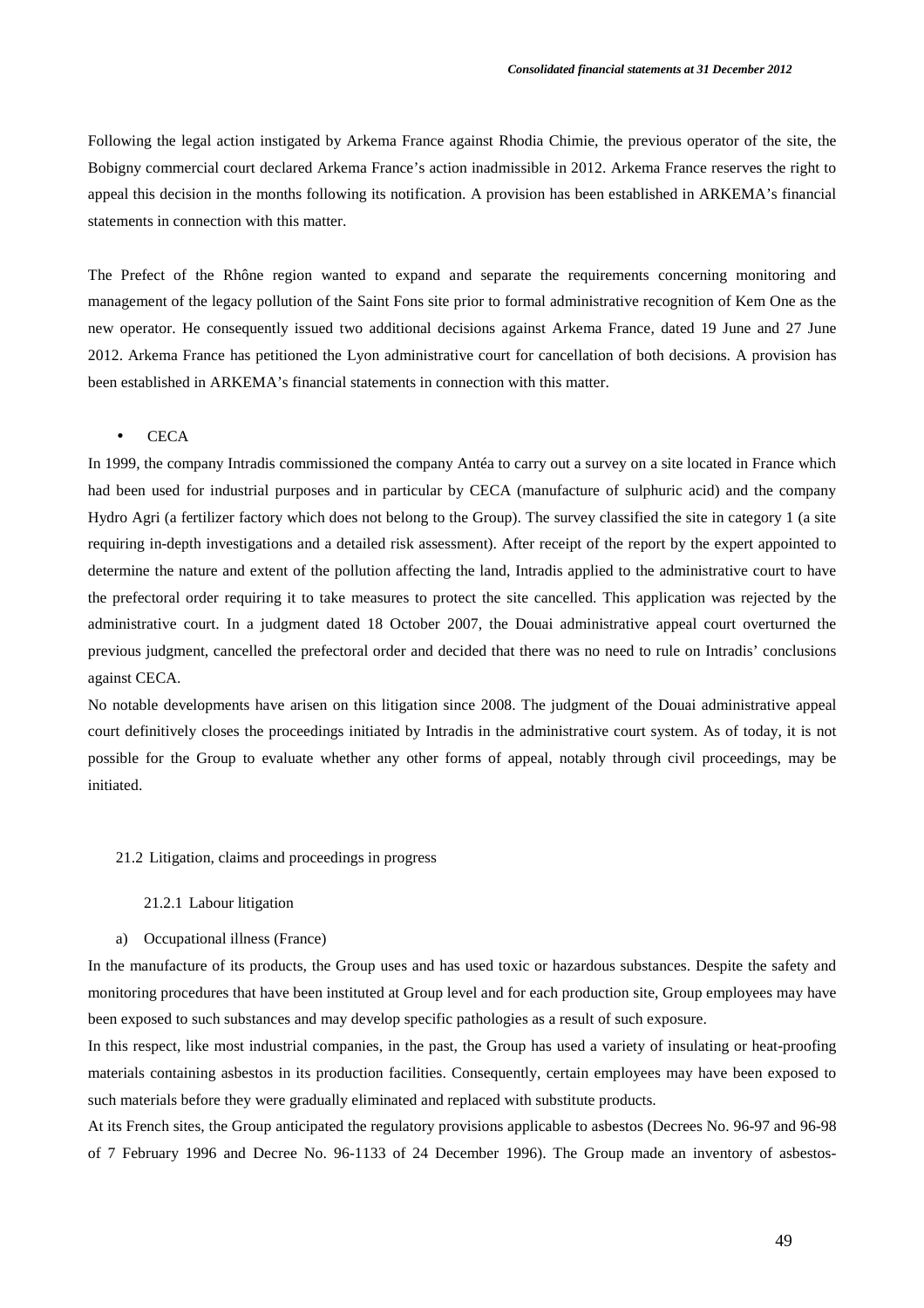Following the legal action instigated by Arkema France against Rhodia Chimie, the previous operator of the site, the Bobigny commercial court declared Arkema France's action inadmissible in 2012. Arkema France reserves the right to appeal this decision in the months following its notification. A provision has been established in ARKEMA's financial statements in connection with this matter.

The Prefect of the Rhône region wanted to expand and separate the requirements concerning monitoring and management of the legacy pollution of the Saint Fons site prior to formal administrative recognition of Kem One as the new operator. He consequently issued two additional decisions against Arkema France, dated 19 June and 27 June 2012. Arkema France has petitioned the Lyon administrative court for cancellation of both decisions. A provision has been established in ARKEMA's financial statements in connection with this matter.

- CECA

In 1999, the company Intradis commissioned the company Antéa to carry out a survey on a site located in France which had been used for industrial purposes and in particular by CECA (manufacture of sulphuric acid) and the company Hydro Agri (a fertilizer factory which does not belong to the Group). The survey classified the site in category 1 (a site requiring in-depth investigations and a detailed risk assessment). After receipt of the report by the expert appointed to determine the nature and extent of the pollution affecting the land, Intradis applied to the administrative court to have the prefectoral order requiring it to take measures to protect the site cancelled. This application was rejected by the administrative court. In a judgment dated 18 October 2007, the Douai administrative appeal court overturned the previous judgment, cancelled the prefectoral order and decided that there was no need to rule on Intradis' conclusions against CECA.
No notable developments have arisen on this litigation since 2008. The judgment of the Douai administrative appeal court definitively closes the proceedings initiated by Intradis in the administrative court system. As of today, it is not possible for the Group to evaluate whether any other forms of appeal, notably through civil proceedings, may be initiated.

## 21.2 Litigation, claims and proceedings in progress

### 21.2.1 Labour litigation

a) Occupational illness (France)

In the manufacture of its products, the Group uses and has used toxic or hazardous substances. Despite the safety and monitoring procedures that have been instituted at Group level and for each production site, Group employees may have been exposed to such substances and may develop specific pathologies as a result of such exposure.
In this respect, like most industrial companies, in the past, the Group has used a variety of insulating or heat-proofing materials containing asbestos in its production facilities. Consequently, certain employees may have been exposed to such materials before they were gradually eliminated and replaced with substitute products.
At its French sites, the Group anticipated the regulatory provisions applicable to asbestos (Decrees No. 96-97 and 96-98 of 7 February 1996 and Decree No. 96-1133 of 24 December 1996). The Group made an inventory of asbestos-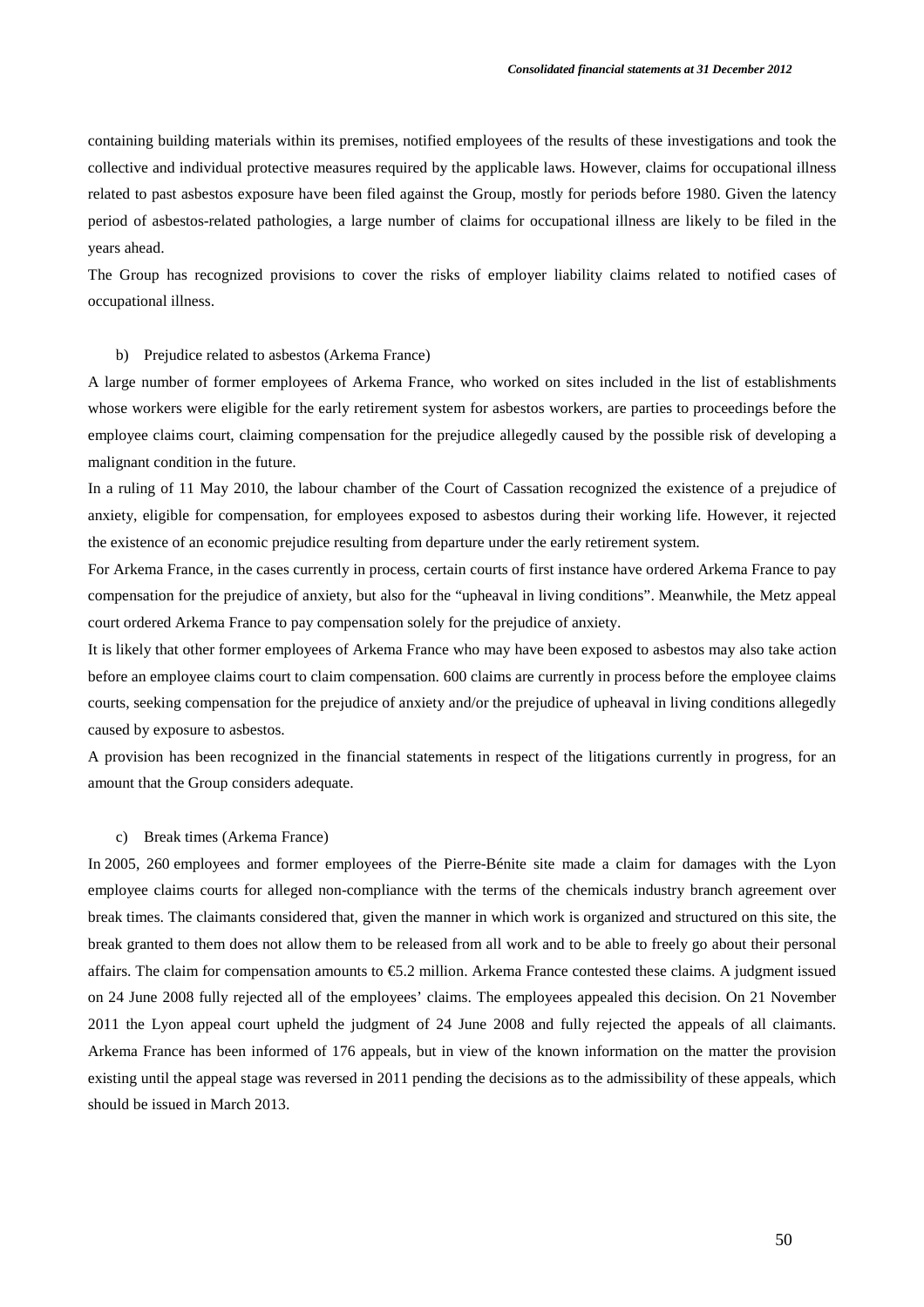containing building materials within its premises, notified employees of the results of these investigations and took the collective and individual protective measures required by the applicable laws. However, claims for occupational illness related to past asbestos exposure have been filed against the Group, mostly for periods before 1980. Given the latency period of asbestos-related pathologies, a large number of claims for occupational illness are likely to be filed in the years ahead.

The Group has recognized provisions to cover the risks of employer liability claims related to notified cases of occupational illness.

b) Prejudice related to asbestos (Arkema France)

A large number of former employees of Arkema France, who worked on sites included in the list of establishments whose workers were eligible for the early retirement system for asbestos workers, are parties to proceedings before the employee claims court, claiming compensation for the prejudice allegedly caused by the possible risk of developing a malignant condition in the future.

In a ruling of 11 May 2010, the labour chamber of the Court of Cassation recognized the existence of a prejudice of anxiety, eligible for compensation, for employees exposed to asbestos during their working life. However, it rejected the existence of an economic prejudice resulting from departure under the early retirement system.

For Arkema France, in the cases currently in process, certain courts of first instance have ordered Arkema France to pay compensation for the prejudice of anxiety, but also for the "upheaval in living conditions". Meanwhile, the Metz appeal court ordered Arkema France to pay compensation solely for the prejudice of anxiety.

It is likely that other former employees of Arkema France who may have been exposed to asbestos may also take action before an employee claims court to claim compensation. 600 claims are currently in process before the employee claims courts, seeking compensation for the prejudice of anxiety and/or the prejudice of upheaval in living conditions allegedly caused by exposure to asbestos.

A provision has been recognized in the financial statements in respect of the litigations currently in progress, for an amount that the Group considers adequate.

c) Break times (Arkema France)

In 2005, 260 employees and former employees of the Pierre-Bénite site made a claim for damages with the Lyon employee claims courts for alleged non-compliance with the terms of the chemicals industry branch agreement over break times. The claimants considered that, given the manner in which work is organized and structured on this site, the break granted to them does not allow them to be released from all work and to be able to freely go about their personal affairs. The claim for compensation amounts to €5.2 million. Arkema France contested these claims. A judgment issued on 24 June 2008 fully rejected all of the employees' claims. The employees appealed this decision. On 21 November 2011 the Lyon appeal court upheld the judgment of 24 June 2008 and fully rejected the appeals of all claimants. Arkema France has been informed of 176 appeals, but in view of the known information on the matter the provision existing until the appeal stage was reversed in 2011 pending the decisions as to the admissibility of these appeals, which should be issued in March 2013.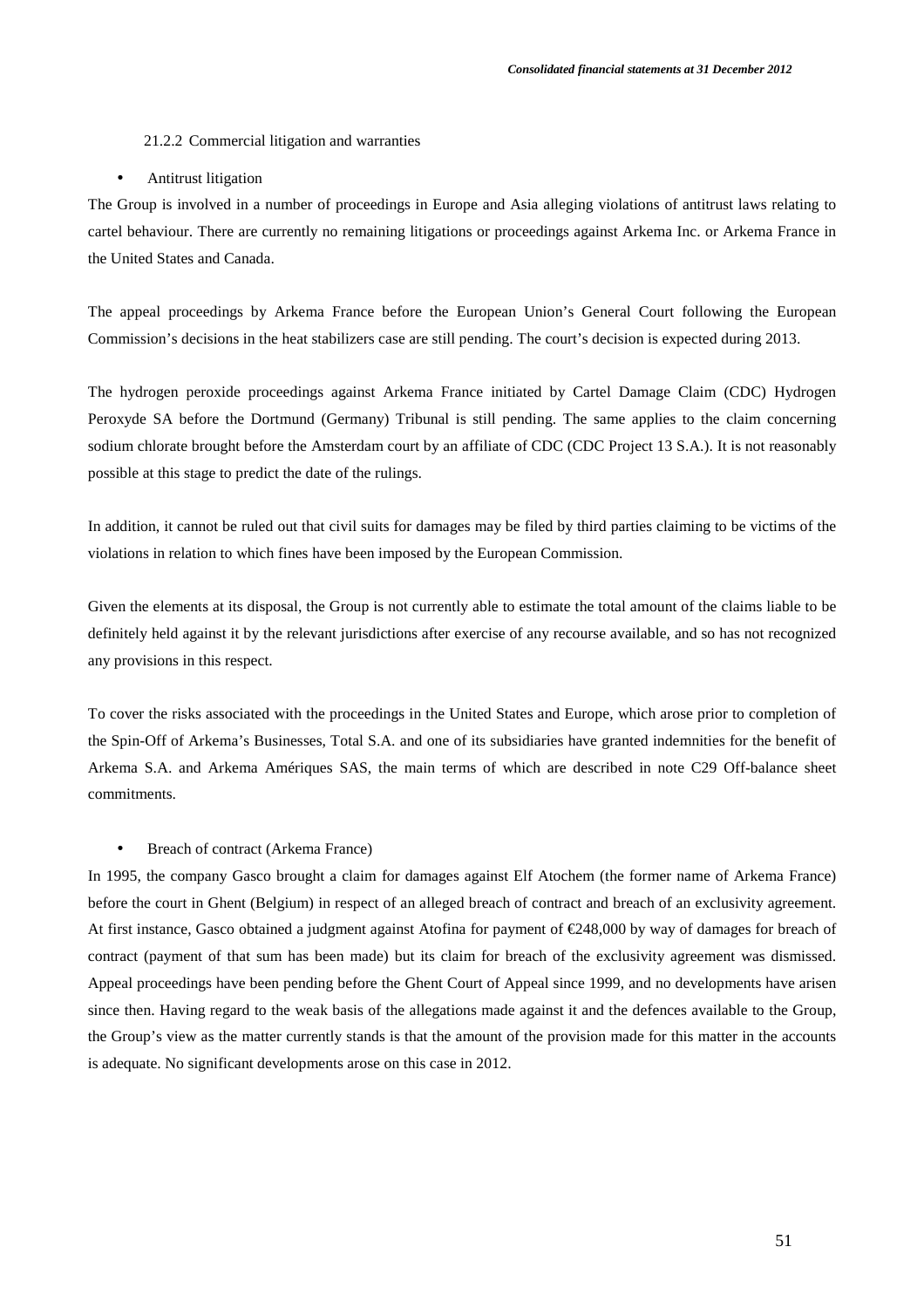#### 21.2.2 Commercial litigation and warranties

- Antitrust litigation

The Group is involved in a number of proceedings in Europe and Asia alleging violations of antitrust laws relating to cartel behaviour. There are currently no remaining litigations or proceedings against Arkema Inc. or Arkema France in the United States and Canada.

The appeal proceedings by Arkema France before the European Union's General Court following the European Commission's decisions in the heat stabilizers case are still pending. The court's decision is expected during 2013.

The hydrogen peroxide proceedings against Arkema France initiated by Cartel Damage Claim (CDC) Hydrogen Peroxyde SA before the Dortmund (Germany) Tribunal is still pending. The same applies to the claim concerning sodium chlorate brought before the Amsterdam court by an affiliate of CDC (CDC Project 13 S.A.). It is not reasonably possible at this stage to predict the date of the rulings.

In addition, it cannot be ruled out that civil suits for damages may be filed by third parties claiming to be victims of the violations in relation to which fines have been imposed by the European Commission.

Given the elements at its disposal, the Group is not currently able to estimate the total amount of the claims liable to be definitely held against it by the relevant jurisdictions after exercise of any recourse available, and so has not recognized any provisions in this respect.

To cover the risks associated with the proceedings in the United States and Europe, which arose prior to completion of the Spin-Off of Arkema's Businesses, Total S.A. and one of its subsidiaries have granted indemnities for the benefit of Arkema S.A. and Arkema Amériques SAS, the main terms of which are described in note C29 Off-balance sheet commitments.

- Breach of contract (Arkema France)

In 1995, the company Gasco brought a claim for damages against Elf Atochem (the former name of Arkema France) before the court in Ghent (Belgium) in respect of an alleged breach of contract and breach of an exclusivity agreement. At first instance, Gasco obtained a judgment against Atofina for payment of €248,000 by way of damages for breach of contract (payment of that sum has been made) but its claim for breach of the exclusivity agreement was dismissed. Appeal proceedings have been pending before the Ghent Court of Appeal since 1999, and no developments have arisen since then. Having regard to the weak basis of the allegations made against it and the defences available to the Group, the Group's view as the matter currently stands is that the amount of the provision made for this matter in the accounts is adequate. No significant developments arose on this case in 2012.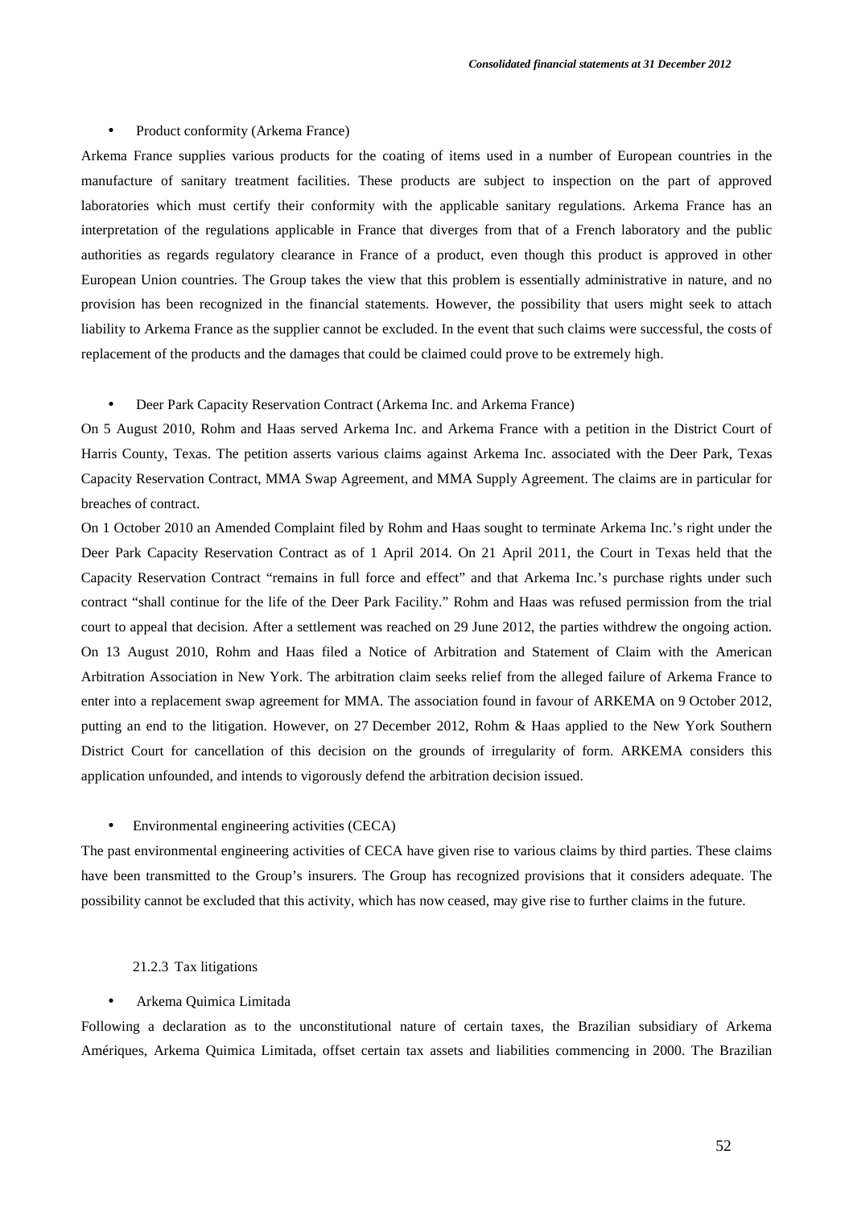- Product conformity (Arkema France)

Arkema France supplies various products for the coating of items used in a number of European countries in the manufacture of sanitary treatment facilities. These products are subject to inspection on the part of approved laboratories which must certify their conformity with the applicable sanitary regulations. Arkema France has an interpretation of the regulations applicable in France that diverges from that of a French laboratory and the public authorities as regards regulatory clearance in France of a product, even though this product is approved in other European Union countries. The Group takes the view that this problem is essentially administrative in nature, and no provision has been recognized in the financial statements. However, the possibility that users might seek to attach liability to Arkema France as the supplier cannot be excluded. In the event that such claims were successful, the costs of replacement of the products and the damages that could be claimed could prove to be extremely high.

- Deer Park Capacity Reservation Contract (Arkema Inc. and Arkema France)

On 5 August 2010, Rohm and Haas served Arkema Inc. and Arkema France with a petition in the District Court of Harris County, Texas. The petition asserts various claims against Arkema Inc. associated with the Deer Park, Texas Capacity Reservation Contract, MMA Swap Agreement, and MMA Supply Agreement. The claims are in particular for breaches of contract.

On 1 October 2010 an Amended Complaint filed by Rohm and Haas sought to terminate Arkema Inc.'s right under the Deer Park Capacity Reservation Contract as of 1 April 2014. On 21 April 2011, the Court in Texas held that the Capacity Reservation Contract "remains in full force and effect" and that Arkema Inc.'s purchase rights under such contract "shall continue for the life of the Deer Park Facility." Rohm and Haas was refused permission from the trial court to appeal that decision. After a settlement was reached on 29 June 2012, the parties withdrew the ongoing action. On 13 August 2010, Rohm and Haas filed a Notice of Arbitration and Statement of Claim with the American Arbitration Association in New York. The arbitration claim seeks relief from the alleged failure of Arkema France to enter into a replacement swap agreement for MMA. The association found in favour of ARKEMA on 9 October 2012, putting an end to the litigation. However, on 27 December 2012, Rohm & Haas applied to the New York Southern District Court for cancellation of this decision on the grounds of irregularity of form. ARKEMA considers this application unfounded, and intends to vigorously defend the arbitration decision issued.

- Environmental engineering activities (CECA)

The past environmental engineering activities of CECA have given rise to various claims by third parties. These claims have been transmitted to the Group's insurers. The Group has recognized provisions that it considers adequate. The possibility cannot be excluded that this activity, which has now ceased, may give rise to further claims in the future.

#### 21.2.3 Tax litigations

- Arkema Quimica Limitada

Following a declaration as to the unconstitutional nature of certain taxes, the Brazilian subsidiary of Arkema Amériques, Arkema Quimica Limitada, offset certain tax assets and liabilities commencing in 2000. The Brazilian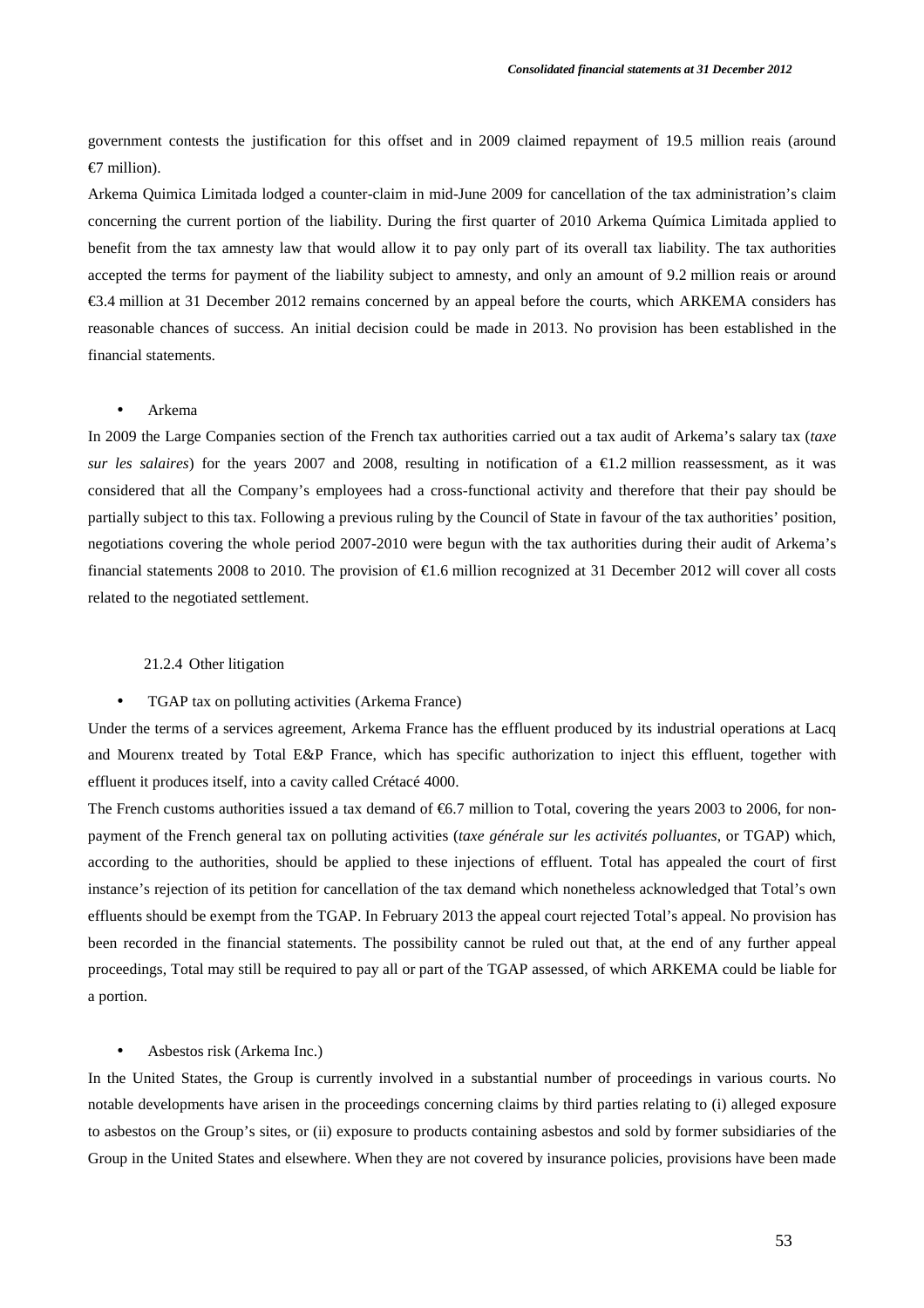government contests the justification for this offset and in 2009 claimed repayment of 19.5 million reais (around €7 million).

Arkema Quimica Limitada lodged a counter-claim in mid-June 2009 for cancellation of the tax administration's claim concerning the current portion of the liability. During the first quarter of 2010 Arkema Química Limitada applied to benefit from the tax amnesty law that would allow it to pay only part of its overall tax liability. The tax authorities accepted the terms for payment of the liability subject to amnesty, and only an amount of 9.2 million reais or around €3.4 million at 31 December 2012 remains concerned by an appeal before the courts, which ARKEMA considers has reasonable chances of success. An initial decision could be made in 2013. No provision has been established in the financial statements.

- Arkema

In 2009 the Large Companies section of the French tax authorities carried out a tax audit of Arkema's salary tax (*taxe sur les salaires*) for the years 2007 and 2008, resulting in notification of a €1.2 million reassessment, as it was considered that all the Company's employees had a cross-functional activity and therefore that their pay should be partially subject to this tax. Following a previous ruling by the Council of State in favour of the tax authorities' position, negotiations covering the whole period 2007-2010 were begun with the tax authorities during their audit of Arkema's financial statements 2008 to 2010. The provision of €1.6 million recognized at 31 December 2012 will cover all costs related to the negotiated settlement.

#### 21.2.4 Other litigation

- TGAP tax on polluting activities (Arkema France)

Under the terms of a services agreement, Arkema France has the effluent produced by its industrial operations at Lacq and Mourenx treated by Total E&P France, which has specific authorization to inject this effluent, together with effluent it produces itself, into a cavity called Crétacé 4000.

The French customs authorities issued a tax demand of €6.7 million to Total, covering the years 2003 to 2006, for non-payment of the French general tax on polluting activities (*taxe générale sur les activités polluantes*, or TGAP) which, according to the authorities, should be applied to these injections of effluent. Total has appealed the court of first instance's rejection of its petition for cancellation of the tax demand which nonetheless acknowledged that Total's own effluents should be exempt from the TGAP. In February 2013 the appeal court rejected Total's appeal. No provision has been recorded in the financial statements. The possibility cannot be ruled out that, at the end of any further appeal proceedings, Total may still be required to pay all or part of the TGAP assessed, of which ARKEMA could be liable for a portion.

- Asbestos risk (Arkema Inc.)

In the United States, the Group is currently involved in a substantial number of proceedings in various courts. No notable developments have arisen in the proceedings concerning claims by third parties relating to (i) alleged exposure to asbestos on the Group's sites, or (ii) exposure to products containing asbestos and sold by former subsidiaries of the Group in the United States and elsewhere. When they are not covered by insurance policies, provisions have been made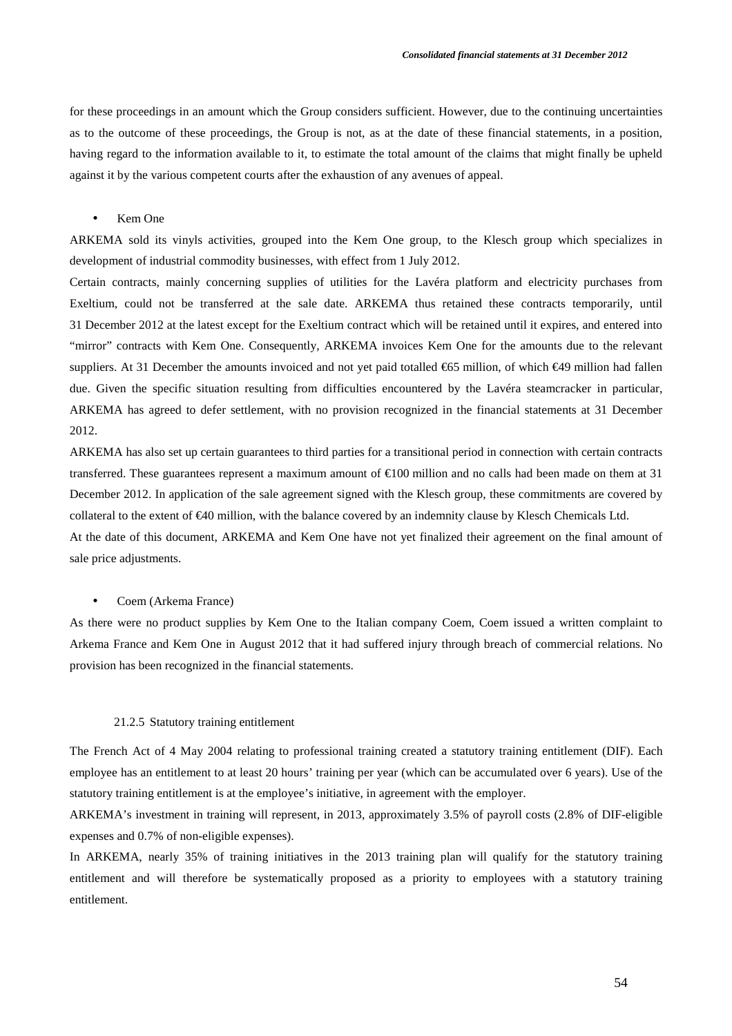for these proceedings in an amount which the Group considers sufficient. However, due to the continuing uncertainties as to the outcome of these proceedings, the Group is not, as at the date of these financial statements, in a position, having regard to the information available to it, to estimate the total amount of the claims that might finally be upheld against it by the various competent courts after the exhaustion of any avenues of appeal.

- Kem One

ARKEMA sold its vinyls activities, grouped into the Kem One group, to the Klesch group which specializes in development of industrial commodity businesses, with effect from 1 July 2012.

Certain contracts, mainly concerning supplies of utilities for the Lavéra platform and electricity purchases from Exeltium, could not be transferred at the sale date. ARKEMA thus retained these contracts temporarily, until 31 December 2012 at the latest except for the Exeltium contract which will be retained until it expires, and entered into "mirror" contracts with Kem One. Consequently, ARKEMA invoices Kem One for the amounts due to the relevant suppliers. At 31 December the amounts invoiced and not yet paid totalled €65 million, of which €49 million had fallen due. Given the specific situation resulting from difficulties encountered by the Lavéra steamcracker in particular, ARKEMA has agreed to defer settlement, with no provision recognized in the financial statements at 31 December 2012.

ARKEMA has also set up certain guarantees to third parties for a transitional period in connection with certain contracts transferred. These guarantees represent a maximum amount of €100 million and no calls had been made on them at 31 December 2012. In application of the sale agreement signed with the Klesch group, these commitments are covered by collateral to the extent of €40 million, with the balance covered by an indemnity clause by Klesch Chemicals Ltd.

At the date of this document, ARKEMA and Kem One have not yet finalized their agreement on the final amount of sale price adjustments.

- Coem (Arkema France)

As there were no product supplies by Kem One to the Italian company Coem, Coem issued a written complaint to Arkema France and Kem One in August 2012 that it had suffered injury through breach of commercial relations. No provision has been recognized in the financial statements.

#### 21.2.5 Statutory training entitlement

The French Act of 4 May 2004 relating to professional training created a statutory training entitlement (DIF). Each employee has an entitlement to at least 20 hours' training per year (which can be accumulated over 6 years). Use of the statutory training entitlement is at the employee's initiative, in agreement with the employer.

ARKEMA's investment in training will represent, in 2013, approximately 3.5% of payroll costs (2.8% of DIF-eligible expenses and 0.7% of non-eligible expenses).

In ARKEMA, nearly 35% of training initiatives in the 2013 training plan will qualify for the statutory training entitlement and will therefore be systematically proposed as a priority to employees with a statutory training entitlement.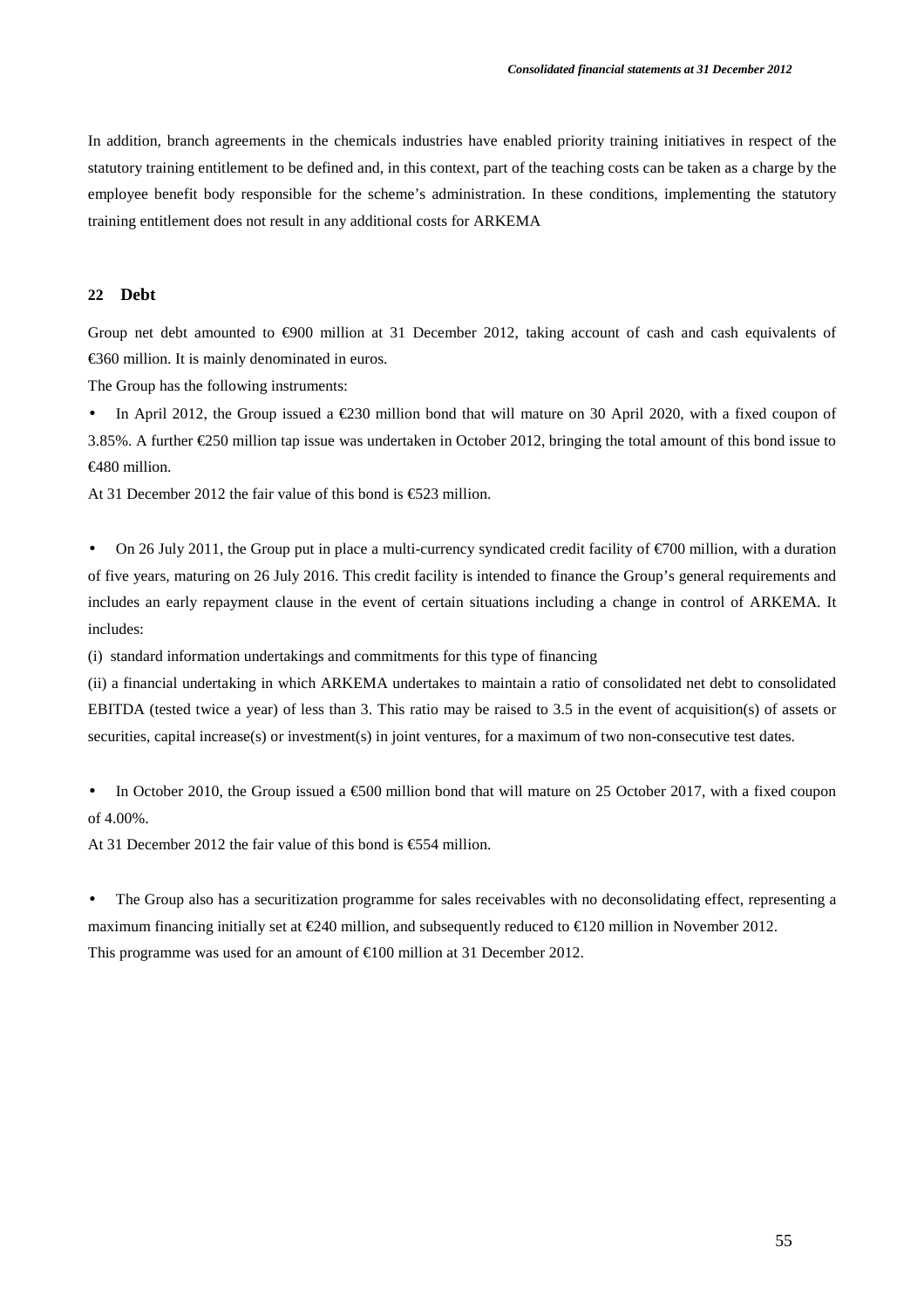In addition, branch agreements in the chemicals industries have enabled priority training initiatives in respect of the statutory training entitlement to be defined and, in this context, part of the teaching costs can be taken as a charge by the employee benefit body responsible for the scheme's administration. In these conditions, implementing the statutory training entitlement does not result in any additional costs for ARKEMA

## 22 Debt

Group net debt amounted to €900 million at 31 December 2012, taking account of cash and cash equivalents of €360 million. It is mainly denominated in euros.

The Group has the following instruments:

- In April 2012, the Group issued a €230 million bond that will mature on 30 April 2020, with a fixed coupon of 3.85%. A further €250 million tap issue was undertaken in October 2012, bringing the total amount of this bond issue to €480 million.

At 31 December 2012 the fair value of this bond is €523 million.

- On 26 July 2011, the Group put in place a multi-currency syndicated credit facility of €700 million, with a duration of five years, maturing on 26 July 2016. This credit facility is intended to finance the Group's general requirements and includes an early repayment clause in the event of certain situations including a change in control of ARKEMA. It includes:

(i) standard information undertakings and commitments for this type of financing

(ii) a financial undertaking in which ARKEMA undertakes to maintain a ratio of consolidated net debt to consolidated EBITDA (tested twice a year) of less than 3. This ratio may be raised to 3.5 in the event of acquisition(s) of assets or securities, capital increase(s) or investment(s) in joint ventures, for a maximum of two non-consecutive test dates.

- In October 2010, the Group issued a €500 million bond that will mature on 25 October 2017, with a fixed coupon of 4.00%.

At 31 December 2012 the fair value of this bond is €554 million.

- The Group also has a securitization programme for sales receivables with no deconsolidating effect, representing a maximum financing initially set at €240 million, and subsequently reduced to €120 million in November 2012.

This programme was used for an amount of €100 million at 31 December 2012.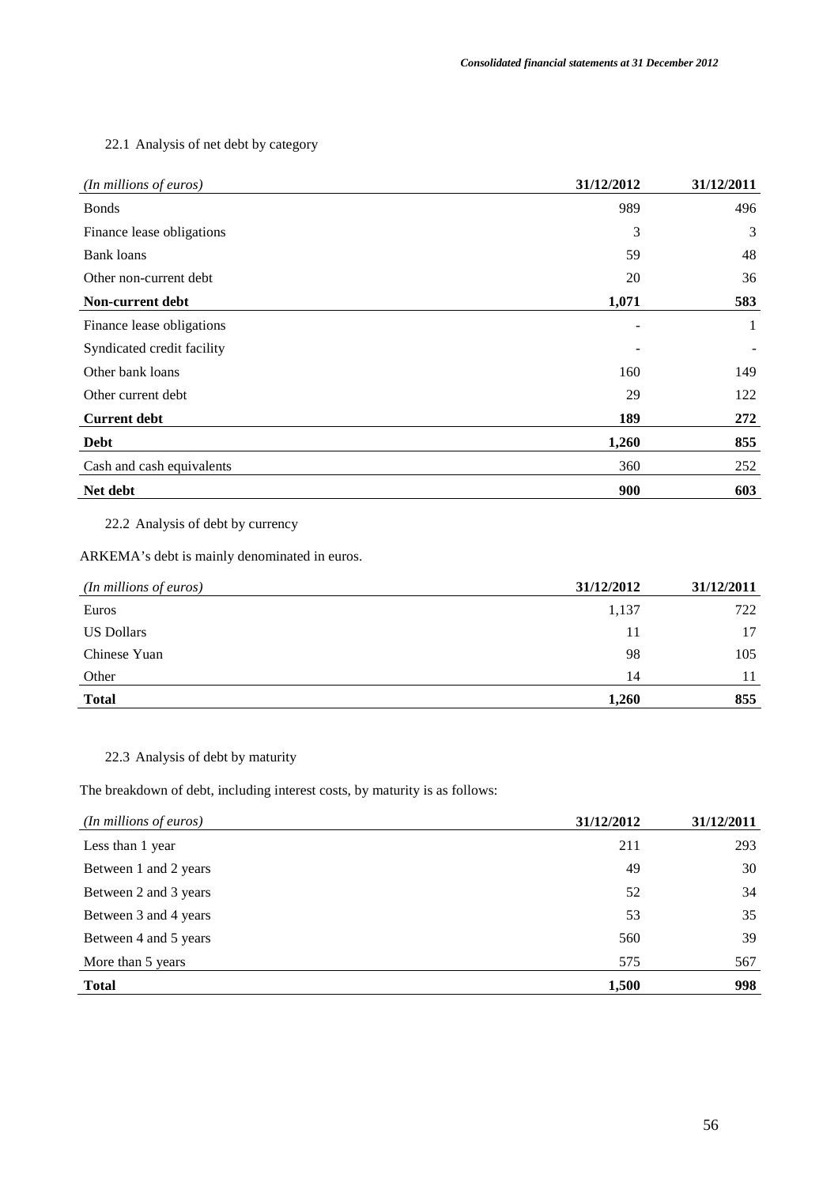### 22.1 Analysis of net debt by category

| *(In millions of euros)* | **31/12/2012** | **31/12/2011** |
|---|---|---|
| Bonds | 989 | 496 |
| Finance lease obligations | 3 | 3 |
| Bank loans | 59 | 48 |
| Other non-current debt | 20 | 36 |
| **Non-current debt** | **1,071** | **583** |
| Finance lease obligations | - | 1 |
| Syndicated credit facility | - | - |
| Other bank loans | 160 | 149 |
| Other current debt | 29 | 122 |
| **Current debt** | **189** | **272** |
| **Debt** | **1,260** | **855** |
| Cash and cash equivalents | 360 | 252 |
| **Net debt** | **900** | **603** |

### 22.2 Analysis of debt by currency

ARKEMA's debt is mainly denominated in euros.

| *(In millions of euros)* | **31/12/2012** | **31/12/2011** |
|---|---|---|
| Euros | 1,137 | 722 |
| US Dollars | 11 | 17 |
| Chinese Yuan | 98 | 105 |
| Other | 14 | 11 |
| **Total** | **1,260** | **855** |

### 22.3 Analysis of debt by maturity

The breakdown of debt, including interest costs, by maturity is as follows:

| *(In millions of euros)* | **31/12/2012** | **31/12/2011** |
|---|---|---|
| Less than 1 year | 211 | 293 |
| Between 1 and 2 years | 49 | 30 |
| Between 2 and 3 years | 52 | 34 |
| Between 3 and 4 years | 53 | 35 |
| Between 4 and 5 years | 560 | 39 |
| More than 5 years | 575 | 567 |
| **Total** | **1,500** | **998** |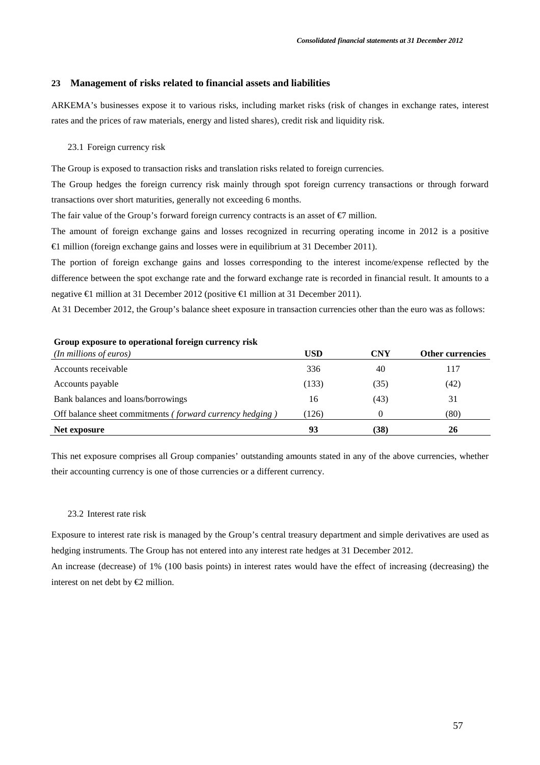## 23 Management of risks related to financial assets and liabilities

ARKEMA's businesses expose it to various risks, including market risks (risk of changes in exchange rates, interest rates and the prices of raw materials, energy and listed shares), credit risk and liquidity risk.

### 23.1 Foreign currency risk

The Group is exposed to transaction risks and translation risks related to foreign currencies.

The Group hedges the foreign currency risk mainly through spot foreign currency transactions or through forward transactions over short maturities, generally not exceeding 6 months.

The fair value of the Group's forward foreign currency contracts is an asset of €7 million.

The amount of foreign exchange gains and losses recognized in recurring operating income in 2012 is a positive €1 million (foreign exchange gains and losses were in equilibrium at 31 December 2011).

The portion of foreign exchange gains and losses corresponding to the interest income/expense reflected by the difference between the spot exchange rate and the forward exchange rate is recorded in financial result. It amounts to a negative €1 million at 31 December 2012 (positive €1 million at 31 December 2011).

At 31 December 2012, the Group's balance sheet exposure in transaction currencies other than the euro was as follows:

**Group exposure to operational foreign currency risk**

| *(In millions of euros)* | **USD** | **CNY** | **Other currencies** |
|---|---|---|---|
| Accounts receivable | 336 | 40 | 117 |
| Accounts payable | (133) | (35) | (42) |
| Bank balances and loans/borrowings | 16 | (43) | 31 |
| Off balance sheet commitments *( forward currency hedging )* | (126) | 0 | (80) |
| **Net exposure** | **93** | **(38)** | **26** |

This net exposure comprises all Group companies' outstanding amounts stated in any of the above currencies, whether their accounting currency is one of those currencies or a different currency.

### 23.2 Interest rate risk

Exposure to interest rate risk is managed by the Group's central treasury department and simple derivatives are used as hedging instruments. The Group has not entered into any interest rate hedges at 31 December 2012.

An increase (decrease) of 1% (100 basis points) in interest rates would have the effect of increasing (decreasing) the interest on net debt by €2 million.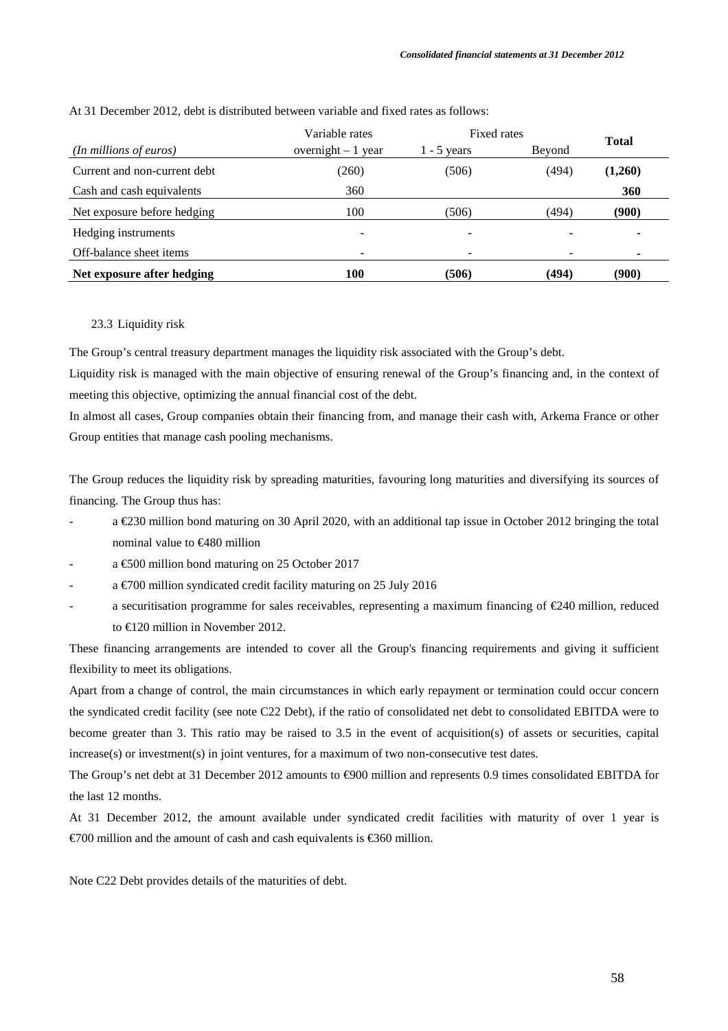At 31 December 2012, debt is distributed between variable and fixed rates as follows:

| | Variable rates | Fixed rates | | **Total** |
|---|---|---|---|---|
| *(In millions of euros)* | overnight – 1 year | 1 - 5 years | Beyond | |
| Current and non-current debt | (260) | (506) | (494) | **(1,260)** |
| Cash and cash equivalents | 360 | | | **360** |
| Net exposure before hedging | 100 | (506) | (494) | **(900)** |
| Hedging instruments | - | - | - | **-** |
| Off-balance sheet items | - | - | - | **-** |
| **Net exposure after hedging** | **100** | **(506)** | **(494)** | **(900)** |

### 23.3 Liquidity risk

The Group's central treasury department manages the liquidity risk associated with the Group's debt.

Liquidity risk is managed with the main objective of ensuring renewal of the Group's financing and, in the context of meeting this objective, optimizing the annual financial cost of the debt.

In almost all cases, Group companies obtain their financing from, and manage their cash with, Arkema France or other Group entities that manage cash pooling mechanisms.

The Group reduces the liquidity risk by spreading maturities, favouring long maturities and diversifying its sources of financing. The Group thus has:

- a €230 million bond maturing on 30 April 2020, with an additional tap issue in October 2012 bringing the total nominal value to €480 million
- a €500 million bond maturing on 25 October 2017
- a €700 million syndicated credit facility maturing on 25 July 2016
- a securitisation programme for sales receivables, representing a maximum financing of €240 million, reduced to €120 million in November 2012.

These financing arrangements are intended to cover all the Group's financing requirements and giving it sufficient flexibility to meet its obligations.

Apart from a change of control, the main circumstances in which early repayment or termination could occur concern the syndicated credit facility (see note C22 Debt), if the ratio of consolidated net debt to consolidated EBITDA were to become greater than 3. This ratio may be raised to 3.5 in the event of acquisition(s) of assets or securities, capital increase(s) or investment(s) in joint ventures, for a maximum of two non-consecutive test dates.

The Group's net debt at 31 December 2012 amounts to €900 million and represents 0.9 times consolidated EBITDA for the last 12 months.

At 31 December 2012, the amount available under syndicated credit facilities with maturity of over 1 year is €700 million and the amount of cash and cash equivalents is €360 million.

Note C22 Debt provides details of the maturities of debt.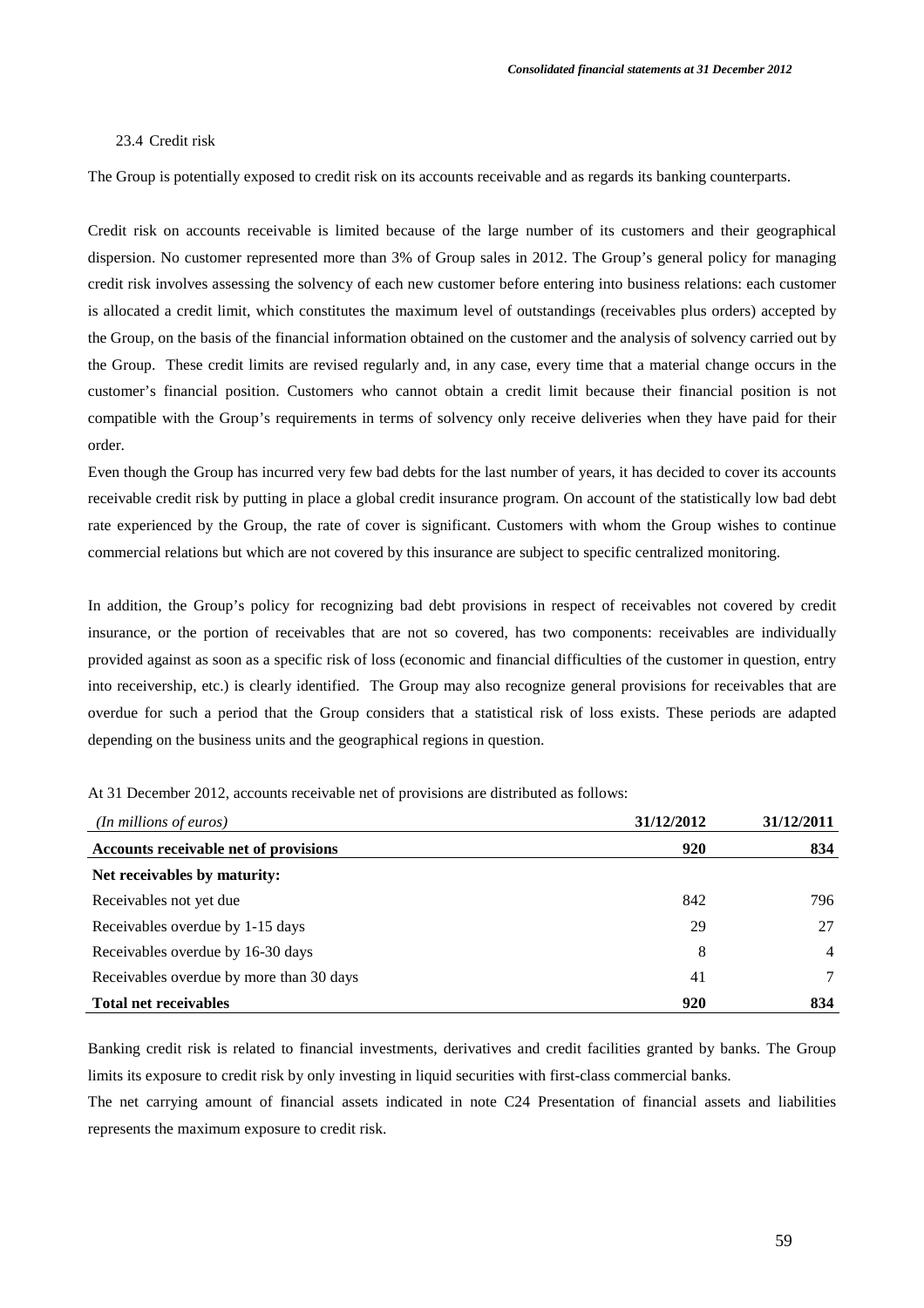### 23.4 Credit risk

The Group is potentially exposed to credit risk on its accounts receivable and as regards its banking counterparts.

Credit risk on accounts receivable is limited because of the large number of its customers and their geographical dispersion. No customer represented more than 3% of Group sales in 2012. The Group's general policy for managing credit risk involves assessing the solvency of each new customer before entering into business relations: each customer is allocated a credit limit, which constitutes the maximum level of outstandings (receivables plus orders) accepted by the Group, on the basis of the financial information obtained on the customer and the analysis of solvency carried out by the Group. These credit limits are revised regularly and, in any case, every time that a material change occurs in the customer's financial position. Customers who cannot obtain a credit limit because their financial position is not compatible with the Group's requirements in terms of solvency only receive deliveries when they have paid for their order.

Even though the Group has incurred very few bad debts for the last number of years, it has decided to cover its accounts receivable credit risk by putting in place a global credit insurance program. On account of the statistically low bad debt rate experienced by the Group, the rate of cover is significant. Customers with whom the Group wishes to continue commercial relations but which are not covered by this insurance are subject to specific centralized monitoring.

In addition, the Group's policy for recognizing bad debt provisions in respect of receivables not covered by credit insurance, or the portion of receivables that are not so covered, has two components: receivables are individually provided against as soon as a specific risk of loss (economic and financial difficulties of the customer in question, entry into receivership, etc.) is clearly identified. The Group may also recognize general provisions for receivables that are overdue for such a period that the Group considers that a statistical risk of loss exists. These periods are adapted depending on the business units and the geographical regions in question.

At 31 December 2012, accounts receivable net of provisions are distributed as follows:

| *(In millions of euros)* | **31/12/2012** | **31/12/2011** |
|---|---|---|
| **Accounts receivable net of provisions** | **920** | **834** |
| **Net receivables by maturity:** | | |
| Receivables not yet due | 842 | 796 |
| Receivables overdue by 1-15 days | 29 | 27 |
| Receivables overdue by 16-30 days | 8 | 4 |
| Receivables overdue by more than 30 days | 41 | 7 |
| **Total net receivables** | **920** | **834** |

Banking credit risk is related to financial investments, derivatives and credit facilities granted by banks. The Group limits its exposure to credit risk by only investing in liquid securities with first-class commercial banks.

The net carrying amount of financial assets indicated in note C24 Presentation of financial assets and liabilities represents the maximum exposure to credit risk.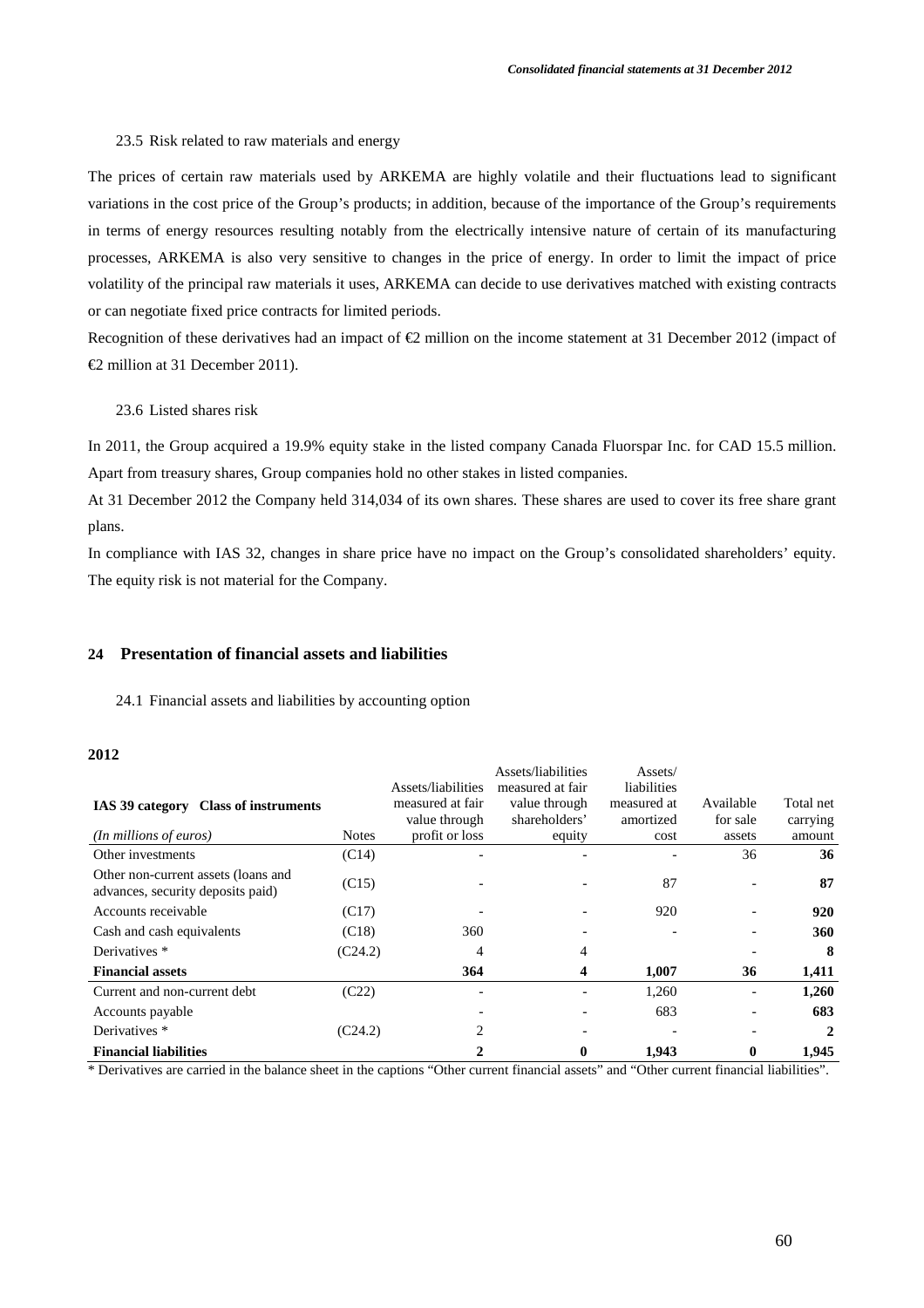### 23.5 Risk related to raw materials and energy

The prices of certain raw materials used by ARKEMA are highly volatile and their fluctuations lead to significant variations in the cost price of the Group's products; in addition, because of the importance of the Group's requirements in terms of energy resources resulting notably from the electrically intensive nature of certain of its manufacturing processes, ARKEMA is also very sensitive to changes in the price of energy. In order to limit the impact of price volatility of the principal raw materials it uses, ARKEMA can decide to use derivatives matched with existing contracts or can negotiate fixed price contracts for limited periods.

Recognition of these derivatives had an impact of €2 million on the income statement at 31 December 2012 (impact of €2 million at 31 December 2011).

### 23.6 Listed shares risk

In 2011, the Group acquired a 19.9% equity stake in the listed company Canada Fluorspar Inc. for CAD 15.5 million. Apart from treasury shares, Group companies hold no other stakes in listed companies.

At 31 December 2012 the Company held 314,034 of its own shares. These shares are used to cover its free share grant plans.

In compliance with IAS 32, changes in share price have no impact on the Group's consolidated shareholders' equity. The equity risk is not material for the Company.

## 24 Presentation of financial assets and liabilities

### 24.1 Financial assets and liabilities by accounting option

**2012**

| **IAS 39 category Class of instruments** *(In millions of euros)* | Notes | Assets/liabilities measured at fair value through profit or loss | Assets/liabilities measured at fair value through shareholders' equity | Assets/ liabilities measured at amortized cost | Available for sale assets | Total net carrying amount |
|---|---|---|---|---|---|---|
| Other investments | (C14) | - | - | - | 36 | **36** |
| Other non-current assets (loans and advances, security deposits paid) | (C15) | - | - | 87 | - | **87** |
| Accounts receivable | (C17) | - | - | 920 | - | **920** |
| Cash and cash equivalents | (C18) | 360 | - | - | - | **360** |
| Derivatives * | (C24.2) | 4 | 4 | | - | **8** |
| **Financial assets** | | **364** | **4** | **1,007** | **36** | **1,411** |
| Current and non-current debt | (C22) | - | - | 1,260 | - | **1,260** |
| Accounts payable | | - | - | 683 | - | **683** |
| Derivatives * | (C24.2) | 2 | - | - | - | **2** |
| **Financial liabilities** | | **2** | **0** | **1,943** | **0** | **1,945** |

\* Derivatives are carried in the balance sheet in the captions "Other current financial assets" and "Other current financial liabilities".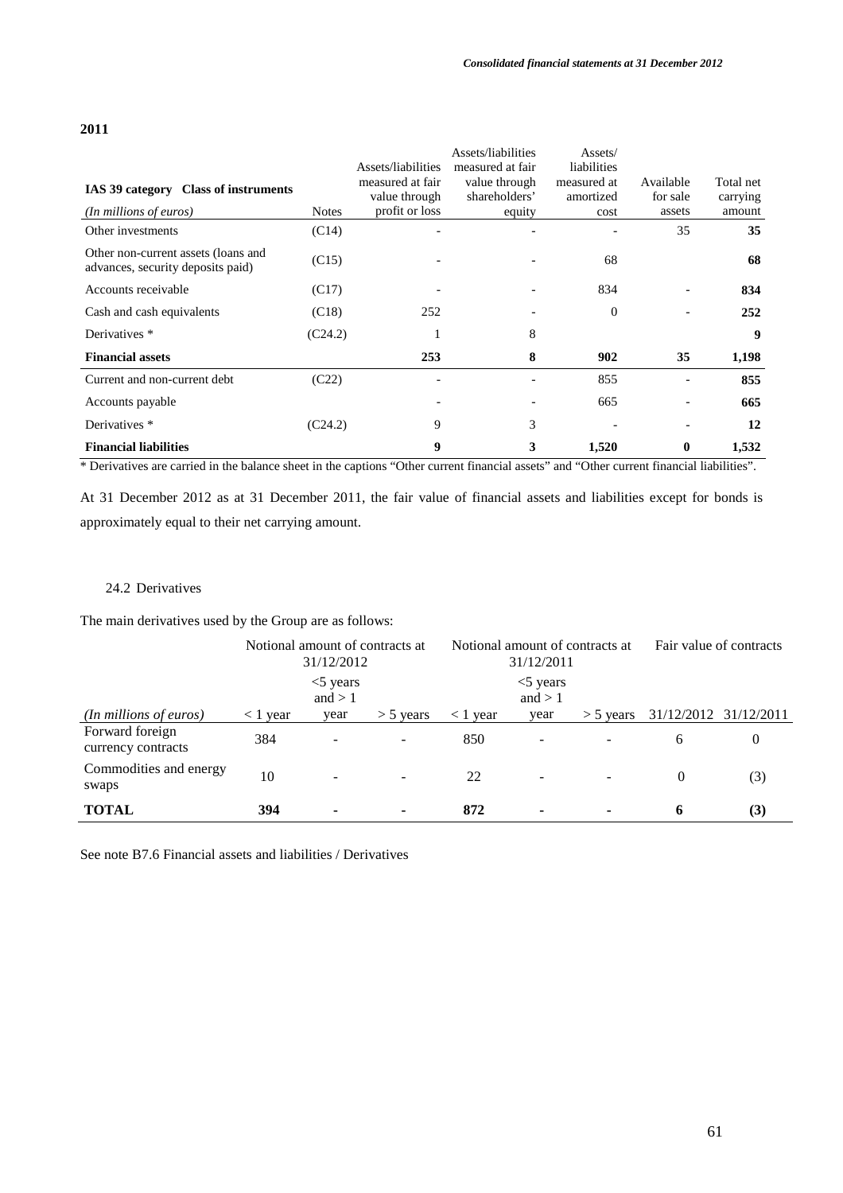**2011**

| IAS 39 category Class of instruments<br>*(In millions of euros)* | Notes | Assets/liabilities measured at fair value through profit or loss | Assets/liabilities measured at fair value through shareholders' equity | Assets/ liabilities measured at amortized cost | Available for sale assets | Total net carrying amount |
|---|---|---|---|---|---|---|
| Other investments | (C14) | - | - | - | 35 | **35** |
| Other non-current assets (loans and advances, security deposits paid) | (C15) | - | - | 68 | | **68** |
| Accounts receivable | (C17) | - | - | 834 | - | **834** |
| Cash and cash equivalents | (C18) | 252 | - | 0 | - | **252** |
| Derivatives * | (C24.2) | 1 | 8 | | | **9** |
| **Financial assets** | | **253** | **8** | **902** | **35** | **1,198** |
| Current and non-current debt | (C22) | - | - | 855 | - | **855** |
| Accounts payable | | - | - | 665 | - | **665** |
| Derivatives * | (C24.2) | 9 | 3 | - | - | **12** |
| **Financial liabilities** | | **9** | **3** | **1,520** | **0** | **1,532** |

* Derivatives are carried in the balance sheet in the captions "Other current financial assets" and "Other current financial liabilities".

At 31 December 2012 as at 31 December 2011, the fair value of financial assets and liabilities except for bonds is approximately equal to their net carrying amount.

### 24.2 Derivatives

The main derivatives used by the Group are as follows:

| | Notional amount of contracts at 31/12/2012 | | | Notional amount of contracts at 31/12/2011 | | | Fair value of contracts | |
|---|---|---|---|---|---|---|---|---|
| *(In millions of euros)* | < 1 year | <5 years and > 1 year | > 5 years | < 1 year | <5 years and > 1 year | > 5 years | 31/12/2012 | 31/12/2011 |
| Forward foreign currency contracts | 384 | - | - | 850 | - | - | 6 | 0 |
| Commodities and energy swaps | 10 | - | - | 22 | - | - | 0 | (3) |
| **TOTAL** | **394** | **-** | **-** | **872** | **-** | **-** | **6** | **(3)** |

See note B7.6 Financial assets and liabilities / Derivatives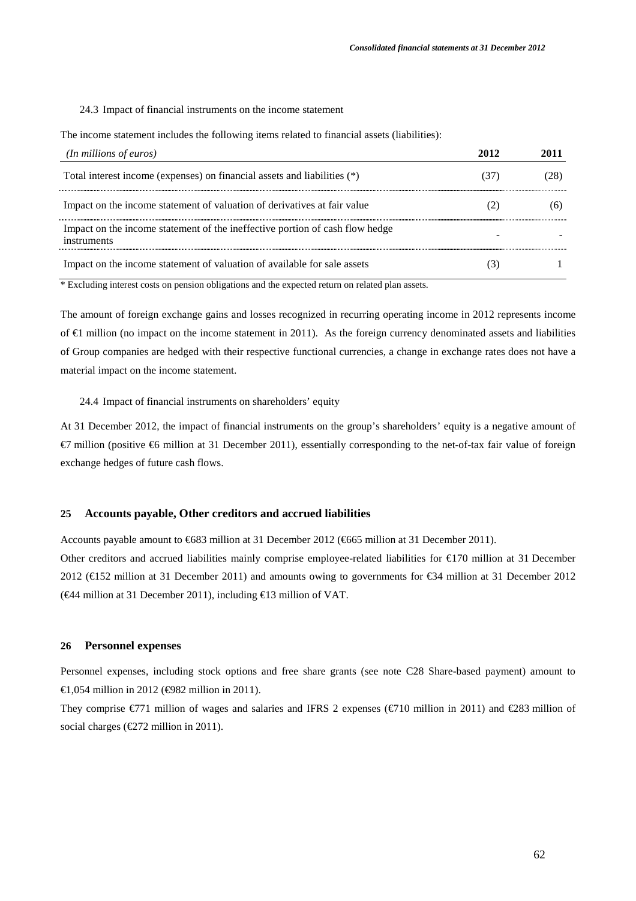24.3 Impact of financial instruments on the income statement

The income statement includes the following items related to financial assets (liabilities):

| *(In millions of euros)* | **2012** | **2011** |
|---|---|---|
| Total interest income (expenses) on financial assets and liabilities (*) | (37) | (28) |
| Impact on the income statement of valuation of derivatives at fair value | (2) | (6) |
| Impact on the income statement of the ineffective portion of cash flow hedge instruments | - | - |
| Impact on the income statement of valuation of available for sale assets | (3) | 1 |

\* Excluding interest costs on pension obligations and the expected return on related plan assets.

The amount of foreign exchange gains and losses recognized in recurring operating income in 2012 represents income of €1 million (no impact on the income statement in 2011). As the foreign currency denominated assets and liabilities of Group companies are hedged with their respective functional currencies, a change in exchange rates does not have a material impact on the income statement.

24.4 Impact of financial instruments on shareholders' equity

At 31 December 2012, the impact of financial instruments on the group's shareholders' equity is a negative amount of €7 million (positive €6 million at 31 December 2011), essentially corresponding to the net-of-tax fair value of foreign exchange hedges of future cash flows.

## 25 Accounts payable, Other creditors and accrued liabilities

Accounts payable amount to €683 million at 31 December 2012 (€665 million at 31 December 2011).

Other creditors and accrued liabilities mainly comprise employee-related liabilities for €170 million at 31 December 2012 (€152 million at 31 December 2011) and amounts owing to governments for €34 million at 31 December 2012 (€44 million at 31 December 2011), including €13 million of VAT.

## 26 Personnel expenses

Personnel expenses, including stock options and free share grants (see note C28 Share-based payment) amount to €1,054 million in 2012 (€982 million in 2011).

They comprise €771 million of wages and salaries and IFRS 2 expenses (€710 million in 2011) and €283 million of social charges (€272 million in 2011).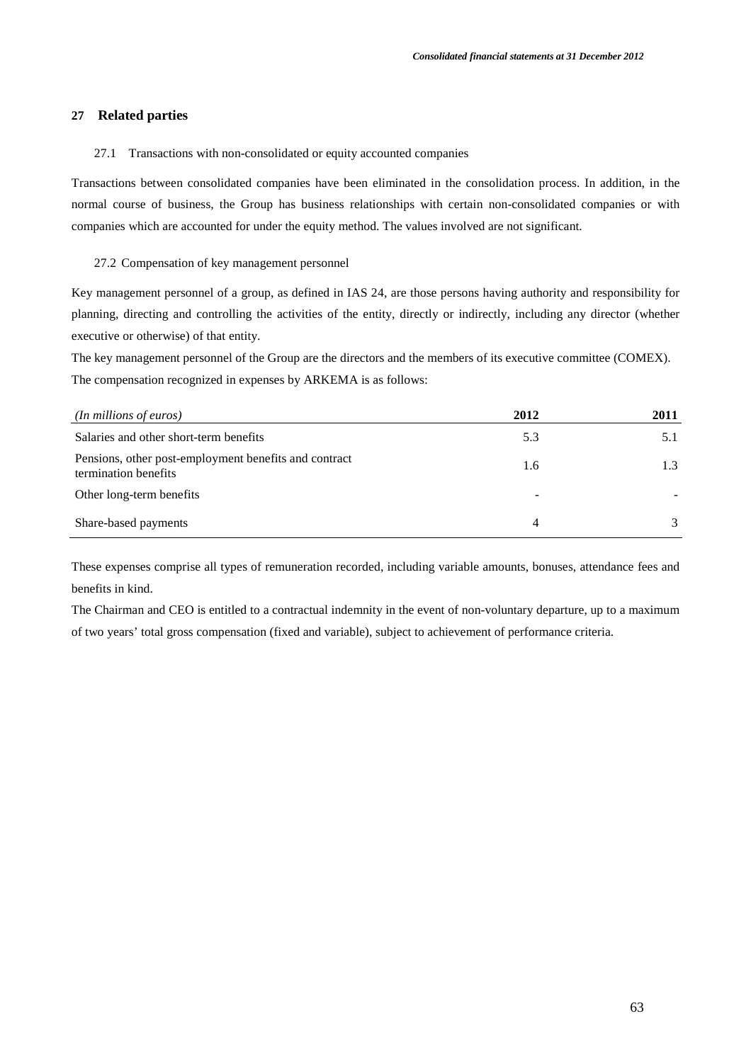## 27 Related parties

### 27.1 Transactions with non-consolidated or equity accounted companies

Transactions between consolidated companies have been eliminated in the consolidation process. In addition, in the normal course of business, the Group has business relationships with certain non-consolidated companies or with companies which are accounted for under the equity method. The values involved are not significant.

### 27.2 Compensation of key management personnel

Key management personnel of a group, as defined in IAS 24, are those persons having authority and responsibility for planning, directing and controlling the activities of the entity, directly or indirectly, including any director (whether executive or otherwise) of that entity.

The key management personnel of the Group are the directors and the members of its executive committee (COMEX).

The compensation recognized in expenses by ARKEMA is as follows:

| *(In millions of euros)* | **2012** | **2011** |
|---|---|---|
| Salaries and other short-term benefits | 5.3 | 5.1 |
| Pensions, other post-employment benefits and contract termination benefits | 1.6 | 1.3 |
| Other long-term benefits | - | - |
| Share-based payments | 4 | 3 |

These expenses comprise all types of remuneration recorded, including variable amounts, bonuses, attendance fees and benefits in kind.

The Chairman and CEO is entitled to a contractual indemnity in the event of non-voluntary departure, up to a maximum of two years' total gross compensation (fixed and variable), subject to achievement of performance criteria.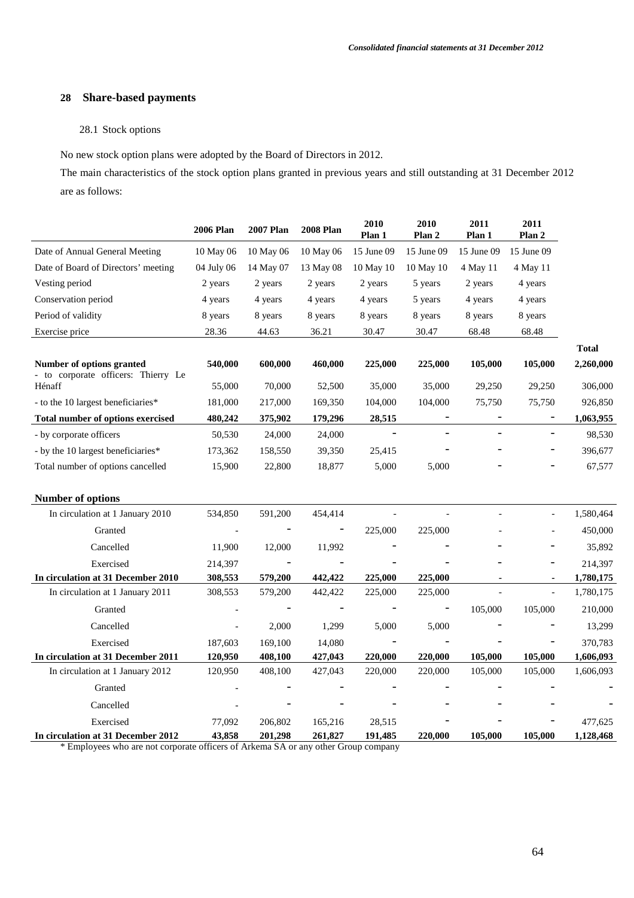## 28 Share-based payments

### 28.1 Stock options

No new stock option plans were adopted by the Board of Directors in 2012.

The main characteristics of the stock option plans granted in previous years and still outstanding at 31 December 2012 are as follows:

| | 2006 Plan | 2007 Plan | 2008 Plan | 2010 Plan 1 | 2010 Plan 2 | 2011 Plan 1 | 2011 Plan 2 | |
|---|---|---|---|---|---|---|---|---|
| Date of Annual General Meeting | 10 May 06 | 10 May 06 | 10 May 06 | 15 June 09 | 15 June 09 | 15 June 09 | 15 June 09 | |
| Date of Board of Directors' meeting | 04 July 06 | 14 May 07 | 13 May 08 | 10 May 10 | 10 May 10 | 4 May 11 | 4 May 11 | |
| Vesting period | 2 years | 2 years | 2 years | 2 years | 5 years | 2 years | 4 years | |
| Conservation period | 4 years | 4 years | 4 years | 4 years | 5 years | 4 years | 4 years | |
| Period of validity | 8 years | 8 years | 8 years | 8 years | 8 years | 8 years | 8 years | |
| Exercise price | 28.36 | 44.63 | 36.21 | 30.47 | 30.47 | 68.48 | 68.48 | |
| | | | | | | | | **Total** |
| **Number of options granted** | **540,000** | **600,000** | **460,000** | **225,000** | **225,000** | **105,000** | **105,000** | **2,260,000** |
| - to corporate officers: Thierry Le Hénaff | 55,000 | 70,000 | 52,500 | 35,000 | 35,000 | 29,250 | 29,250 | 306,000 |
| - to the 10 largest beneficiaries* | 181,000 | 217,000 | 169,350 | 104,000 | 104,000 | 75,750 | 75,750 | 926,850 |
| **Total number of options exercised** | **480,242** | **375,902** | **179,296** | **28,515** | **-** | **-** | **-** | **1,063,955** |
| - by corporate officers | 50,530 | 24,000 | 24,000 | - | - | - | - | 98,530 |
| - by the 10 largest beneficiaries* | 173,362 | 158,550 | 39,350 | 25,415 | - | - | - | 396,677 |
| Total number of options cancelled | 15,900 | 22,800 | 18,877 | 5,000 | 5,000 | - | - | 67,577 |
| **Number of options** | | | | | | | | |
| In circulation at 1 January 2010 | 534,850 | 591,200 | 454,414 | - | - | - | - | 1,580,464 |
| Granted | - | - | - | 225,000 | 225,000 | - | - | 450,000 |
| Cancelled | 11,900 | 12,000 | 11,992 | - | - | - | - | 35,892 |
| Exercised | 214,397 | - | - | - | - | - | - | 214,397 |
| **In circulation at 31 December 2010** | **308,553** | **579,200** | **442,422** | **225,000** | **225,000** | **-** | **-** | **1,780,175** |
| In circulation at 1 January 2011 | 308,553 | 579,200 | 442,422 | 225,000 | 225,000 | - | - | 1,780,175 |
| Granted | - | - | - | - | - | 105,000 | 105,000 | 210,000 |
| Cancelled | - | 2,000 | 1,299 | 5,000 | 5,000 | - | - | 13,299 |
| Exercised | 187,603 | 169,100 | 14,080 | - | - | - | - | 370,783 |
| **In circulation at 31 December 2011** | **120,950** | **408,100** | **427,043** | **220,000** | **220,000** | **105,000** | **105,000** | **1,606,093** |
| In circulation at 1 January 2012 | 120,950 | 408,100 | 427,043 | 220,000 | 220,000 | 105,000 | 105,000 | 1,606,093 |
| Granted | - | - | - | - | - | - | - | - |
| Cancelled | - | - | - | - | - | - | - | - |
| Exercised | 77,092 | 206,802 | 165,216 | 28,515 | - | - | - | 477,625 |
| **In circulation at 31 December 2012** | **43,858** | **201,298** | **261,827** | **191,485** | **220,000** | **105,000** | **105,000** | **1,128,468** |

\* Employees who are not corporate officers of Arkema SA or any other Group company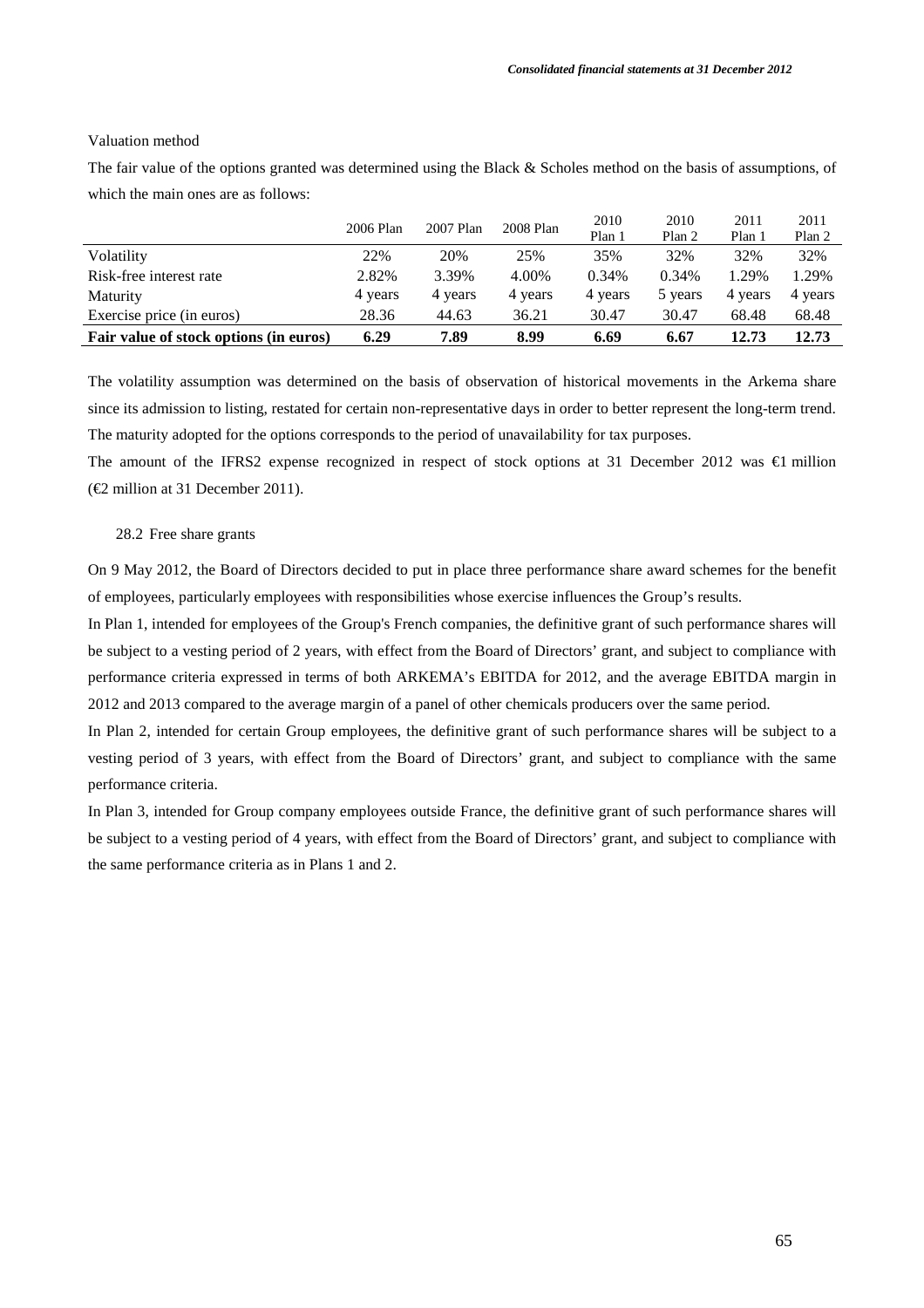Valuation method

The fair value of the options granted was determined using the Black & Scholes method on the basis of assumptions, of which the main ones are as follows:

| | 2006 Plan | 2007 Plan | 2008 Plan | 2010 Plan 1 | 2010 Plan 2 | 2011 Plan 1 | 2011 Plan 2 |
|---|---|---|---|---|---|---|---|
| Volatility | 22% | 20% | 25% | 35% | 32% | 32% | 32% |
| Risk-free interest rate | 2.82% | 3.39% | 4.00% | 0.34% | 0.34% | 1.29% | 1.29% |
| Maturity | 4 years | 4 years | 4 years | 4 years | 5 years | 4 years | 4 years |
| Exercise price (in euros) | 28.36 | 44.63 | 36.21 | 30.47 | 30.47 | 68.48 | 68.48 |
| **Fair value of stock options (in euros)** | **6.29** | **7.89** | **8.99** | **6.69** | **6.67** | **12.73** | **12.73** |

The volatility assumption was determined on the basis of observation of historical movements in the Arkema share since its admission to listing, restated for certain non-representative days in order to better represent the long-term trend. The maturity adopted for the options corresponds to the period of unavailability for tax purposes.

The amount of the IFRS2 expense recognized in respect of stock options at 31 December 2012 was €1 million (€2 million at 31 December 2011).

### 28.2 Free share grants

On 9 May 2012, the Board of Directors decided to put in place three performance share award schemes for the benefit of employees, particularly employees with responsibilities whose exercise influences the Group's results.

In Plan 1, intended for employees of the Group's French companies, the definitive grant of such performance shares will be subject to a vesting period of 2 years, with effect from the Board of Directors' grant, and subject to compliance with performance criteria expressed in terms of both ARKEMA's EBITDA for 2012, and the average EBITDA margin in 2012 and 2013 compared to the average margin of a panel of other chemicals producers over the same period.

In Plan 2, intended for certain Group employees, the definitive grant of such performance shares will be subject to a vesting period of 3 years, with effect from the Board of Directors' grant, and subject to compliance with the same performance criteria.

In Plan 3, intended for Group company employees outside France, the definitive grant of such performance shares will be subject to a vesting period of 4 years, with effect from the Board of Directors' grant, and subject to compliance with the same performance criteria as in Plans 1 and 2.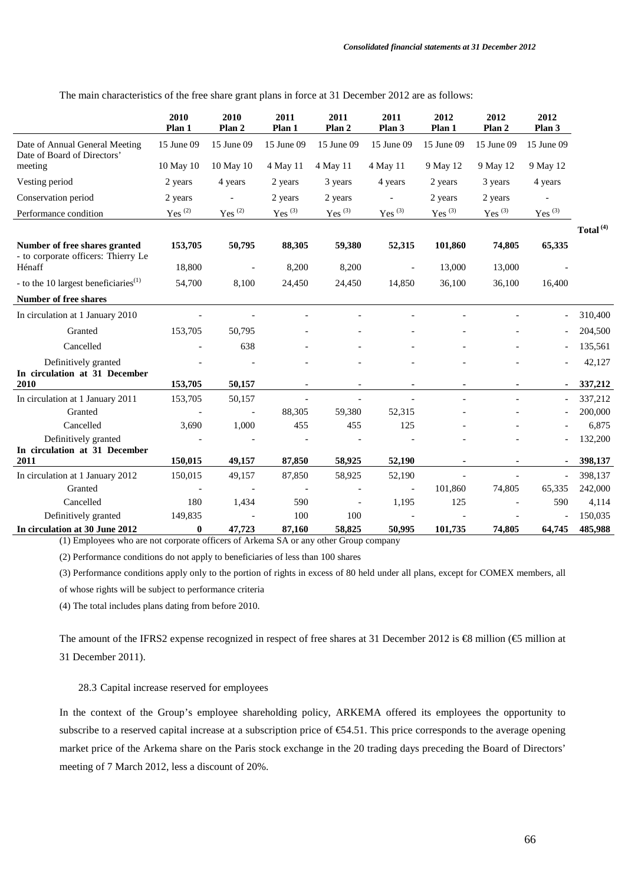The main characteristics of the free share grant plans in force at 31 December 2012 are as follows:

| | 2010 Plan 1 | 2010 Plan 2 | 2011 Plan 1 | 2011 Plan 2 | 2011 Plan 3 | 2012 Plan 1 | 2012 Plan 2 | 2012 Plan 3 | |
|---|---|---|---|---|---|---|---|---|---|
| Date of Annual General Meeting | 15 June 09 | 15 June 09 | 15 June 09 | 15 June 09 | 15 June 09 | 15 June 09 | 15 June 09 | 15 June 09 | |
| Date of Board of Directors' meeting | 10 May 10 | 10 May 10 | 4 May 11 | 4 May 11 | 4 May 11 | 9 May 12 | 9 May 12 | 9 May 12 | |
| Vesting period | 2 years | 4 years | 2 years | 3 years | 4 years | 2 years | 3 years | 4 years | |
| Conservation period | 2 years | - | 2 years | 2 years | - | 2 years | 2 years | - | |
| Performance condition | Yes [(2)] | Yes [(2)] | Yes [(3)] | Yes [(3)] | Yes [(3)] | Yes [(3)] | Yes [(3)] | Yes [(3)] | |
| | | | | | | | | | **Total [(4)]** |
| **Number of free shares granted** | **153,705** | **50,795** | **88,305** | **59,380** | **52,315** | **101,860** | **74,805** | **65,335** | |
| - to corporate officers: Thierry Le Hénaff | 18,800 | - | 8,200 | 8,200 | - | 13,000 | 13,000 | - | |
| - to the 10 largest beneficiaries[(1)] | 54,700 | 8,100 | 24,450 | 24,450 | 14,850 | 36,100 | 36,100 | 16,400 | |
| **Number of free shares** | | | | | | | | | |
| In circulation at 1 January 2010 | - | - | - | - | - | - | - | - | 310,400 |
| Granted | 153,705 | 50,795 | - | - | - | - | - | - | 204,500 |
| Cancelled | - | 638 | - | - | - | - | - | - | 135,561 |
| Definitively granted | - | - | - | - | - | - | - | - | 42,127 |
| **In circulation at 31 December 2010** | **153,705** | **50,157** | **-** | **-** | **-** | **-** | **-** | **-** | **337,212** |
| In circulation at 1 January 2011 | 153,705 | 50,157 | - | - | - | - | - | - | 337,212 |
| Granted | - | - | 88,305 | 59,380 | 52,315 | - | - | - | 200,000 |
| Cancelled | 3,690 | 1,000 | 455 | 455 | 125 | - | - | - | 6,875 |
| Definitively granted | - | - | - | - | - | - | - | - | 132,200 |
| **In circulation at 31 December 2011** | **150,015** | **49,157** | **87,850** | **58,925** | **52,190** | **-** | **-** | **-** | **398,137** |
| In circulation at 1 January 2012 | 150,015 | 49,157 | 87,850 | 58,925 | 52,190 | - | - | - | 398,137 |
| Granted | - | - | - | - | - | 101,860 | 74,805 | 65,335 | 242,000 |
| Cancelled | 180 | 1,434 | 590 | - | 1,195 | 125 | - | 590 | 4,114 |
| Definitively granted | 149,835 | - | 100 | 100 | - | - | - | - | 150,035 |
| **In circulation at 30 June 2012** | **0** | **47,723** | **87,160** | **58,825** | **50,995** | **101,735** | **74,805** | **64,745** | **485,988** |

(1) Employees who are not corporate officers of Arkema SA or any other Group company

(2) Performance conditions do not apply to beneficiaries of less than 100 shares

(3) Performance conditions apply only to the portion of rights in excess of 80 held under all plans, except for COMEX members, all of whose rights will be subject to performance criteria

(4) The total includes plans dating from before 2010.

The amount of the IFRS2 expense recognized in respect of free shares at 31 December 2012 is €8 million (€5 million at 31 December 2011).

28.3 Capital increase reserved for employees

In the context of the Group's employee shareholding policy, ARKEMA offered its employees the opportunity to subscribe to a reserved capital increase at a subscription price of €54.51. This price corresponds to the average opening market price of the Arkema share on the Paris stock exchange in the 20 trading days preceding the Board of Directors' meeting of 7 March 2012, less a discount of 20%.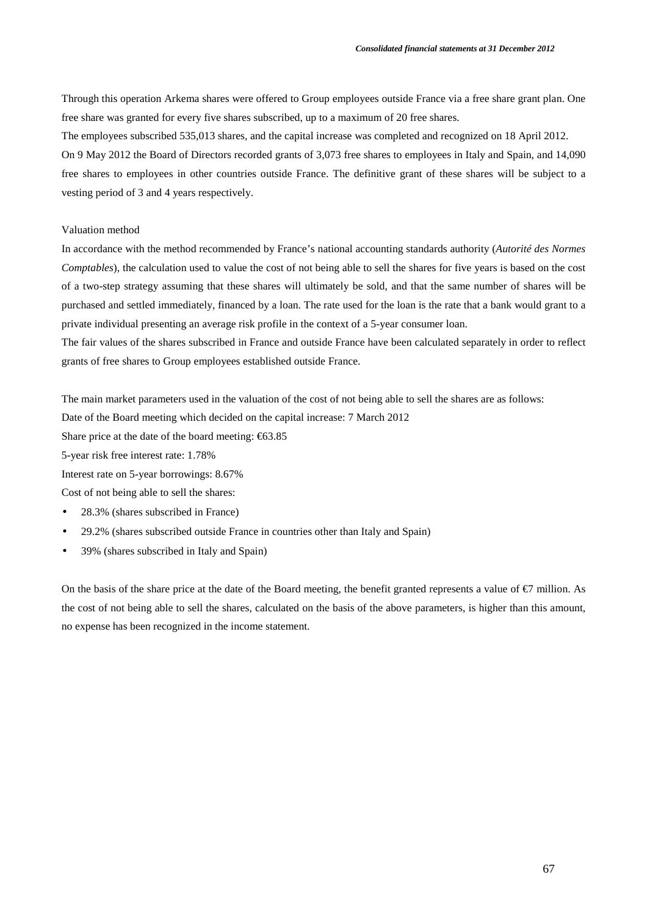Through this operation Arkema shares were offered to Group employees outside France via a free share grant plan. One free share was granted for every five shares subscribed, up to a maximum of 20 free shares.

The employees subscribed 535,013 shares, and the capital increase was completed and recognized on 18 April 2012.

On 9 May 2012 the Board of Directors recorded grants of 3,073 free shares to employees in Italy and Spain, and 14,090 free shares to employees in other countries outside France. The definitive grant of these shares will be subject to a vesting period of 3 and 4 years respectively.

Valuation method

In accordance with the method recommended by France's national accounting standards authority (*Autorité des Normes Comptables*), the calculation used to value the cost of not being able to sell the shares for five years is based on the cost of a two-step strategy assuming that these shares will ultimately be sold, and that the same number of shares will be purchased and settled immediately, financed by a loan. The rate used for the loan is the rate that a bank would grant to a private individual presenting an average risk profile in the context of a 5-year consumer loan.

The fair values of the shares subscribed in France and outside France have been calculated separately in order to reflect grants of free shares to Group employees established outside France.

The main market parameters used in the valuation of the cost of not being able to sell the shares are as follows:

Date of the Board meeting which decided on the capital increase: 7 March 2012

Share price at the date of the board meeting: €63.85

5-year risk free interest rate: 1.78%

Interest rate on 5-year borrowings: 8.67%

Cost of not being able to sell the shares:

- 28.3% (shares subscribed in France)
- 29.2% (shares subscribed outside France in countries other than Italy and Spain)
- 39% (shares subscribed in Italy and Spain)

On the basis of the share price at the date of the Board meeting, the benefit granted represents a value of €7 million. As the cost of not being able to sell the shares, calculated on the basis of the above parameters, is higher than this amount, no expense has been recognized in the income statement.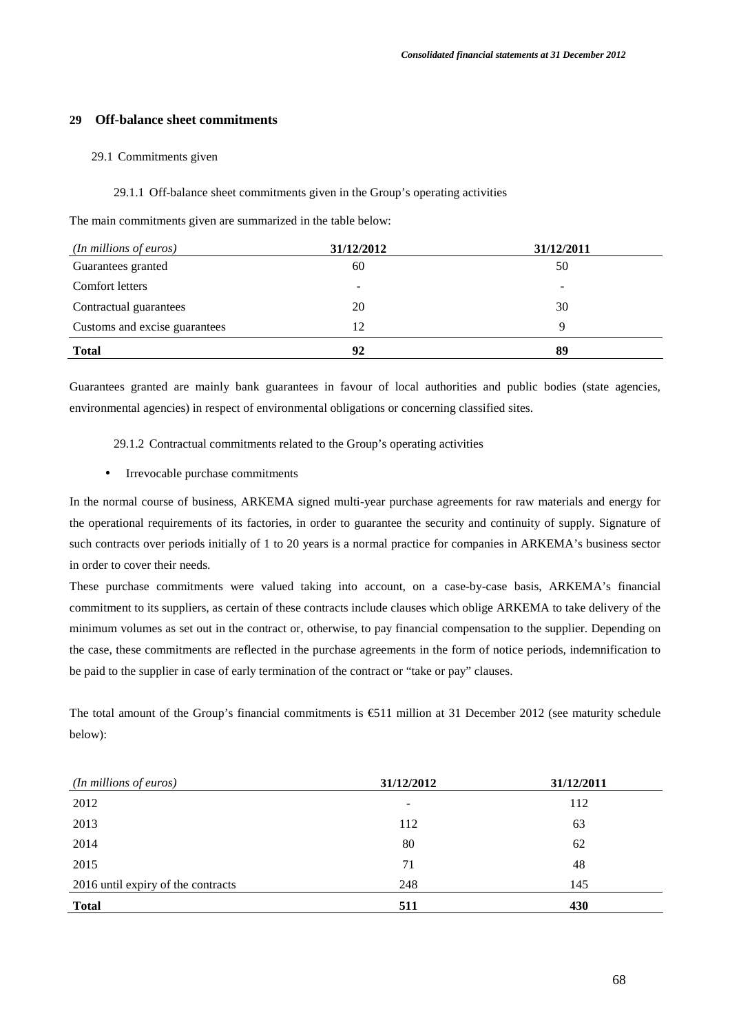## 29 Off-balance sheet commitments

### 29.1 Commitments given

#### 29.1.1 Off-balance sheet commitments given in the Group's operating activities

The main commitments given are summarized in the table below:

| *(In millions of euros)* | 31/12/2012 | 31/12/2011 |
|---|---|---|
| Guarantees granted | 60 | 50 |
| Comfort letters | - | - |
| Contractual guarantees | 20 | 30 |
| Customs and excise guarantees | 12 | 9 |
| **Total** | **92** | **89** |

Guarantees granted are mainly bank guarantees in favour of local authorities and public bodies (state agencies, environmental agencies) in respect of environmental obligations or concerning classified sites.

#### 29.1.2 Contractual commitments related to the Group's operating activities

- Irrevocable purchase commitments

In the normal course of business, ARKEMA signed multi-year purchase agreements for raw materials and energy for the operational requirements of its factories, in order to guarantee the security and continuity of supply. Signature of such contracts over periods initially of 1 to 20 years is a normal practice for companies in ARKEMA's business sector in order to cover their needs.

These purchase commitments were valued taking into account, on a case-by-case basis, ARKEMA's financial commitment to its suppliers, as certain of these contracts include clauses which oblige ARKEMA to take delivery of the minimum volumes as set out in the contract or, otherwise, to pay financial compensation to the supplier. Depending on the case, these commitments are reflected in the purchase agreements in the form of notice periods, indemnification to be paid to the supplier in case of early termination of the contract or "take or pay" clauses.

The total amount of the Group's financial commitments is €511 million at 31 December 2012 (see maturity schedule below):

| *(In millions of euros)* | 31/12/2012 | 31/12/2011 |
|---|---|---|
| 2012 | - | 112 |
| 2013 | 112 | 63 |
| 2014 | 80 | 62 |
| 2015 | 71 | 48 |
| 2016 until expiry of the contracts | 248 | 145 |
| **Total** | **511** | **430** |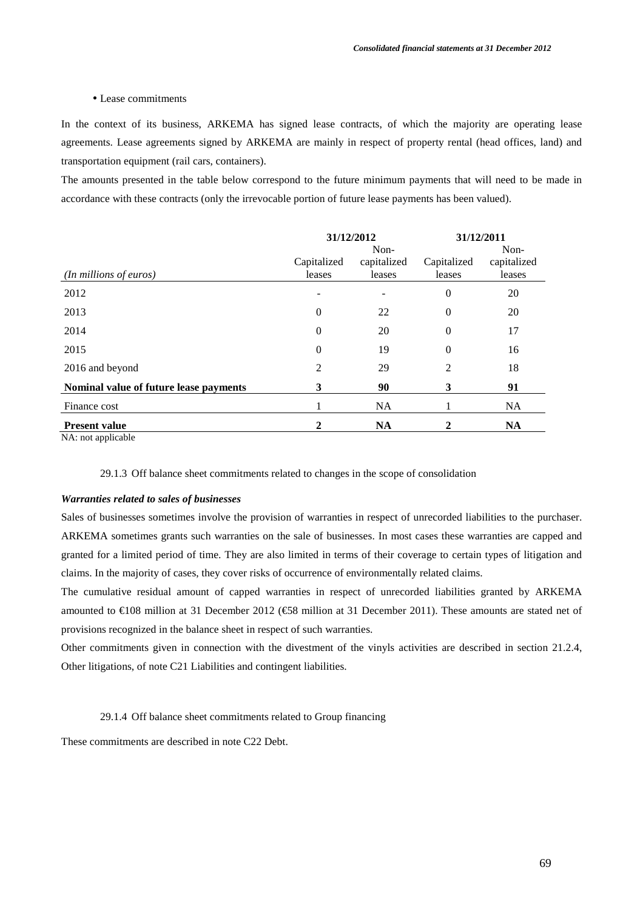- Lease commitments

In the context of its business, ARKEMA has signed lease contracts, of which the majority are operating lease agreements. Lease agreements signed by ARKEMA are mainly in respect of property rental (head offices, land) and transportation equipment (rail cars, containers).

The amounts presented in the table below correspond to the future minimum payments that will need to be made in accordance with these contracts (only the irrevocable portion of future lease payments has been valued).

| | 31/12/2012 | | 31/12/2011 | |
|---|---|---|---|---|
| *(In millions of euros)* | Capitalized leases | Non-capitalized leases | Capitalized leases | Non-capitalized leases |
| 2012 | - | - | 0 | 20 |
| 2013 | 0 | 22 | 0 | 20 |
| 2014 | 0 | 20 | 0 | 17 |
| 2015 | 0 | 19 | 0 | 16 |
| 2016 and beyond | 2 | 29 | 2 | 18 |
| **Nominal value of future lease payments** | **3** | **90** | **3** | **91** |
| Finance cost | 1 | NA | 1 | NA |
| **Present value** | **2** | **NA** | **2** | **NA** |

NA: not applicable

29.1.3 Off balance sheet commitments related to changes in the scope of consolidation

***Warranties related to sales of businesses***

Sales of businesses sometimes involve the provision of warranties in respect of unrecorded liabilities to the purchaser. ARKEMA sometimes grants such warranties on the sale of businesses. In most cases these warranties are capped and granted for a limited period of time. They are also limited in terms of their coverage to certain types of litigation and claims. In the majority of cases, they cover risks of occurrence of environmentally related claims.

The cumulative residual amount of capped warranties in respect of unrecorded liabilities granted by ARKEMA amounted to €108 million at 31 December 2012 (€58 million at 31 December 2011). These amounts are stated net of provisions recognized in the balance sheet in respect of such warranties.

Other commitments given in connection with the divestment of the vinyls activities are described in section 21.2.4, Other litigations, of note C21 Liabilities and contingent liabilities.

29.1.4 Off balance sheet commitments related to Group financing

These commitments are described in note C22 Debt.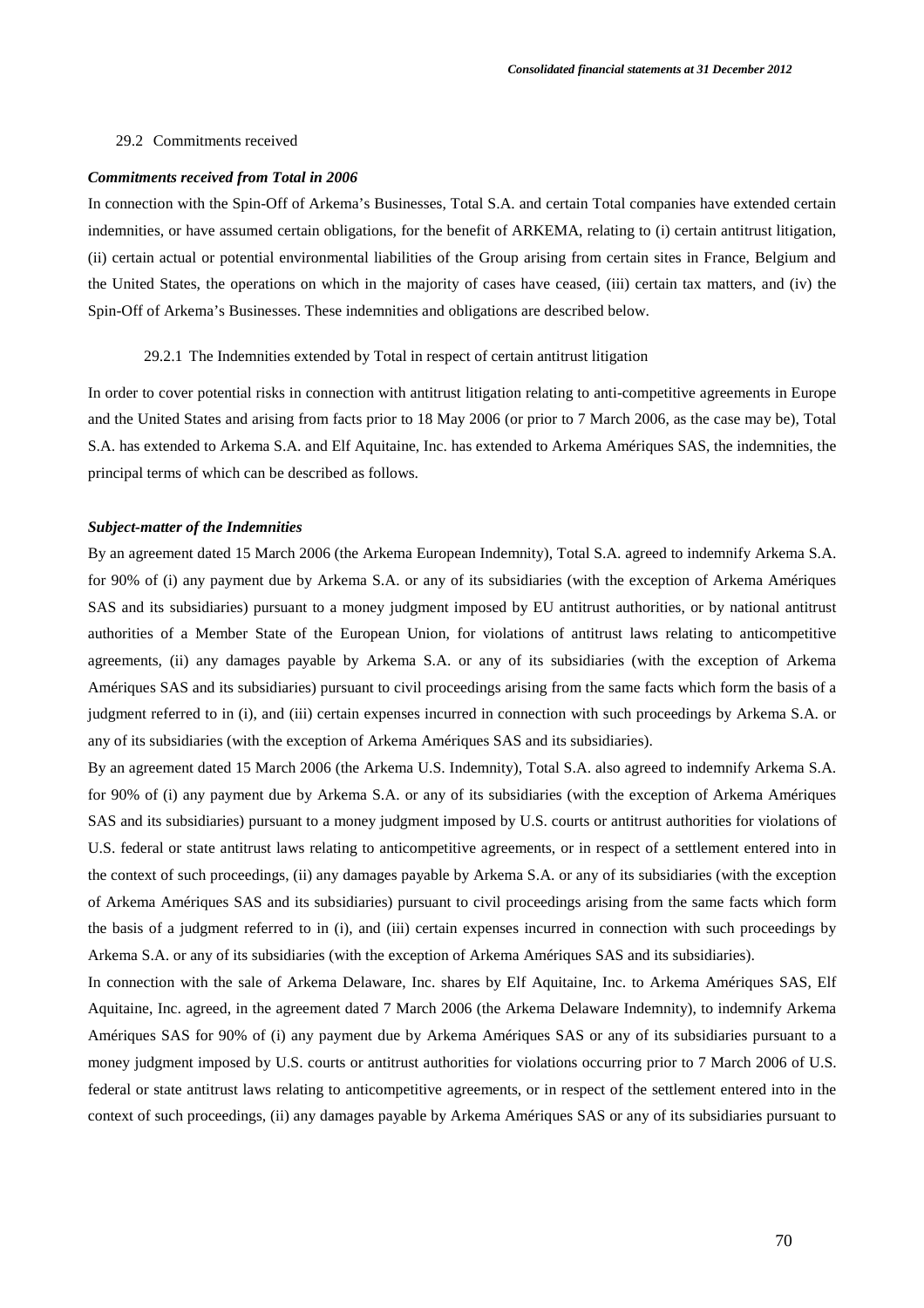### 29.2 Commitments received

***Commitments received from Total in 2006***

In connection with the Spin-Off of Arkema's Businesses, Total S.A. and certain Total companies have extended certain indemnities, or have assumed certain obligations, for the benefit of ARKEMA, relating to (i) certain antitrust litigation, (ii) certain actual or potential environmental liabilities of the Group arising from certain sites in France, Belgium and the United States, the operations on which in the majority of cases have ceased, (iii) certain tax matters, and (iv) the Spin-Off of Arkema's Businesses. These indemnities and obligations are described below.

#### 29.2.1 The Indemnities extended by Total in respect of certain antitrust litigation

In order to cover potential risks in connection with antitrust litigation relating to anti-competitive agreements in Europe and the United States and arising from facts prior to 18 May 2006 (or prior to 7 March 2006, as the case may be), Total S.A. has extended to Arkema S.A. and Elf Aquitaine, Inc. has extended to Arkema Amériques SAS, the indemnities, the principal terms of which can be described as follows.

***Subject-matter of the Indemnities***

By an agreement dated 15 March 2006 (the Arkema European Indemnity), Total S.A. agreed to indemnify Arkema S.A. for 90% of (i) any payment due by Arkema S.A. or any of its subsidiaries (with the exception of Arkema Amériques SAS and its subsidiaries) pursuant to a money judgment imposed by EU antitrust authorities, or by national antitrust authorities of a Member State of the European Union, for violations of antitrust laws relating to anticompetitive agreements, (ii) any damages payable by Arkema S.A. or any of its subsidiaries (with the exception of Arkema Amériques SAS and its subsidiaries) pursuant to civil proceedings arising from the same facts which form the basis of a judgment referred to in (i), and (iii) certain expenses incurred in connection with such proceedings by Arkema S.A. or any of its subsidiaries (with the exception of Arkema Amériques SAS and its subsidiaries).

By an agreement dated 15 March 2006 (the Arkema U.S. Indemnity), Total S.A. also agreed to indemnify Arkema S.A. for 90% of (i) any payment due by Arkema S.A. or any of its subsidiaries (with the exception of Arkema Amériques SAS and its subsidiaries) pursuant to a money judgment imposed by U.S. courts or antitrust authorities for violations of U.S. federal or state antitrust laws relating to anticompetitive agreements, or in respect of a settlement entered into in the context of such proceedings, (ii) any damages payable by Arkema S.A. or any of its subsidiaries (with the exception of Arkema Amériques SAS and its subsidiaries) pursuant to civil proceedings arising from the same facts which form the basis of a judgment referred to in (i), and (iii) certain expenses incurred in connection with such proceedings by Arkema S.A. or any of its subsidiaries (with the exception of Arkema Amériques SAS and its subsidiaries).

In connection with the sale of Arkema Delaware, Inc. shares by Elf Aquitaine, Inc. to Arkema Amériques SAS, Elf Aquitaine, Inc. agreed, in the agreement dated 7 March 2006 (the Arkema Delaware Indemnity), to indemnify Arkema Amériques SAS for 90% of (i) any payment due by Arkema Amériques SAS or any of its subsidiaries pursuant to a money judgment imposed by U.S. courts or antitrust authorities for violations occurring prior to 7 March 2006 of U.S. federal or state antitrust laws relating to anticompetitive agreements, or in respect of the settlement entered into in the context of such proceedings, (ii) any damages payable by Arkema Amériques SAS or any of its subsidiaries pursuant to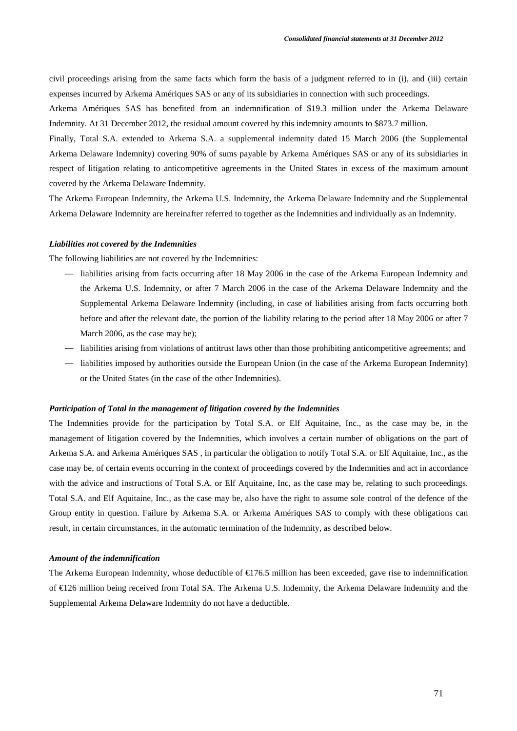civil proceedings arising from the same facts which form the basis of a judgment referred to in (i), and (iii) certain expenses incurred by Arkema Amériques SAS or any of its subsidiaries in connection with such proceedings.

Arkema Amériques SAS has benefited from an indemnification of $19.3 million under the Arkema Delaware Indemnity. At 31 December 2012, the residual amount covered by this indemnity amounts to $873.7 million.

Finally, Total S.A. extended to Arkema S.A. a supplemental indemnity dated 15 March 2006 (the Supplemental Arkema Delaware Indemnity) covering 90% of sums payable by Arkema Amériques SAS or any of its subsidiaries in respect of litigation relating to anticompetitive agreements in the United States in excess of the maximum amount covered by the Arkema Delaware Indemnity.

The Arkema European Indemnity, the Arkema U.S. Indemnity, the Arkema Delaware Indemnity and the Supplemental Arkema Delaware Indemnity are hereinafter referred to together as the Indemnities and individually as an Indemnity.

#### *Liabilities not covered by the Indemnities*

The following liabilities are not covered by the Indemnities:

- liabilities arising from facts occurring after 18 May 2006 in the case of the Arkema European Indemnity and the Arkema U.S. Indemnity, or after 7 March 2006 in the case of the Arkema Delaware Indemnity and the Supplemental Arkema Delaware Indemnity (including, in case of liabilities arising from facts occurring both before and after the relevant date, the portion of the liability relating to the period after 18 May 2006 or after 7 March 2006, as the case may be);
- liabilities arising from violations of antitrust laws other than those prohibiting anticompetitive agreements; and
- liabilities imposed by authorities outside the European Union (in the case of the Arkema European Indemnity) or the United States (in the case of the other Indemnities).

#### *Participation of Total in the management of litigation covered by the Indemnities*

The Indemnities provide for the participation by Total S.A. or Elf Aquitaine, Inc., as the case may be, in the management of litigation covered by the Indemnities, which involves a certain number of obligations on the part of Arkema S.A. and Arkema Amériques SAS , in particular the obligation to notify Total S.A. or Elf Aquitaine, Inc., as the case may be, of certain events occurring in the context of proceedings covered by the Indemnities and act in accordance with the advice and instructions of Total S.A. or Elf Aquitaine, Inc, as the case may be, relating to such proceedings. Total S.A. and Elf Aquitaine, Inc., as the case may be, also have the right to assume sole control of the defence of the Group entity in question. Failure by Arkema S.A. or Arkema Amériques SAS to comply with these obligations can result, in certain circumstances, in the automatic termination of the Indemnity, as described below.

#### *Amount of the indemnification*

The Arkema European Indemnity, whose deductible of €176.5 million has been exceeded, gave rise to indemnification of €126 million being received from Total SA. The Arkema U.S. Indemnity, the Arkema Delaware Indemnity and the Supplemental Arkema Delaware Indemnity do not have a deductible.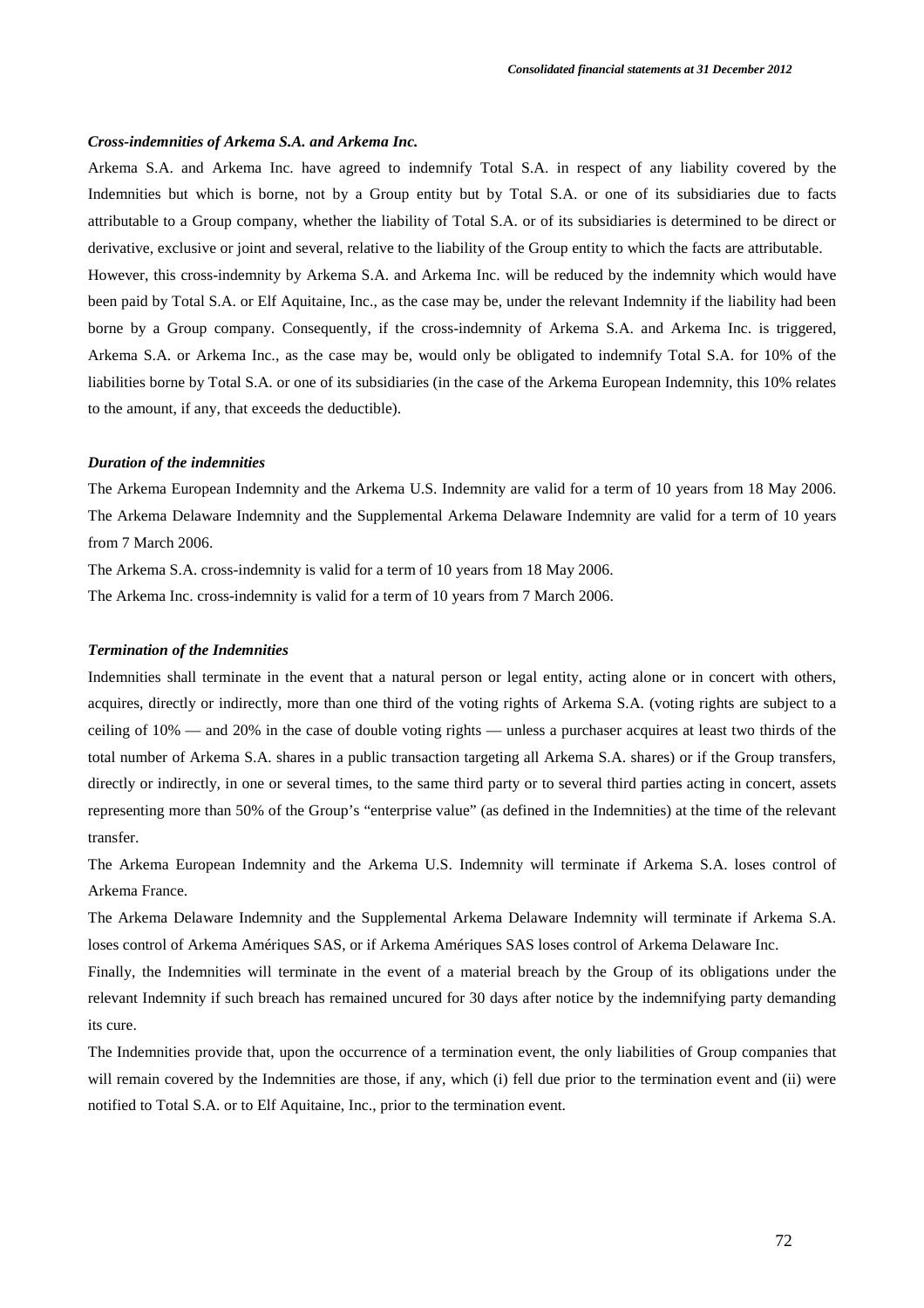#### *Cross-indemnities of Arkema S.A. and Arkema Inc.*

Arkema S.A. and Arkema Inc. have agreed to indemnify Total S.A. in respect of any liability covered by the Indemnities but which is borne, not by a Group entity but by Total S.A. or one of its subsidiaries due to facts attributable to a Group company, whether the liability of Total S.A. or of its subsidiaries is determined to be direct or derivative, exclusive or joint and several, relative to the liability of the Group entity to which the facts are attributable.

However, this cross-indemnity by Arkema S.A. and Arkema Inc. will be reduced by the indemnity which would have been paid by Total S.A. or Elf Aquitaine, Inc., as the case may be, under the relevant Indemnity if the liability had been borne by a Group company. Consequently, if the cross-indemnity of Arkema S.A. and Arkema Inc. is triggered, Arkema S.A. or Arkema Inc., as the case may be, would only be obligated to indemnify Total S.A. for 10% of the liabilities borne by Total S.A. or one of its subsidiaries (in the case of the Arkema European Indemnity, this 10% relates to the amount, if any, that exceeds the deductible).

#### *Duration of the indemnities*

The Arkema European Indemnity and the Arkema U.S. Indemnity are valid for a term of 10 years from 18 May 2006. The Arkema Delaware Indemnity and the Supplemental Arkema Delaware Indemnity are valid for a term of 10 years from 7 March 2006.

The Arkema S.A. cross-indemnity is valid for a term of 10 years from 18 May 2006.

The Arkema Inc. cross-indemnity is valid for a term of 10 years from 7 March 2006.

#### *Termination of the Indemnities*

Indemnities shall terminate in the event that a natural person or legal entity, acting alone or in concert with others, acquires, directly or indirectly, more than one third of the voting rights of Arkema S.A. (voting rights are subject to a ceiling of 10% — and 20% in the case of double voting rights — unless a purchaser acquires at least two thirds of the total number of Arkema S.A. shares in a public transaction targeting all Arkema S.A. shares) or if the Group transfers, directly or indirectly, in one or several times, to the same third party or to several third parties acting in concert, assets representing more than 50% of the Group's "enterprise value" (as defined in the Indemnities) at the time of the relevant transfer.

The Arkema European Indemnity and the Arkema U.S. Indemnity will terminate if Arkema S.A. loses control of Arkema France.

The Arkema Delaware Indemnity and the Supplemental Arkema Delaware Indemnity will terminate if Arkema S.A. loses control of Arkema Amériques SAS, or if Arkema Amériques SAS loses control of Arkema Delaware Inc.

Finally, the Indemnities will terminate in the event of a material breach by the Group of its obligations under the relevant Indemnity if such breach has remained uncured for 30 days after notice by the indemnifying party demanding its cure.

The Indemnities provide that, upon the occurrence of a termination event, the only liabilities of Group companies that will remain covered by the Indemnities are those, if any, which (i) fell due prior to the termination event and (ii) were notified to Total S.A. or to Elf Aquitaine, Inc., prior to the termination event.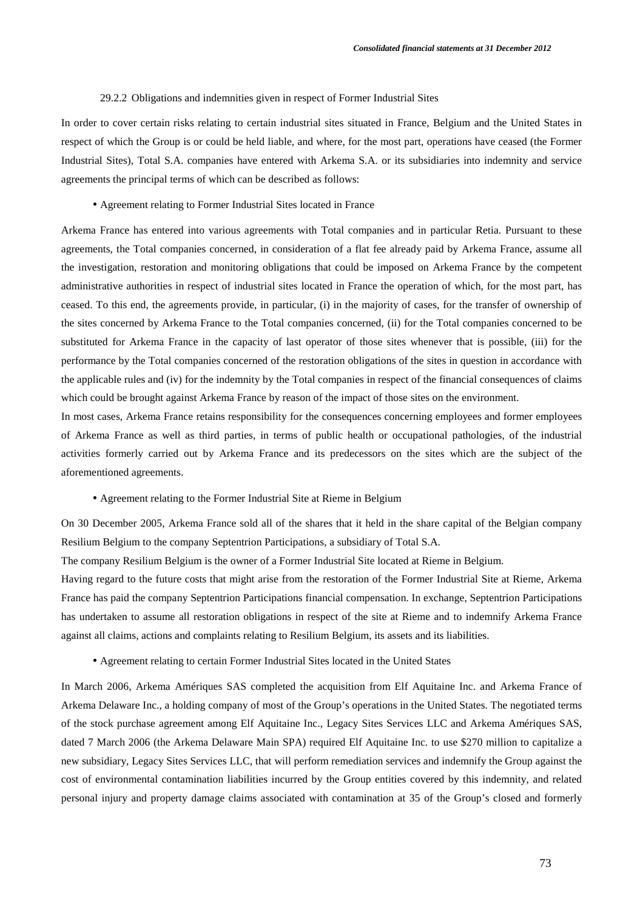#### 29.2.2 Obligations and indemnities given in respect of Former Industrial Sites

In order to cover certain risks relating to certain industrial sites situated in France, Belgium and the United States in respect of which the Group is or could be held liable, and where, for the most part, operations have ceased (the Former Industrial Sites), Total S.A. companies have entered with Arkema S.A. or its subsidiaries into indemnity and service agreements the principal terms of which can be described as follows:

- Agreement relating to Former Industrial Sites located in France

Arkema France has entered into various agreements with Total companies and in particular Retia. Pursuant to these agreements, the Total companies concerned, in consideration of a flat fee already paid by Arkema France, assume all the investigation, restoration and monitoring obligations that could be imposed on Arkema France by the competent administrative authorities in respect of industrial sites located in France the operation of which, for the most part, has ceased. To this end, the agreements provide, in particular, (i) in the majority of cases, for the transfer of ownership of the sites concerned by Arkema France to the Total companies concerned, (ii) for the Total companies concerned to be substituted for Arkema France in the capacity of last operator of those sites whenever that is possible, (iii) for the performance by the Total companies concerned of the restoration obligations of the sites in question in accordance with the applicable rules and (iv) for the indemnity by the Total companies in respect of the financial consequences of claims which could be brought against Arkema France by reason of the impact of those sites on the environment.

In most cases, Arkema France retains responsibility for the consequences concerning employees and former employees of Arkema France as well as third parties, in terms of public health or occupational pathologies, of the industrial activities formerly carried out by Arkema France and its predecessors on the sites which are the subject of the aforementioned agreements.

- Agreement relating to the Former Industrial Site at Rieme in Belgium

On 30 December 2005, Arkema France sold all of the shares that it held in the share capital of the Belgian company Resilium Belgium to the company Septentrion Participations, a subsidiary of Total S.A.

The company Resilium Belgium is the owner of a Former Industrial Site located at Rieme in Belgium.

Having regard to the future costs that might arise from the restoration of the Former Industrial Site at Rieme, Arkema France has paid the company Septentrion Participations financial compensation. In exchange, Septentrion Participations has undertaken to assume all restoration obligations in respect of the site at Rieme and to indemnify Arkema France against all claims, actions and complaints relating to Resilium Belgium, its assets and its liabilities.

- Agreement relating to certain Former Industrial Sites located in the United States

In March 2006, Arkema Amériques SAS completed the acquisition from Elf Aquitaine Inc. and Arkema France of Arkema Delaware Inc., a holding company of most of the Group's operations in the United States. The negotiated terms of the stock purchase agreement among Elf Aquitaine Inc., Legacy Sites Services LLC and Arkema Amériques SAS, dated 7 March 2006 (the Arkema Delaware Main SPA) required Elf Aquitaine Inc. to use $270 million to capitalize a new subsidiary, Legacy Sites Services LLC, that will perform remediation services and indemnify the Group against the cost of environmental contamination liabilities incurred by the Group entities covered by this indemnity, and related personal injury and property damage claims associated with contamination at 35 of the Group's closed and formerly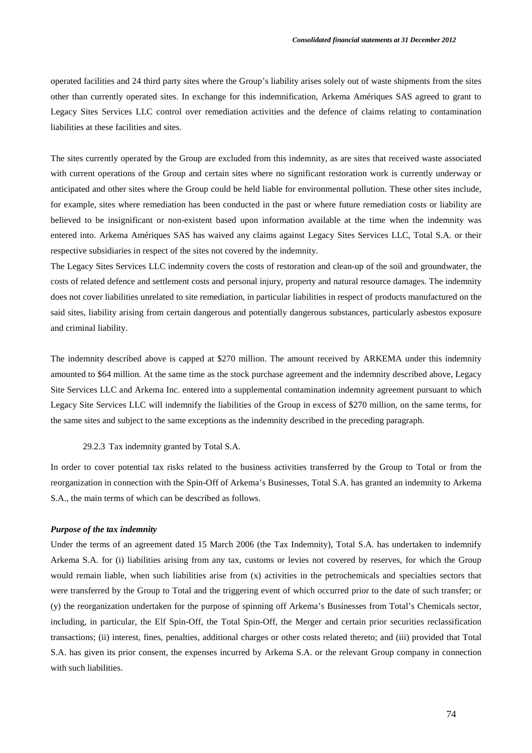operated facilities and 24 third party sites where the Group's liability arises solely out of waste shipments from the sites other than currently operated sites. In exchange for this indemnification, Arkema Amériques SAS agreed to grant to Legacy Sites Services LLC control over remediation activities and the defence of claims relating to contamination liabilities at these facilities and sites.

The sites currently operated by the Group are excluded from this indemnity, as are sites that received waste associated with current operations of the Group and certain sites where no significant restoration work is currently underway or anticipated and other sites where the Group could be held liable for environmental pollution. These other sites include, for example, sites where remediation has been conducted in the past or where future remediation costs or liability are believed to be insignificant or non-existent based upon information available at the time when the indemnity was entered into. Arkema Amériques SAS has waived any claims against Legacy Sites Services LLC, Total S.A. or their respective subsidiaries in respect of the sites not covered by the indemnity.

The Legacy Sites Services LLC indemnity covers the costs of restoration and clean-up of the soil and groundwater, the costs of related defence and settlement costs and personal injury, property and natural resource damages. The indemnity does not cover liabilities unrelated to site remediation, in particular liabilities in respect of products manufactured on the said sites, liability arising from certain dangerous and potentially dangerous substances, particularly asbestos exposure and criminal liability.

The indemnity described above is capped at \$270 million. The amount received by ARKEMA under this indemnity amounted to \$64 million. At the same time as the stock purchase agreement and the indemnity described above, Legacy Site Services LLC and Arkema Inc. entered into a supplemental contamination indemnity agreement pursuant to which Legacy Site Services LLC will indemnify the liabilities of the Group in excess of \$270 million, on the same terms, for the same sites and subject to the same exceptions as the indemnity described in the preceding paragraph.

#### 29.2.3 Tax indemnity granted by Total S.A.

In order to cover potential tax risks related to the business activities transferred by the Group to Total or from the reorganization in connection with the Spin-Off of Arkema's Businesses, Total S.A. has granted an indemnity to Arkema S.A., the main terms of which can be described as follows.

***Purpose of the tax indemnity***

Under the terms of an agreement dated 15 March 2006 (the Tax Indemnity), Total S.A. has undertaken to indemnify Arkema S.A. for (i) liabilities arising from any tax, customs or levies not covered by reserves, for which the Group would remain liable, when such liabilities arise from (x) activities in the petrochemicals and specialties sectors that were transferred by the Group to Total and the triggering event of which occurred prior to the date of such transfer; or (y) the reorganization undertaken for the purpose of spinning off Arkema's Businesses from Total's Chemicals sector, including, in particular, the Elf Spin-Off, the Total Spin-Off, the Merger and certain prior securities reclassification transactions; (ii) interest, fines, penalties, additional charges or other costs related thereto; and (iii) provided that Total S.A. has given its prior consent, the expenses incurred by Arkema S.A. or the relevant Group company in connection with such liabilities.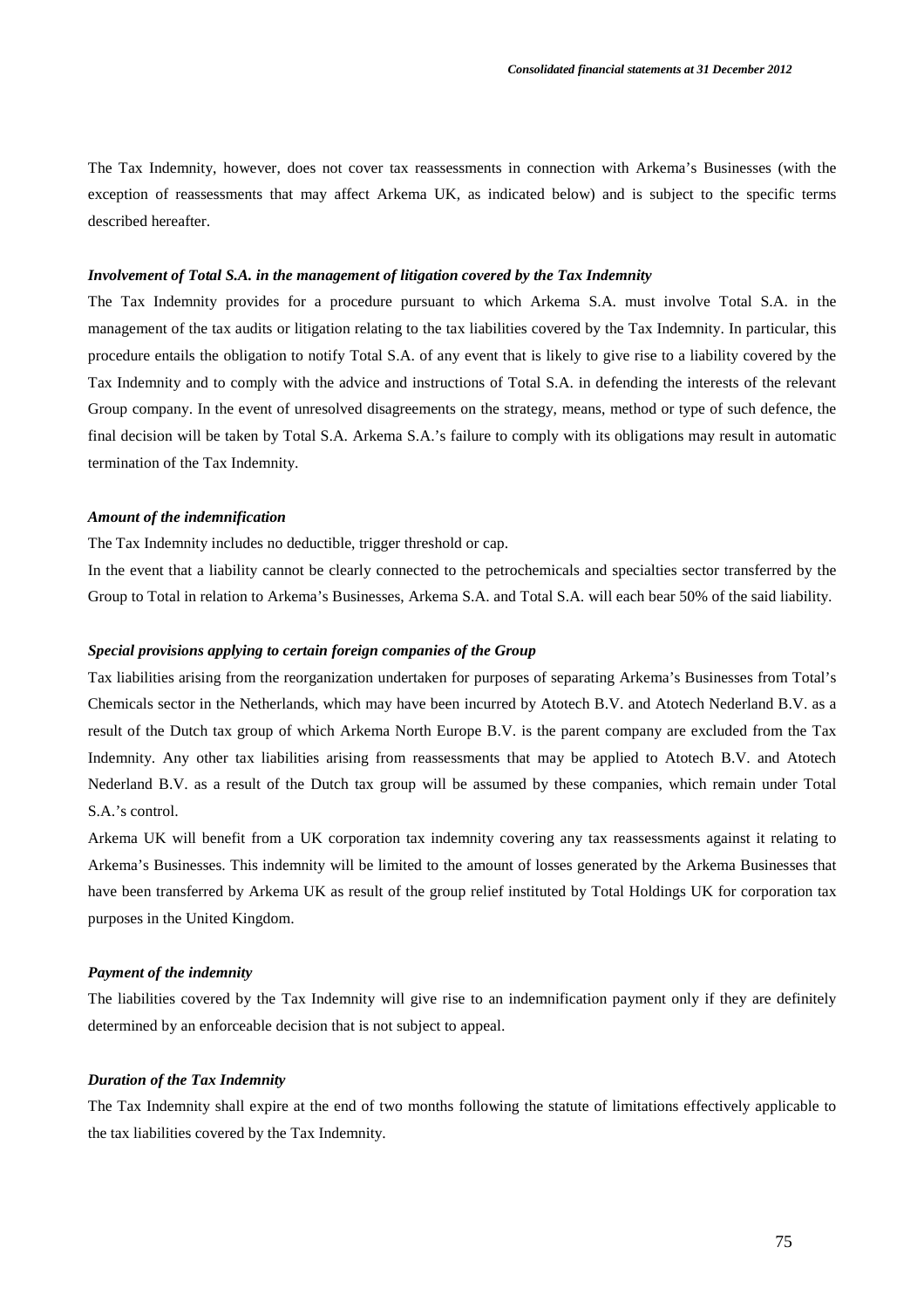The Tax Indemnity, however, does not cover tax reassessments in connection with Arkema's Businesses (with the exception of reassessments that may affect Arkema UK, as indicated below) and is subject to the specific terms described hereafter.

***Involvement of Total S.A. in the management of litigation covered by the Tax Indemnity***

The Tax Indemnity provides for a procedure pursuant to which Arkema S.A. must involve Total S.A. in the management of the tax audits or litigation relating to the tax liabilities covered by the Tax Indemnity. In particular, this procedure entails the obligation to notify Total S.A. of any event that is likely to give rise to a liability covered by the Tax Indemnity and to comply with the advice and instructions of Total S.A. in defending the interests of the relevant Group company. In the event of unresolved disagreements on the strategy, means, method or type of such defence, the final decision will be taken by Total S.A. Arkema S.A.'s failure to comply with its obligations may result in automatic termination of the Tax Indemnity.

***Amount of the indemnification***

The Tax Indemnity includes no deductible, trigger threshold or cap.

In the event that a liability cannot be clearly connected to the petrochemicals and specialties sector transferred by the Group to Total in relation to Arkema's Businesses, Arkema S.A. and Total S.A. will each bear 50% of the said liability.

***Special provisions applying to certain foreign companies of the Group***

Tax liabilities arising from the reorganization undertaken for purposes of separating Arkema's Businesses from Total's Chemicals sector in the Netherlands, which may have been incurred by Atotech B.V. and Atotech Nederland B.V. as a result of the Dutch tax group of which Arkema North Europe B.V. is the parent company are excluded from the Tax Indemnity. Any other tax liabilities arising from reassessments that may be applied to Atotech B.V. and Atotech Nederland B.V. as a result of the Dutch tax group will be assumed by these companies, which remain under Total S.A.'s control.

Arkema UK will benefit from a UK corporation tax indemnity covering any tax reassessments against it relating to Arkema's Businesses. This indemnity will be limited to the amount of losses generated by the Arkema Businesses that have been transferred by Arkema UK as result of the group relief instituted by Total Holdings UK for corporation tax purposes in the United Kingdom.

***Payment of the indemnity***

The liabilities covered by the Tax Indemnity will give rise to an indemnification payment only if they are definitely determined by an enforceable decision that is not subject to appeal.

***Duration of the Tax Indemnity***

The Tax Indemnity shall expire at the end of two months following the statute of limitations effectively applicable to the tax liabilities covered by the Tax Indemnity.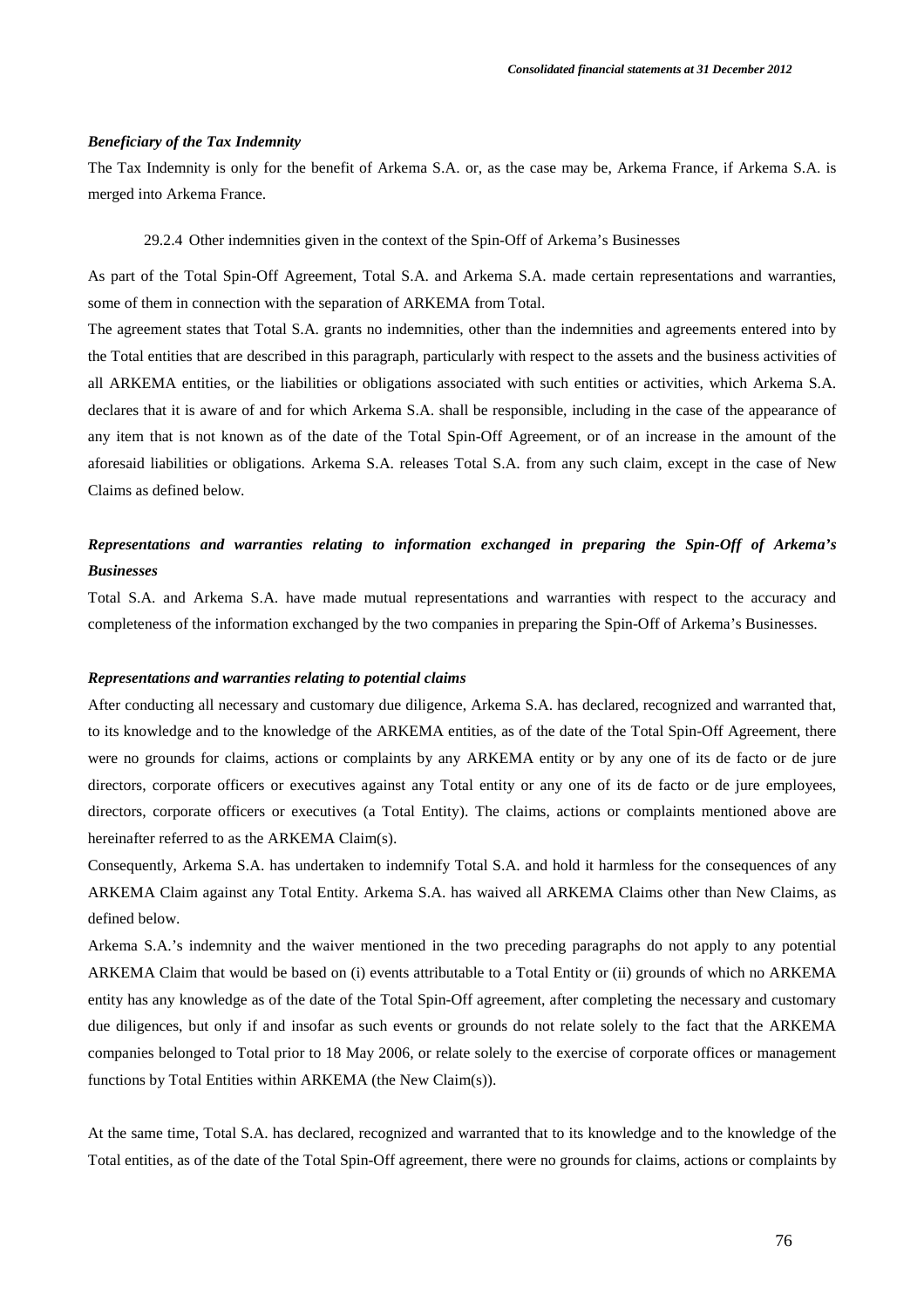### *Beneficiary of the Tax Indemnity*

The Tax Indemnity is only for the benefit of Arkema S.A. or, as the case may be, Arkema France, if Arkema S.A. is merged into Arkema France.

#### 29.2.4 Other indemnities given in the context of the Spin-Off of Arkema's Businesses

As part of the Total Spin-Off Agreement, Total S.A. and Arkema S.A. made certain representations and warranties, some of them in connection with the separation of ARKEMA from Total.

The agreement states that Total S.A. grants no indemnities, other than the indemnities and agreements entered into by the Total entities that are described in this paragraph, particularly with respect to the assets and the business activities of all ARKEMA entities, or the liabilities or obligations associated with such entities or activities, which Arkema S.A. declares that it is aware of and for which Arkema S.A. shall be responsible, including in the case of the appearance of any item that is not known as of the date of the Total Spin-Off Agreement, or of an increase in the amount of the aforesaid liabilities or obligations. Arkema S.A. releases Total S.A. from any such claim, except in the case of New Claims as defined below.

### *Representations and warranties relating to information exchanged in preparing the Spin-Off of Arkema's Businesses*

Total S.A. and Arkema S.A. have made mutual representations and warranties with respect to the accuracy and completeness of the information exchanged by the two companies in preparing the Spin-Off of Arkema's Businesses.

### *Representations and warranties relating to potential claims*

After conducting all necessary and customary due diligence, Arkema S.A. has declared, recognized and warranted that, to its knowledge and to the knowledge of the ARKEMA entities, as of the date of the Total Spin-Off Agreement, there were no grounds for claims, actions or complaints by any ARKEMA entity or by any one of its de facto or de jure directors, corporate officers or executives against any Total entity or any one of its de facto or de jure employees, directors, corporate officers or executives (a Total Entity). The claims, actions or complaints mentioned above are hereinafter referred to as the ARKEMA Claim(s).

Consequently, Arkema S.A. has undertaken to indemnify Total S.A. and hold it harmless for the consequences of any ARKEMA Claim against any Total Entity. Arkema S.A. has waived all ARKEMA Claims other than New Claims, as defined below.

Arkema S.A.'s indemnity and the waiver mentioned in the two preceding paragraphs do not apply to any potential ARKEMA Claim that would be based on (i) events attributable to a Total Entity or (ii) grounds of which no ARKEMA entity has any knowledge as of the date of the Total Spin-Off agreement, after completing the necessary and customary due diligences, but only if and insofar as such events or grounds do not relate solely to the fact that the ARKEMA companies belonged to Total prior to 18 May 2006, or relate solely to the exercise of corporate offices or management functions by Total Entities within ARKEMA (the New Claim(s)).

At the same time, Total S.A. has declared, recognized and warranted that to its knowledge and to the knowledge of the Total entities, as of the date of the Total Spin-Off agreement, there were no grounds for claims, actions or complaints by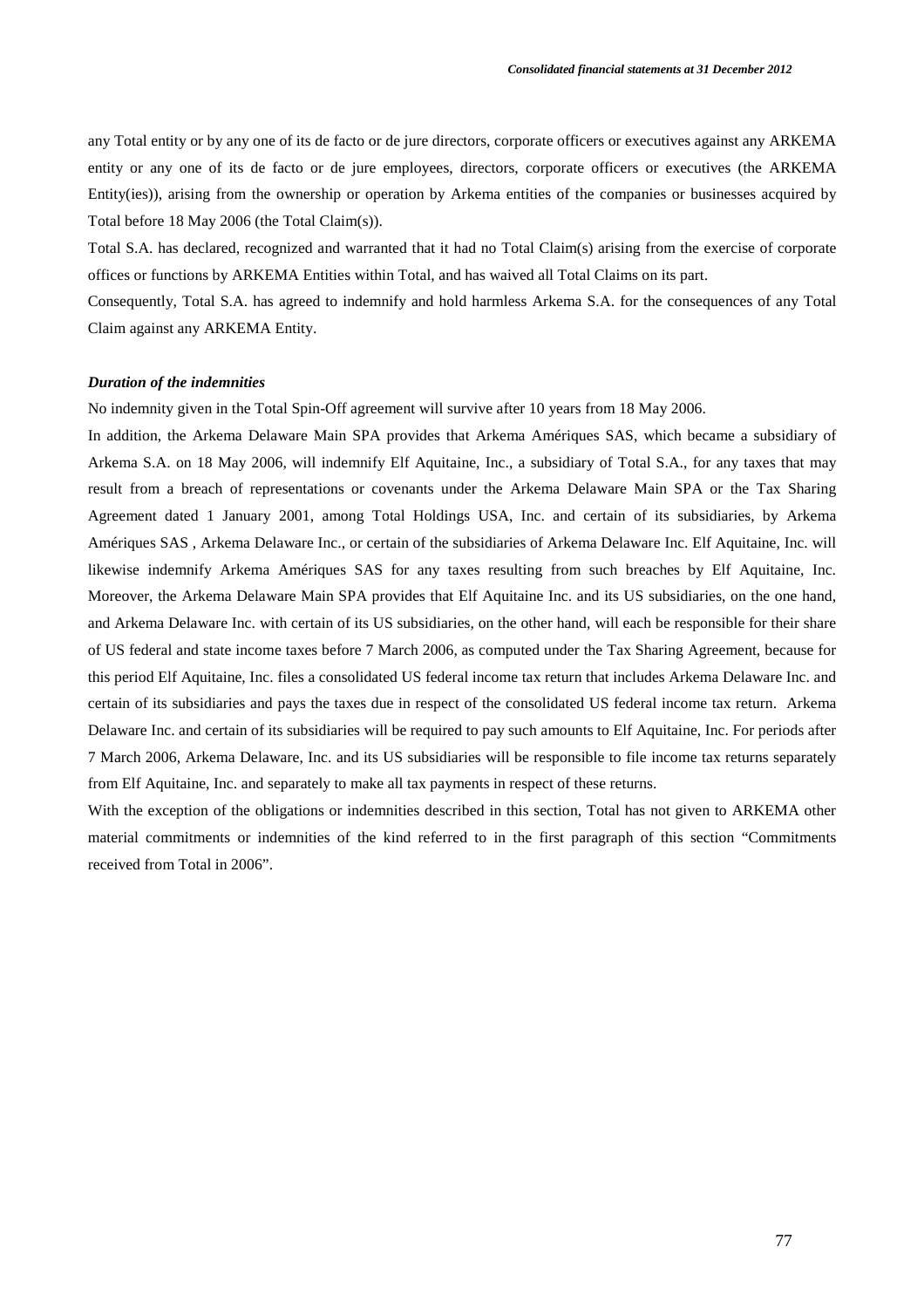any Total entity or by any one of its de facto or de jure directors, corporate officers or executives against any ARKEMA entity or any one of its de facto or de jure employees, directors, corporate officers or executives (the ARKEMA Entity(ies)), arising from the ownership or operation by Arkema entities of the companies or businesses acquired by Total before 18 May 2006 (the Total Claim(s)).

Total S.A. has declared, recognized and warranted that it had no Total Claim(s) arising from the exercise of corporate offices or functions by ARKEMA Entities within Total, and has waived all Total Claims on its part.

Consequently, Total S.A. has agreed to indemnify and hold harmless Arkema S.A. for the consequences of any Total Claim against any ARKEMA Entity.

***Duration of the indemnities***

No indemnity given in the Total Spin-Off agreement will survive after 10 years from 18 May 2006.

In addition, the Arkema Delaware Main SPA provides that Arkema Amériques SAS, which became a subsidiary of Arkema S.A. on 18 May 2006, will indemnify Elf Aquitaine, Inc., a subsidiary of Total S.A., for any taxes that may result from a breach of representations or covenants under the Arkema Delaware Main SPA or the Tax Sharing Agreement dated 1 January 2001, among Total Holdings USA, Inc. and certain of its subsidiaries, by Arkema Amériques SAS , Arkema Delaware Inc., or certain of the subsidiaries of Arkema Delaware Inc. Elf Aquitaine, Inc. will likewise indemnify Arkema Amériques SAS for any taxes resulting from such breaches by Elf Aquitaine, Inc. Moreover, the Arkema Delaware Main SPA provides that Elf Aquitaine Inc. and its US subsidiaries, on the one hand, and Arkema Delaware Inc. with certain of its US subsidiaries, on the other hand, will each be responsible for their share of US federal and state income taxes before 7 March 2006, as computed under the Tax Sharing Agreement, because for this period Elf Aquitaine, Inc. files a consolidated US federal income tax return that includes Arkema Delaware Inc. and certain of its subsidiaries and pays the taxes due in respect of the consolidated US federal income tax return. Arkema Delaware Inc. and certain of its subsidiaries will be required to pay such amounts to Elf Aquitaine, Inc. For periods after 7 March 2006, Arkema Delaware, Inc. and its US subsidiaries will be responsible to file income tax returns separately from Elf Aquitaine, Inc. and separately to make all tax payments in respect of these returns.

With the exception of the obligations or indemnities described in this section, Total has not given to ARKEMA other material commitments or indemnities of the kind referred to in the first paragraph of this section "Commitments received from Total in 2006".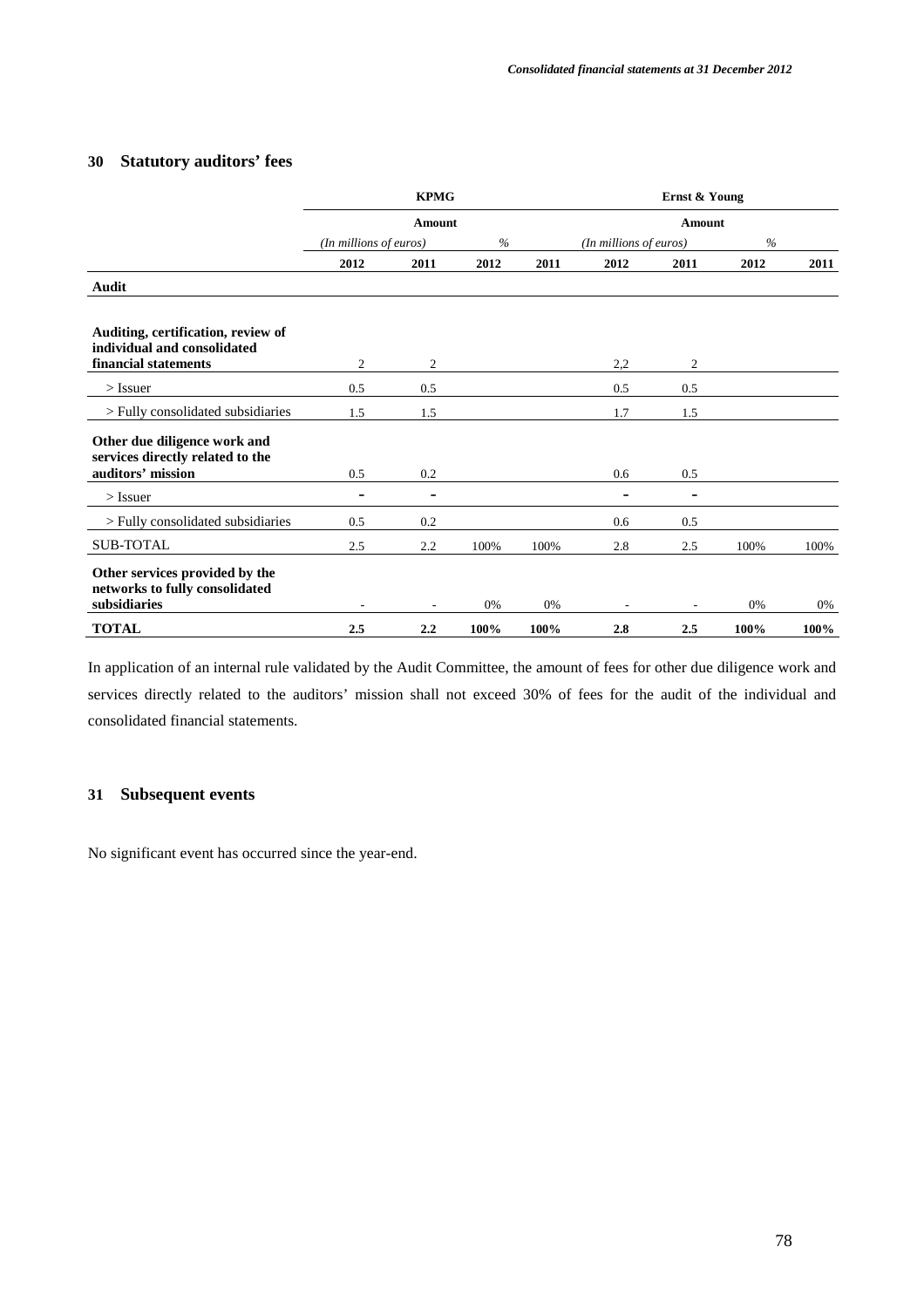## 30 Statutory auditors' fees

| | KPMG | | | | Ernst & Young | | | |
|---|---|---|---|---|---|---|---|---|
| | Amount | | | | Amount | | | |
| | (In millions of euros) | | % | | (In millions of euros) | | % | |
| | 2012 | 2011 | 2012 | 2011 | 2012 | 2011 | 2012 | 2011 |
| **Audit** | | | | | | | | |
| **Auditing, certification, review of individual and consolidated financial statements** | 2 | 2 | | | 2,2 | 2 | | |
| > Issuer | 0.5 | 0.5 | | | 0.5 | 0.5 | | |
| > Fully consolidated subsidiaries | 1.5 | 1.5 | | | 1.7 | 1.5 | | |
| **Other due diligence work and services directly related to the auditors' mission** | 0.5 | 0.2 | | | 0.6 | 0.5 | | |
| > Issuer | – | – | | | – | – | | |
| > Fully consolidated subsidiaries | 0.5 | 0.2 | | | 0.6 | 0.5 | | |
| SUB-TOTAL | 2.5 | 2.2 | 100% | 100% | 2.8 | 2.5 | 100% | 100% |
| **Other services provided by the networks to fully consolidated subsidiaries** | - | - | 0% | 0% | - | - | 0% | 0% |
| **TOTAL** | **2.5** | **2.2** | **100%** | **100%** | **2.8** | **2.5** | **100%** | **100%** |

In application of an internal rule validated by the Audit Committee, the amount of fees for other due diligence work and services directly related to the auditors' mission shall not exceed 30% of fees for the audit of the individual and consolidated financial statements.

## 31 Subsequent events

No significant event has occurred since the year-end.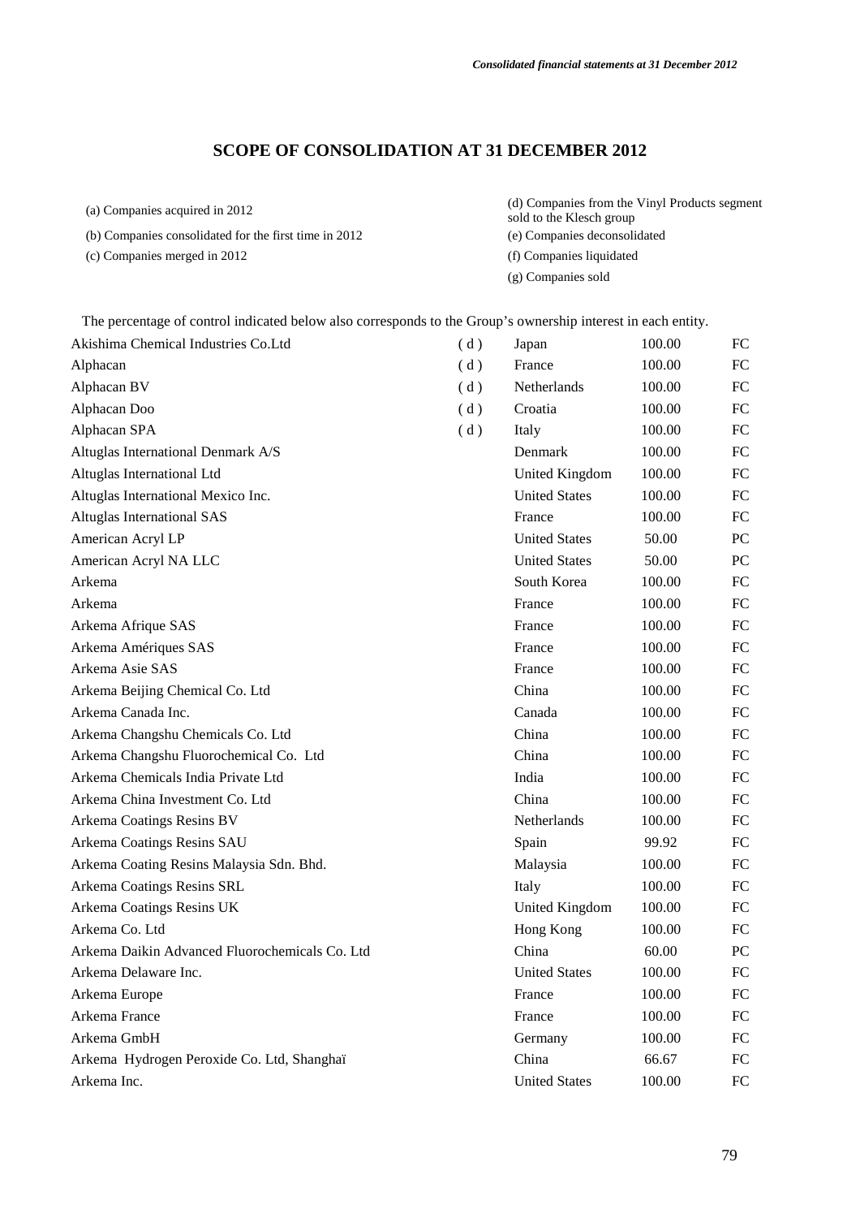## SCOPE OF CONSOLIDATION AT 31 DECEMBER 2012

(a) Companies acquired in 2012

(b) Companies consolidated for the first time in 2012

(c) Companies merged in 2012

(d) Companies from the Vinyl Products segment sold to the Klesch group

(e) Companies deconsolidated

(f) Companies liquidated

(g) Companies sold

The percentage of control indicated below also corresponds to the Group's ownership interest in each entity.

| Company | Note | Country | % | Method |
|---|---|---|---|---|
| Akishima Chemical Industries Co.Ltd | ( d ) | Japan | 100.00 | FC |
| Alphacan | ( d ) | France | 100.00 | FC |
| Alphacan BV | ( d ) | Netherlands | 100.00 | FC |
| Alphacan Doo | ( d ) | Croatia | 100.00 | FC |
| Alphacan SPA | ( d ) | Italy | 100.00 | FC |
| Altuglas International Denmark A/S | | Denmark | 100.00 | FC |
| Altuglas International Ltd | | United Kingdom | 100.00 | FC |
| Altuglas International Mexico Inc. | | United States | 100.00 | FC |
| Altuglas International SAS | | France | 100.00 | FC |
| American Acryl LP | | United States | 50.00 | PC |
| American Acryl NA LLC | | United States | 50.00 | PC |
| Arkema | | South Korea | 100.00 | FC |
| Arkema | | France | 100.00 | FC |
| Arkema Afrique SAS | | France | 100.00 | FC |
| Arkema Amériques SAS | | France | 100.00 | FC |
| Arkema Asie SAS | | France | 100.00 | FC |
| Arkema Beijing Chemical Co. Ltd | | China | 100.00 | FC |
| Arkema Canada Inc. | | Canada | 100.00 | FC |
| Arkema Changshu Chemicals Co. Ltd | | China | 100.00 | FC |
| Arkema Changshu Fluorochemical Co. Ltd | | China | 100.00 | FC |
| Arkema Chemicals India Private Ltd | | India | 100.00 | FC |
| Arkema China Investment Co. Ltd | | China | 100.00 | FC |
| Arkema Coatings Resins BV | | Netherlands | 100.00 | FC |
| Arkema Coatings Resins SAU | | Spain | 99.92 | FC |
| Arkema Coating Resins Malaysia Sdn. Bhd. | | Malaysia | 100.00 | FC |
| Arkema Coatings Resins SRL | | Italy | 100.00 | FC |
| Arkema Coatings Resins UK | | United Kingdom | 100.00 | FC |
| Arkema Co. Ltd | | Hong Kong | 100.00 | FC |
| Arkema Daikin Advanced Fluorochemicals Co. Ltd | | China | 60.00 | PC |
| Arkema Delaware Inc. | | United States | 100.00 | FC |
| Arkema Europe | | France | 100.00 | FC |
| Arkema France | | France | 100.00 | FC |
| Arkema GmbH | | Germany | 100.00 | FC |
| Arkema Hydrogen Peroxide Co. Ltd, Shanghaï | | China | 66.67 | FC |
| Arkema Inc. | | United States | 100.00 | FC |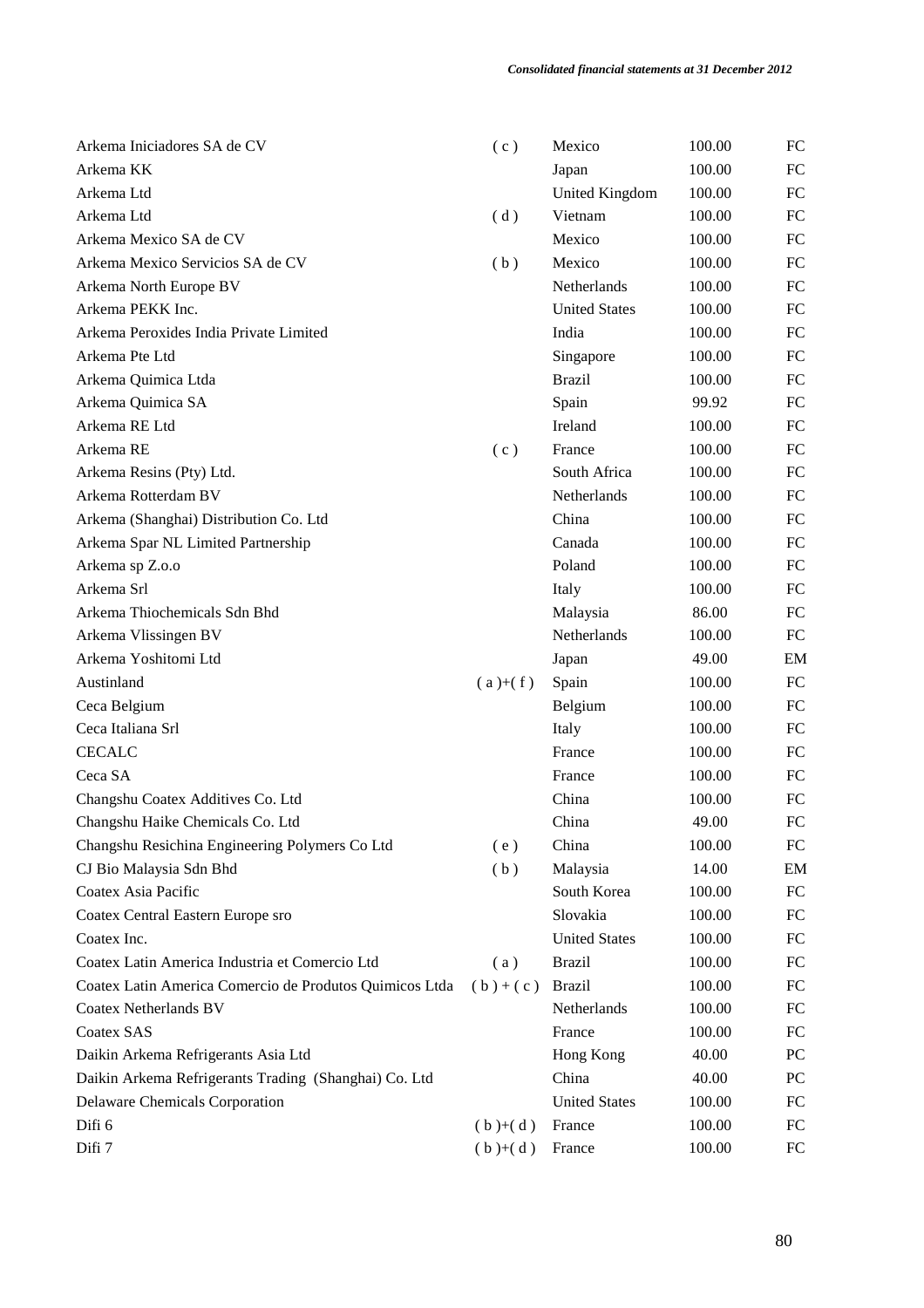| | | | | |
|---|---|---|---|---|
| Arkema Iniciadores SA de CV | ( c ) | Mexico | 100.00 | FC |
| Arkema KK | | Japan | 100.00 | FC |
| Arkema Ltd | | United Kingdom | 100.00 | FC |
| Arkema Ltd | ( d ) | Vietnam | 100.00 | FC |
| Arkema Mexico SA de CV | | Mexico | 100.00 | FC |
| Arkema Mexico Servicios SA de CV | ( b ) | Mexico | 100.00 | FC |
| Arkema North Europe BV | | Netherlands | 100.00 | FC |
| Arkema PEKK Inc. | | United States | 100.00 | FC |
| Arkema Peroxides India Private Limited | | India | 100.00 | FC |
| Arkema Pte Ltd | | Singapore | 100.00 | FC |
| Arkema Quimica Ltda | | Brazil | 100.00 | FC |
| Arkema Quimica SA | | Spain | 99.92 | FC |
| Arkema RE Ltd | | Ireland | 100.00 | FC |
| Arkema RE | ( c ) | France | 100.00 | FC |
| Arkema Resins (Pty) Ltd. | | South Africa | 100.00 | FC |
| Arkema Rotterdam BV | | Netherlands | 100.00 | FC |
| Arkema (Shanghai) Distribution Co. Ltd | | China | 100.00 | FC |
| Arkema Spar NL Limited Partnership | | Canada | 100.00 | FC |
| Arkema sp Z.o.o | | Poland | 100.00 | FC |
| Arkema Srl | | Italy | 100.00 | FC |
| Arkema Thiochemicals Sdn Bhd | | Malaysia | 86.00 | FC |
| Arkema Vlissingen BV | | Netherlands | 100.00 | FC |
| Arkema Yoshitomi Ltd | | Japan | 49.00 | EM |
| Austinland | ( a )+( f ) | Spain | 100.00 | FC |
| Ceca Belgium | | Belgium | 100.00 | FC |
| Ceca Italiana Srl | | Italy | 100.00 | FC |
| CECALC | | France | 100.00 | FC |
| Ceca SA | | France | 100.00 | FC |
| Changshu Coatex Additives Co. Ltd | | China | 100.00 | FC |
| Changshu Haike Chemicals Co. Ltd | | China | 49.00 | FC |
| Changshu Resichina Engineering Polymers Co Ltd | ( e ) | China | 100.00 | FC |
| CJ Bio Malaysia Sdn Bhd | ( b ) | Malaysia | 14.00 | EM |
| Coatex Asia Pacific | | South Korea | 100.00 | FC |
| Coatex Central Eastern Europe sro | | Slovakia | 100.00 | FC |
| Coatex Inc. | | United States | 100.00 | FC |
| Coatex Latin America Industria et Comercio Ltd | ( a ) | Brazil | 100.00 | FC |
| Coatex Latin America Comercio de Produtos Quimicos Ltda | ( b ) + ( c ) | Brazil | 100.00 | FC |
| Coatex Netherlands BV | | Netherlands | 100.00 | FC |
| Coatex SAS | | France | 100.00 | FC |
| Daikin Arkema Refrigerants Asia Ltd | | Hong Kong | 40.00 | PC |
| Daikin Arkema Refrigerants Trading (Shanghai) Co. Ltd | | China | 40.00 | PC |
| Delaware Chemicals Corporation | | United States | 100.00 | FC |
| Difi 6 | ( b )+( d ) | France | 100.00 | FC |
| Difi 7 | ( b )+( d ) | France | 100.00 | FC |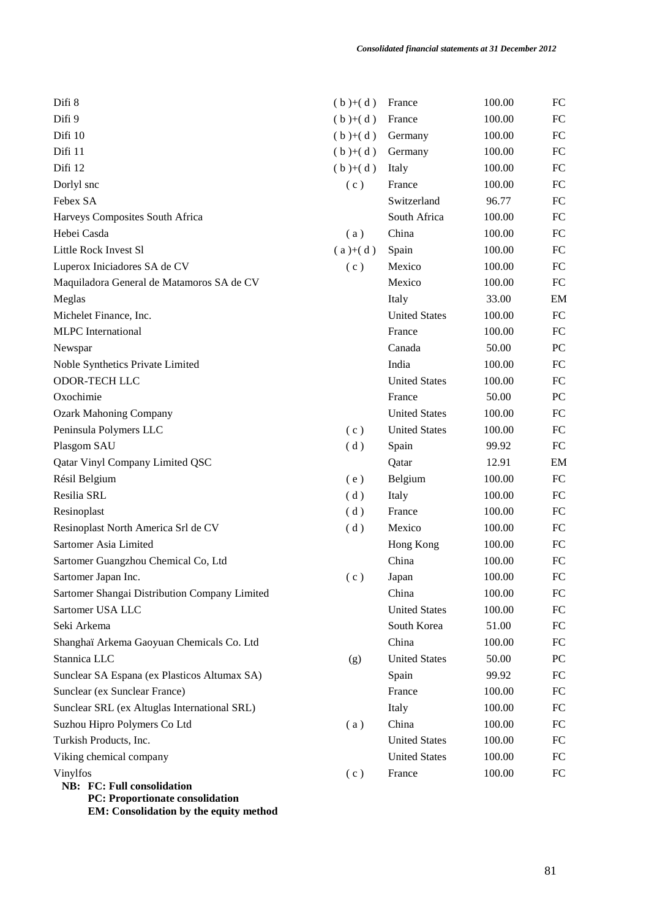| | | | | |
|---|---|---|---|---|
| Difi 8 | ( b )+( d ) | France | 100.00 | FC |
| Difi 9 | ( b )+( d ) | France | 100.00 | FC |
| Difi 10 | ( b )+( d ) | Germany | 100.00 | FC |
| Difi 11 | ( b )+( d ) | Germany | 100.00 | FC |
| Difi 12 | ( b )+( d ) | Italy | 100.00 | FC |
| Dorlyl snc | ( c ) | France | 100.00 | FC |
| Febex SA | | Switzerland | 96.77 | FC |
| Harveys Composites South Africa | | South Africa | 100.00 | FC |
| Hebei Casda | ( a ) | China | 100.00 | FC |
| Little Rock Invest Sl | ( a )+( d ) | Spain | 100.00 | FC |
| Luperox Iniciadores SA de CV | ( c ) | Mexico | 100.00 | FC |
| Maquiladora General de Matamoros SA de CV | | Mexico | 100.00 | FC |
| Meglas | | Italy | 33.00 | EM |
| Michelet Finance, Inc. | | United States | 100.00 | FC |
| MLPC International | | France | 100.00 | FC |
| Newspar | | Canada | 50.00 | PC |
| Noble Synthetics Private Limited | | India | 100.00 | FC |
| ODOR-TECH LLC | | United States | 100.00 | FC |
| Oxochimie | | France | 50.00 | PC |
| Ozark Mahoning Company | | United States | 100.00 | FC |
| Peninsula Polymers LLC | ( c ) | United States | 100.00 | FC |
| Plasgom SAU | ( d ) | Spain | 99.92 | FC |
| Qatar Vinyl Company Limited QSC | | Qatar | 12.91 | EM |
| Résil Belgium | ( e ) | Belgium | 100.00 | FC |
| Resilia SRL | ( d ) | Italy | 100.00 | FC |
| Resinoplast | ( d ) | France | 100.00 | FC |
| Resinoplast North America Srl de CV | ( d ) | Mexico | 100.00 | FC |
| Sartomer Asia Limited | | Hong Kong | 100.00 | FC |
| Sartomer Guangzhou Chemical Co, Ltd | | China | 100.00 | FC |
| Sartomer Japan Inc. | ( c ) | Japan | 100.00 | FC |
| Sartomer Shangai Distribution Company Limited | | China | 100.00 | FC |
| Sartomer USA LLC | | United States | 100.00 | FC |
| Seki Arkema | | South Korea | 51.00 | FC |
| Shanghaï Arkema Gaoyuan Chemicals Co. Ltd | | China | 100.00 | FC |
| Stannica LLC | (g) | United States | 50.00 | PC |
| Sunclear SA Espana (ex Plasticos Altumax SA) | | Spain | 99.92 | FC |
| Sunclear (ex Sunclear France) | | France | 100.00 | FC |
| Sunclear SRL (ex Altuglas International SRL) | | Italy | 100.00 | FC |
| Suzhou Hipro Polymers Co Ltd | ( a ) | China | 100.00 | FC |
| Turkish Products, Inc. | | United States | 100.00 | FC |
| Viking chemical company | | United States | 100.00 | FC |
| Vinylfos | ( c ) | France | 100.00 | FC |

**NB: FC: Full consolidation**
**PC: Proportionate consolidation**
**EM: Consolidation by the equity method**